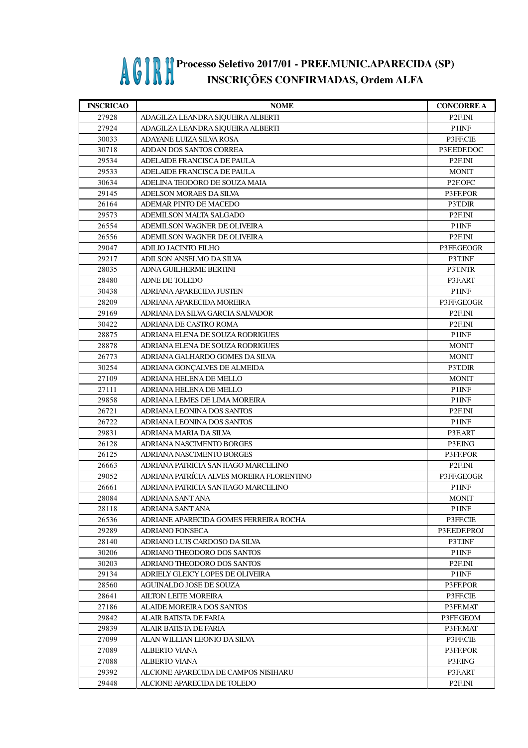# AGIRH Processo Seletivo 2017/01 - PREF.MUNIC.APARECIDA (SP)
## INSCRIÇÕES CONFIRMADAS, Ordem ALFA

| INSCRICAO | NOME | CONCORRE A |
|---|---|---|
| 27928 | ADAGILZA LEANDRA SIQUEIRA ALBERTI | P2F.INI |
| 27924 | ADAGILZA LEANDRA SIQUEIRA ALBERTI | P1INF |
| 30033 | ADAYANE LUIZA SILVA ROSA | P3FF.CIE |
| 30718 | ADDAN DOS SANTOS CORREA | P3F.EDF.DOC |
| 29534 | ADELAIDE FRANCISCA DE PAULA | P2F.INI |
| 29533 | ADELAIDE FRANCISCA DE PAULA | MONIT |
| 30634 | ADELINA TEODORO DE SOUZA MAIA | P2F.OFC |
| 29145 | ADELSON MORAES DA SILVA | P3FF.POR |
| 26164 | ADEMAR PINTO DE MACEDO | P3T.DIR |
| 29573 | ADEMILSON MALTA SALGADO | P2F.INI |
| 26554 | ADEMILSON WAGNER DE OLIVEIRA | P1INF |
| 26556 | ADEMILSON WAGNER DE OLIVEIRA | P2F.INI |
| 29047 | ADILIO JACINTO FILHO | P3FF.GEOGR |
| 29217 | ADILSON ANSELMO DA SILVA | P3T.INF |
| 28035 | ADNA GUILHERME BERTINI | P3T.NTR |
| 28480 | ADNE DE TOLEDO | P3F.ART |
| 30438 | ADRIANA APARECIDA JUSTEN | P1INF |
| 28209 | ADRIANA APARECIDA MOREIRA | P3FF.GEOGR |
| 29169 | ADRIANA DA SILVA GARCIA SALVADOR | P2F.INI |
| 30422 | ADRIANA DE CASTRO ROMA | P2F.INI |
| 28875 | ADRIANA ELENA DE SOUZA RODRIGUES | P1INF |
| 28878 | ADRIANA ELENA DE SOUZA RODRIGUES | MONIT |
| 26773 | ADRIANA GALHARDO GOMES DA SILVA | MONIT |
| 30254 | ADRIANA GONÇALVES DE ALMEIDA | P3T.DIR |
| 27109 | ADRIANA HELENA DE MELLO | MONIT |
| 27111 | ADRIANA HELENA DE MELLO | P1INF |
| 29858 | ADRIANA LEMES DE LIMA MOREIRA | P1INF |
| 26721 | ADRIANA LEONINA DOS SANTOS | P2F.INI |
| 26722 | ADRIANA LEONINA DOS SANTOS | P1INF |
| 29831 | ADRIANA MARIA DA SILVA | P3F.ART |
| 26128 | ADRIANA NASCIMENTO BORGES | P3F.ING |
| 26125 | ADRIANA NASCIMENTO BORGES | P3FF.POR |
| 26663 | ADRIANA PATRICIA SANTIAGO MARCELINO | P2F.INI |
| 29052 | ADRIANA PATRÍCIA ALVES MOREIRA FLORENTINO | P3FF.GEOGR |
| 26661 | ADRIANA PATRICIA SANTIAGO MARCELINO | P1INF |
| 28084 | ADRIANA SANT ANA | MONIT |
| 28118 | ADRIANA SANT ANA | P1INF |
| 26536 | ADRIANE APARECIDA GOMES FERREIRA ROCHA | P3FF.CIE |
| 29289 | ADRIANO FONSECA | P3F.EDF.PROJ |
| 28140 | ADRIANO LUIS CARDOSO DA SILVA | P3T.INF |
| 30206 | ADRIANO THEODORO DOS SANTOS | P1INF |
| 30203 | ADRIANO THEODORO DOS SANTOS | P2F.INI |
| 29134 | ADRIELY GLEICY LOPES DE OLIVEIRA | P1INF |
| 28560 | AGUINALDO JOSE DE SOUZA | P3FF.POR |
| 28641 | AILTON LEITE MOREIRA | P3FF.CIE |
| 27186 | ALAIDE MOREIRA DOS SANTOS | P3FF.MAT |
| 29842 | ALAIR BATISTA DE FARIA | P3FF.GEOM |
| 29839 | ALAIR BATISTA DE FARIA | P3FF.MAT |
| 27099 | ALAN WILLIAN LEONIO DA SILVA | P3FF.CIE |
| 27089 | ALBERTO VIANA | P3FF.POR |
| 27088 | ALBERTO VIANA | P3F.ING |
| 29392 | ALCIONE APARECIDA DE CAMPOS NISIHARU | P3F.ART |
| 29448 | ALCIONE APARECIDA DE TOLEDO | P2F.INI |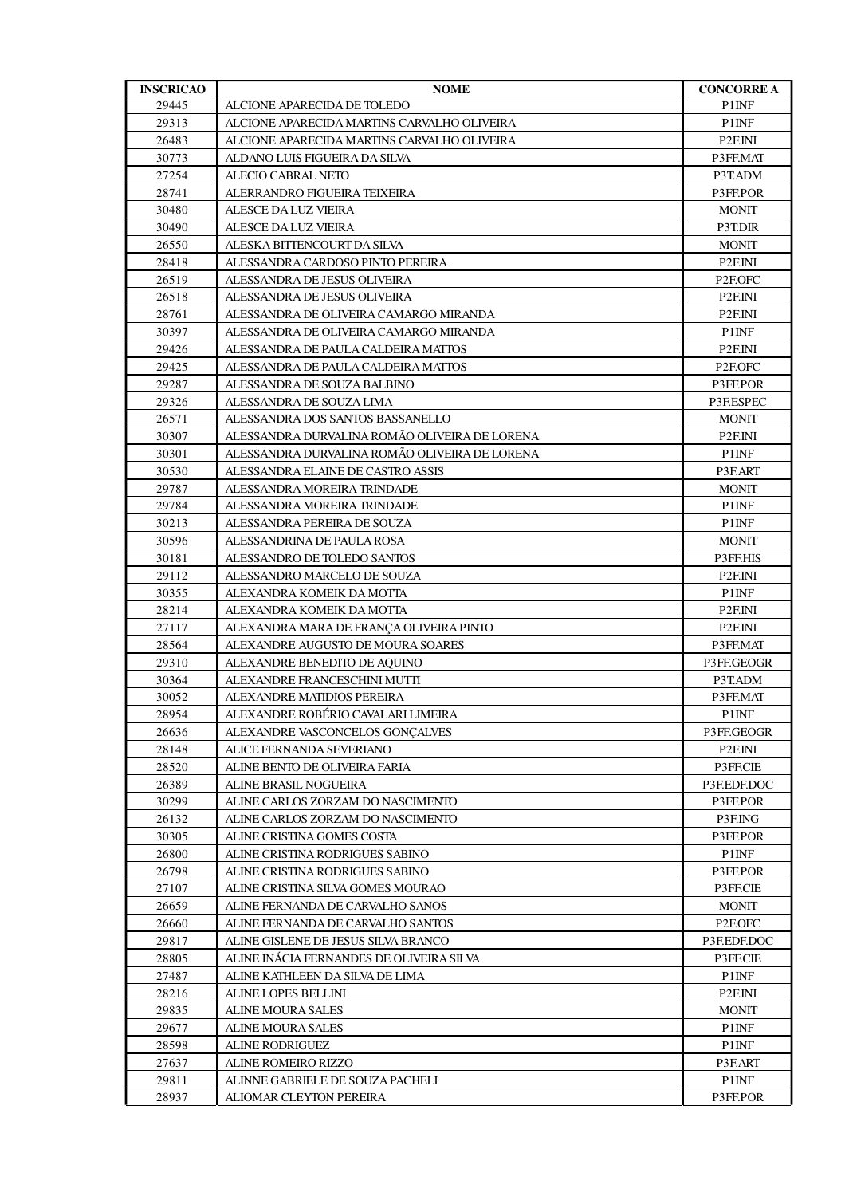| INSCRICAO | NOME | CONCORRE A |
|---|---|---|
| 29445 | ALCIONE APARECIDA DE TOLEDO | P1INF |
| 29313 | ALCIONE APARECIDA MARTINS CARVALHO OLIVEIRA | P1INF |
| 26483 | ALCIONE APARECIDA MARTINS CARVALHO OLIVEIRA | P2F.INI |
| 30773 | ALDANO LUIS FIGUEIRA DA SILVA | P3FF.MAT |
| 27254 | ALECIO CABRAL NETO | P3T.ADM |
| 28741 | ALERRANDRO FIGUEIRA TEIXEIRA | P3FF.POR |
| 30480 | ALESCE DA LUZ VIEIRA | MONIT |
| 30490 | ALESCE DA LUZ VIEIRA | P3T.DIR |
| 26550 | ALESKA BITTENCOURT DA SILVA | MONIT |
| 28418 | ALESSANDRA CARDOSO PINTO PEREIRA | P2F.INI |
| 26519 | ALESSANDRA DE JESUS OLIVEIRA | P2F.OFC |
| 26518 | ALESSANDRA DE JESUS OLIVEIRA | P2F.INI |
| 28761 | ALESSANDRA DE OLIVEIRA CAMARGO MIRANDA | P2F.INI |
| 30397 | ALESSANDRA DE OLIVEIRA CAMARGO MIRANDA | P1INF |
| 29426 | ALESSANDRA DE PAULA CALDEIRA MATTOS | P2F.INI |
| 29425 | ALESSANDRA DE PAULA CALDEIRA MATTOS | P2F.OFC |
| 29287 | ALESSANDRA DE SOUZA BALBINO | P3FF.POR |
| 29326 | ALESSANDRA DE SOUZA LIMA | P3F.ESPEC |
| 26571 | ALESSANDRA DOS SANTOS BASSANELLO | MONIT |
| 30307 | ALESSANDRA DURVALINA ROMÃO OLIVEIRA DE LORENA | P2F.INI |
| 30301 | ALESSANDRA DURVALINA ROMÃO OLIVEIRA DE LORENA | P1INF |
| 30530 | ALESSANDRA ELAINE DE CASTRO ASSIS | P3F.ART |
| 29787 | ALESSANDRA MOREIRA TRINDADE | MONIT |
| 29784 | ALESSANDRA MOREIRA TRINDADE | P1INF |
| 30213 | ALESSANDRA PEREIRA DE SOUZA | P1INF |
| 30596 | ALESSANDRINA DE PAULA ROSA | MONIT |
| 30181 | ALESSANDRO DE TOLEDO SANTOS | P3FF.HIS |
| 29112 | ALESSANDRO MARCELO DE SOUZA | P2F.INI |
| 30355 | ALEXANDRA KOMEIK DA MOTTA | P1INF |
| 28214 | ALEXANDRA KOMEIK DA MOTTA | P2F.INI |
| 27117 | ALEXANDRA MARA DE FRANÇA OLIVEIRA PINTO | P2F.INI |
| 28564 | ALEXANDRE AUGUSTO DE MOURA SOARES | P3FF.MAT |
| 29310 | ALEXANDRE BENEDITO DE AQUINO | P3FF.GEOGR |
| 30364 | ALEXANDRE FRANCESCHINI MUTTI | P3T.ADM |
| 30052 | ALEXANDRE MATIDIOS PEREIRA | P3FF.MAT |
| 28954 | ALEXANDRE ROBÉRIO CAVALARI LIMEIRA | P1INF |
| 26636 | ALEXANDRE VASCONCELOS GONÇALVES | P3FF.GEOGR |
| 28148 | ALICE FERNANDA SEVERIANO | P2F.INI |
| 28520 | ALINE BENTO DE OLIVEIRA FARIA | P3FF.CIE |
| 26389 | ALINE BRASIL NOGUEIRA | P3F.EDF.DOC |
| 30299 | ALINE CARLOS ZORZAM DO NASCIMENTO | P3FF.POR |
| 26132 | ALINE CARLOS ZORZAM DO NASCIMENTO | P3F.ING |
| 30305 | ALINE CRISTINA GOMES COSTA | P3FF.POR |
| 26800 | ALINE CRISTINA RODRIGUES SABINO | P1INF |
| 26798 | ALINE CRISTINA RODRIGUES SABINO | P3FF.POR |
| 27107 | ALINE CRISTINA SILVA GOMES MOURAO | P3FF.CIE |
| 26659 | ALINE FERNANDA DE CARVALHO SANOS | MONIT |
| 26660 | ALINE FERNANDA DE CARVALHO SANTOS | P2F.OFC |
| 29817 | ALINE GISLENE DE JESUS SILVA BRANCO | P3F.EDF.DOC |
| 28805 | ALINE INÁCIA FERNANDES DE OLIVEIRA SILVA | P3FF.CIE |
| 27487 | ALINE KATHLEEN DA SILVA DE LIMA | P1INF |
| 28216 | ALINE LOPES BELLINI | P2F.INI |
| 29835 | ALINE MOURA SALES | MONIT |
| 29677 | ALINE MOURA SALES | P1INF |
| 28598 | ALINE RODRIGUEZ | P1INF |
| 27637 | ALINE ROMEIRO RIZZO | P3F.ART |
| 29811 | ALINNE GABRIELE DE SOUZA PACHELI | P1INF |
| 28937 | ALIOMAR CLEYTON PEREIRA | P3FF.POR |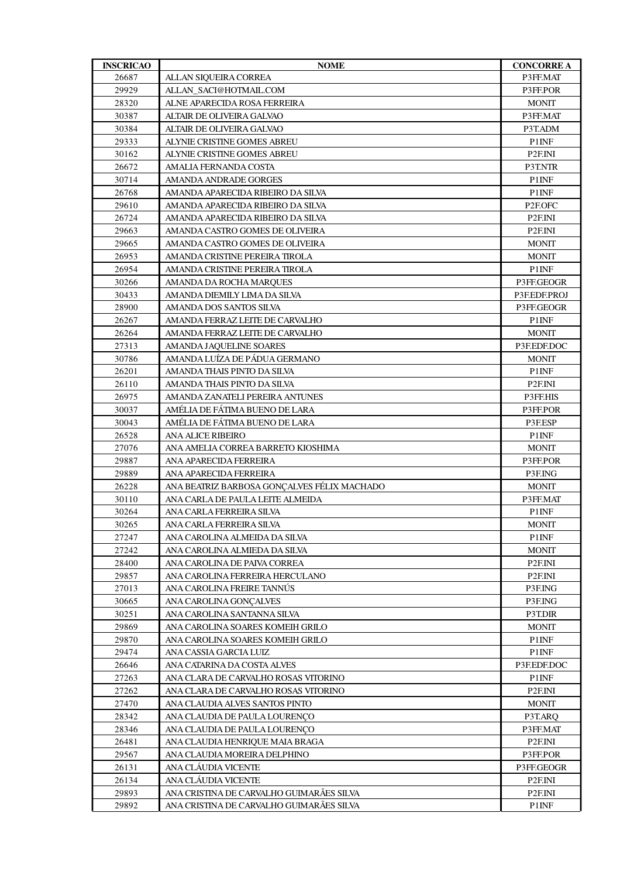| INSCRICAO | NOME | CONCORRE A |
|---|---|---|
| 26687 | ALLAN SIQUEIRA CORREA | P3FF.MAT |
| 29929 | ALLAN_SACI@HOTMAIL.COM | P3FF.POR |
| 28320 | ALNE APARECIDA ROSA FERREIRA | MONIT |
| 30387 | ALTAIR DE OLIVEIRA GALVAO | P3FF.MAT |
| 30384 | ALTAIR DE OLIVEIRA GALVAO | P3T.ADM |
| 29333 | ALYNIE CRISTINE GOMES ABREU | P1INF |
| 30162 | ALYNIE CRISTINE GOMES ABREU | P2F.INI |
| 26672 | AMALIA FERNANDA COSTA | P3T.NTR |
| 30714 | AMANDA ANDRADE GORGES | P1INF |
| 26768 | AMANDA APARECIDA RIBEIRO DA SILVA | P1INF |
| 29610 | AMANDA APARECIDA RIBEIRO DA SILVA | P2F.OFC |
| 26724 | AMANDA APARECIDA RIBEIRO DA SILVA | P2F.INI |
| 29663 | AMANDA CASTRO GOMES DE OLIVEIRA | P2F.INI |
| 29665 | AMANDA CASTRO GOMES DE OLIVEIRA | MONIT |
| 26953 | AMANDA CRISTINE PEREIRA TIROLA | MONIT |
| 26954 | AMANDA CRISTINE PEREIRA TIROLA | P1INF |
| 30266 | AMANDA DA ROCHA MARQUES | P3FF.GEOGR |
| 30433 | AMANDA DIEMILY LIMA DA SILVA | P3F.EDF.PROJ |
| 28900 | AMANDA DOS SANTOS SILVA | P3FF.GEOGR |
| 26267 | AMANDA FERRAZ LEITE DE CARVALHO | P1INF |
| 26264 | AMANDA FERRAZ LEITE DE CARVALHO | MONIT |
| 27313 | AMANDA JAQUELINE SOARES | P3F.EDF.DOC |
| 30786 | AMANDA LUÍZA DE PÁDUA GERMANO | MONIT |
| 26201 | AMANDA THAIS PINTO DA SILVA | P1INF |
| 26110 | AMANDA THAIS PINTO DA SILVA | P2F.INI |
| 26975 | AMANDA ZANATELI PEREIRA ANTUNES | P3FF.HIS |
| 30037 | AMÉLIA DE FÁTIMA BUENO DE LARA | P3FF.POR |
| 30043 | AMÉLIA DE FÁTIMA BUENO DE LARA | P3F.ESP |
| 26528 | ANA ALICE RIBEIRO | P1INF |
| 27076 | ANA AMELIA CORREA BARRETO KIOSHIMA | MONIT |
| 29887 | ANA APARECIDA FERREIRA | P3FF.POR |
| 29889 | ANA APARECIDA FERREIRA | P3F.ING |
| 26228 | ANA BEATRIZ BARBOSA GONÇALVES FÉLIX MACHADO | MONIT |
| 30110 | ANA CARLA DE PAULA LEITE ALMEIDA | P3FF.MAT |
| 30264 | ANA CARLA FERREIRA SILVA | P1INF |
| 30265 | ANA CARLA FERREIRA SILVA | MONIT |
| 27247 | ANA CAROLINA ALMEIDA DA SILVA | P1INF |
| 27242 | ANA CAROLINA ALMIEDA DA SILVA | MONIT |
| 28400 | ANA CAROLINA DE PAIVA CORREA | P2F.INI |
| 29857 | ANA CAROLINA FERREIRA HERCULANO | P2F.INI |
| 27013 | ANA CAROLINA FREIRE TANNÚS | P3F.ING |
| 30665 | ANA CAROLINA GONÇALVES | P3F.ING |
| 30251 | ANA CAROLINA SANTANNA SILVA | P3T.DIR |
| 29869 | ANA CAROLINA SOARES KOMEIH GRILO | MONIT |
| 29870 | ANA CAROLINA SOARES KOMEIH GRILO | P1INF |
| 29474 | ANA CASSIA GARCIA LUIZ | P1INF |
| 26646 | ANA CATARINA DA COSTA ALVES | P3F.EDF.DOC |
| 27263 | ANA CLARA DE CARVALHO ROSAS VITORINO | P1INF |
| 27262 | ANA CLARA DE CARVALHO ROSAS VITORINO | P2F.INI |
| 27470 | ANA CLAUDIA ALVES SANTOS PINTO | MONIT |
| 28342 | ANA CLAUDIA DE PAULA LOURENÇO | P3T.ARQ |
| 28346 | ANA CLAUDIA DE PAULA LOURENÇO | P3FF.MAT |
| 26481 | ANA CLAUDIA HENRIQUE MAIA BRAGA | P2F.INI |
| 29567 | ANA CLAUDIA MOREIRA DELPHINO | P3FF.POR |
| 26131 | ANA CLÁUDIA VICENTE | P3FF.GEOGR |
| 26134 | ANA CLÁUDIA VICENTE | P2F.INI |
| 29893 | ANA CRISTINA DE CARVALHO GUIMARÃES SILVA | P2F.INI |
| 29892 | ANA CRISTINA DE CARVALHO GUIMARÃES SILVA | P1INF |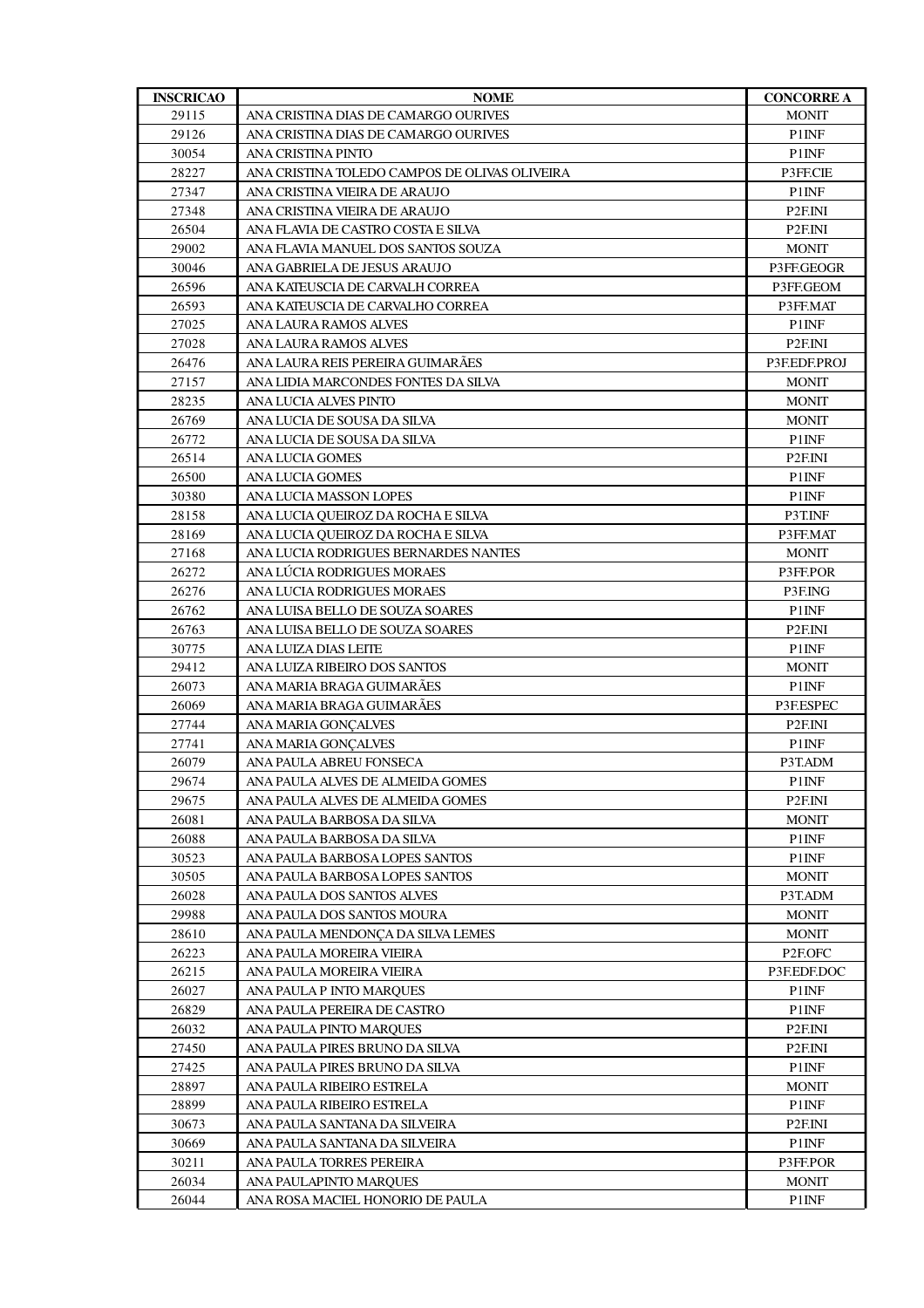| INSCRICAO | NOME | CONCORRE A |
|---|---|---|
| 29115 | ANA CRISTINA DIAS DE CAMARGO OURIVES | MONIT |
| 29126 | ANA CRISTINA DIAS DE CAMARGO OURIVES | P1INF |
| 30054 | ANA CRISTINA PINTO | P1INF |
| 28227 | ANA CRISTINA TOLEDO CAMPOS DE OLIVAS OLIVEIRA | P3FF.CIE |
| 27347 | ANA CRISTINA VIEIRA DE ARAUJO | P1INF |
| 27348 | ANA CRISTINA VIEIRA DE ARAUJO | P2F.INI |
| 26504 | ANA FLAVIA DE CASTRO COSTA E SILVA | P2F.INI |
| 29002 | ANA FLAVIA MANUEL DOS SANTOS SOUZA | MONIT |
| 30046 | ANA GABRIELA DE JESUS ARAUJO | P3FF.GEOGR |
| 26596 | ANA KATEUSCIA DE CARVALH CORREA | P3FF.GEOM |
| 26593 | ANA KATEUSCIA DE CARVALHO CORREA | P3FF.MAT |
| 27025 | ANA LAURA RAMOS ALVES | P1INF |
| 27028 | ANA LAURA RAMOS ALVES | P2F.INI |
| 26476 | ANA LAURA REIS PEREIRA GUIMARÃES | P3F.EDF.PROJ |
| 27157 | ANA LIDIA MARCONDES FONTES DA SILVA | MONIT |
| 28235 | ANA LUCIA ALVES PINTO | MONIT |
| 26769 | ANA LUCIA DE SOUSA DA SILVA | MONIT |
| 26772 | ANA LUCIA DE SOUSA DA SILVA | P1INF |
| 26514 | ANA LUCIA GOMES | P2F.INI |
| 26500 | ANA LUCIA GOMES | P1INF |
| 30380 | ANA LUCIA MASSON LOPES | P1INF |
| 28158 | ANA LUCIA QUEIROZ DA ROCHA E SILVA | P3T.INF |
| 28169 | ANA LUCIA QUEIROZ DA ROCHA E SILVA | P3FF.MAT |
| 27168 | ANA LUCIA RODRIGUES BERNARDES NANTES | MONIT |
| 26272 | ANA LÚCIA RODRIGUES MORAES | P3FF.POR |
| 26276 | ANA LUCIA RODRIGUES MORAES | P3F.ING |
| 26762 | ANA LUISA BELLO DE SOUZA SOARES | P1INF |
| 26763 | ANA LUISA BELLO DE SOUZA SOARES | P2F.INI |
| 30775 | ANA LUIZA DIAS LEITE | P1INF |
| 29412 | ANA LUIZA RIBEIRO DOS SANTOS | MONIT |
| 26073 | ANA MARIA BRAGA GUIMARÃES | P1INF |
| 26069 | ANA MARIA BRAGA GUIMARÃES | P3F.ESPEC |
| 27744 | ANA MARIA GONÇALVES | P2F.INI |
| 27741 | ANA MARIA GONÇALVES | P1INF |
| 26079 | ANA PAULA ABREU FONSECA | P3T.ADM |
| 29674 | ANA PAULA ALVES DE ALMEIDA GOMES | P1INF |
| 29675 | ANA PAULA ALVES DE ALMEIDA GOMES | P2F.INI |
| 26081 | ANA PAULA BARBOSA DA SILVA | MONIT |
| 26088 | ANA PAULA BARBOSA DA SILVA | P1INF |
| 30523 | ANA PAULA BARBOSA LOPES SANTOS | P1INF |
| 30505 | ANA PAULA BARBOSA LOPES SANTOS | MONIT |
| 26028 | ANA PAULA DOS SANTOS ALVES | P3T.ADM |
| 29988 | ANA PAULA DOS SANTOS MOURA | MONIT |
| 28610 | ANA PAULA MENDONÇA DA SILVA LEMES | MONIT |
| 26223 | ANA PAULA MOREIRA VIEIRA | P2F.OFC |
| 26215 | ANA PAULA MOREIRA VIEIRA | P3F.EDF.DOC |
| 26027 | ANA PAULA P INTO MARQUES | P1INF |
| 26829 | ANA PAULA PEREIRA DE CASTRO | P1INF |
| 26032 | ANA PAULA PINTO MARQUES | P2F.INI |
| 27450 | ANA PAULA PIRES BRUNO DA SILVA | P2F.INI |
| 27425 | ANA PAULA PIRES BRUNO DA SILVA | P1INF |
| 28897 | ANA PAULA RIBEIRO ESTRELA | MONIT |
| 28899 | ANA PAULA RIBEIRO ESTRELA | P1INF |
| 30673 | ANA PAULA SANTANA DA SILVEIRA | P2F.INI |
| 30669 | ANA PAULA SANTANA DA SILVEIRA | P1INF |
| 30211 | ANA PAULA TORRES PEREIRA | P3FF.POR |
| 26034 | ANA PAULAPINTO MARQUES | MONIT |
| 26044 | ANA ROSA MACIEL HONORIO DE PAULA | P1INF |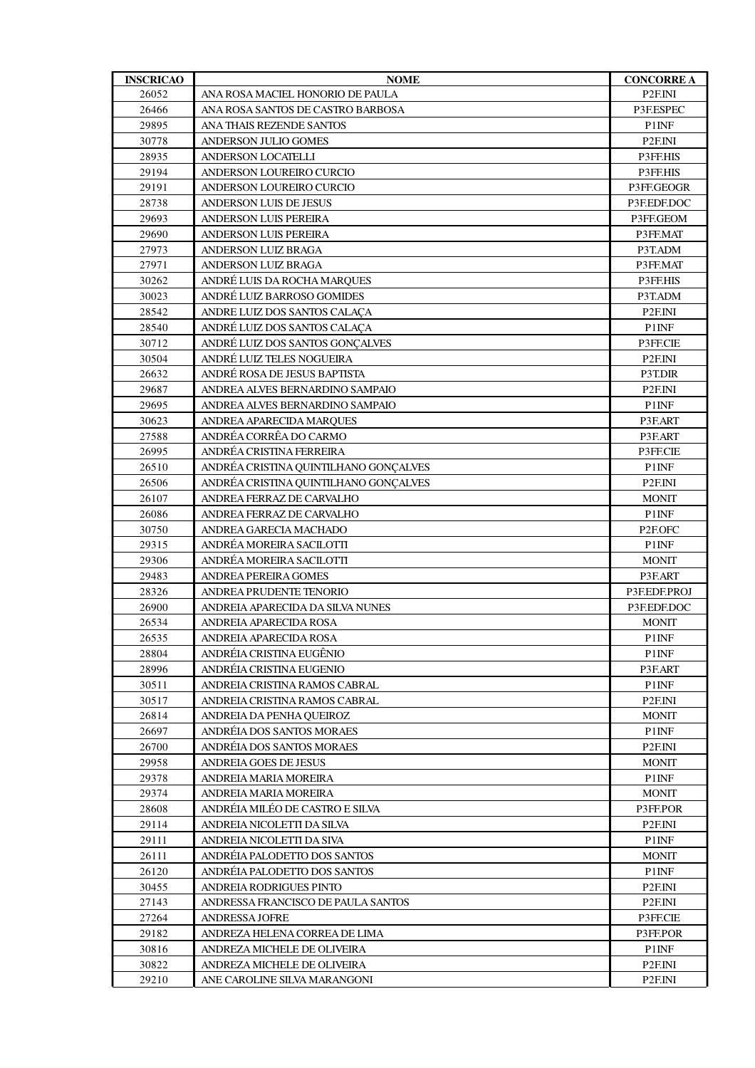| INSCRICAO | NOME | CONCORRE A |
|---|---|---|
| 26052 | ANA ROSA MACIEL HONORIO DE PAULA | P2F.INI |
| 26466 | ANA ROSA SANTOS DE CASTRO BARBOSA | P3F.ESPEC |
| 29895 | ANA THAIS REZENDE SANTOS | P1INF |
| 30778 | ANDERSON JULIO GOMES | P2F.INI |
| 28935 | ANDERSON LOCATELLI | P3FF.HIS |
| 29194 | ANDERSON LOUREIRO CURCIO | P3FF.HIS |
| 29191 | ANDERSON LOUREIRO CURCIO | P3FF.GEOGR |
| 28738 | ANDERSON LUIS DE JESUS | P3F.EDF.DOC |
| 29693 | ANDERSON LUIS PEREIRA | P3FF.GEOM |
| 29690 | ANDERSON LUIS PEREIRA | P3FF.MAT |
| 27973 | ANDERSON LUIZ BRAGA | P3T.ADM |
| 27971 | ANDERSON LUIZ BRAGA | P3FF.MAT |
| 30262 | ANDRÉ LUIS DA ROCHA MARQUES | P3FF.HIS |
| 30023 | ANDRÉ LUIZ BARROSO GOMIDES | P3T.ADM |
| 28542 | ANDRE LUIZ DOS SANTOS CALAÇA | P2F.INI |
| 28540 | ANDRÉ LUIZ DOS SANTOS CALAÇA | P1INF |
| 30712 | ANDRÉ LUIZ DOS SANTOS GONÇALVES | P3FF.CIE |
| 30504 | ANDRÉ LUIZ TELES NOGUEIRA | P2F.INI |
| 26632 | ANDRÉ ROSA DE JESUS BAPTISTA | P3T.DIR |
| 29687 | ANDREA ALVES BERNARDINO SAMPAIO | P2F.INI |
| 29695 | ANDREA ALVES BERNARDINO SAMPAIO | P1INF |
| 30623 | ANDREA APARECIDA MARQUES | P3F.ART |
| 27588 | ANDRÉA CORRÊA DO CARMO | P3F.ART |
| 26995 | ANDRÉA CRISTINA FERREIRA | P3FF.CIE |
| 26510 | ANDRÉA CRISTINA QUINTILHANO GONÇALVES | P1INF |
| 26506 | ANDRÉA CRISTINA QUINTILHANO GONÇALVES | P2F.INI |
| 26107 | ANDREA FERRAZ DE CARVALHO | MONIT |
| 26086 | ANDREA FERRAZ DE CARVALHO | P1INF |
| 30750 | ANDREA GARECIA MACHADO | P2F.OFC |
| 29315 | ANDRÉA MOREIRA SACILOTTI | P1INF |
| 29306 | ANDRÉA MOREIRA SACILOTTI | MONIT |
| 29483 | ANDREA PEREIRA GOMES | P3F.ART |
| 28326 | ANDREA PRUDENTE TENORIO | P3F.EDF.PROJ |
| 26900 | ANDREIA APARECIDA DA SILVA NUNES | P3F.EDF.DOC |
| 26534 | ANDREIA APARECIDA ROSA | MONIT |
| 26535 | ANDREIA APARECIDA ROSA | P1INF |
| 28804 | ANDRÉIA CRISTINA EUGÊNIO | P1INF |
| 28996 | ANDRÉIA CRISTINA EUGENIO | P3F.ART |
| 30511 | ANDREIA CRISTINA RAMOS CABRAL | P1INF |
| 30517 | ANDREIA CRISTINA RAMOS CABRAL | P2F.INI |
| 26814 | ANDREIA DA PENHA QUEIROZ | MONIT |
| 26697 | ANDRÉIA DOS SANTOS MORAES | P1INF |
| 26700 | ANDRÉIA DOS SANTOS MORAES | P2F.INI |
| 29958 | ANDREIA GOES DE JESUS | MONIT |
| 29378 | ANDREIA MARIA MOREIRA | P1INF |
| 29374 | ANDREIA MARIA MOREIRA | MONIT |
| 28608 | ANDRÉIA MILÉO DE CASTRO E SILVA | P3FF.POR |
| 29114 | ANDREIA NICOLETTI DA SILVA | P2F.INI |
| 29111 | ANDREIA NICOLETTI DA SIVA | P1INF |
| 26111 | ANDRÉIA PALODETTO DOS SANTOS | MONIT |
| 26120 | ANDRÉIA PALODETTO DOS SANTOS | P1INF |
| 30455 | ANDREIA RODRIGUES PINTO | P2F.INI |
| 27143 | ANDRESSA FRANCISCO DE PAULA SANTOS | P2F.INI |
| 27264 | ANDRESSA JOFRE | P3FF.CIE |
| 29182 | ANDREZA HELENA CORREA DE LIMA | P3FF.POR |
| 30816 | ANDREZA MICHELE DE OLIVEIRA | P1INF |
| 30822 | ANDREZA MICHELE DE OLIVEIRA | P2F.INI |
| 29210 | ANE CAROLINE SILVA MARANGONI | P2F.INI |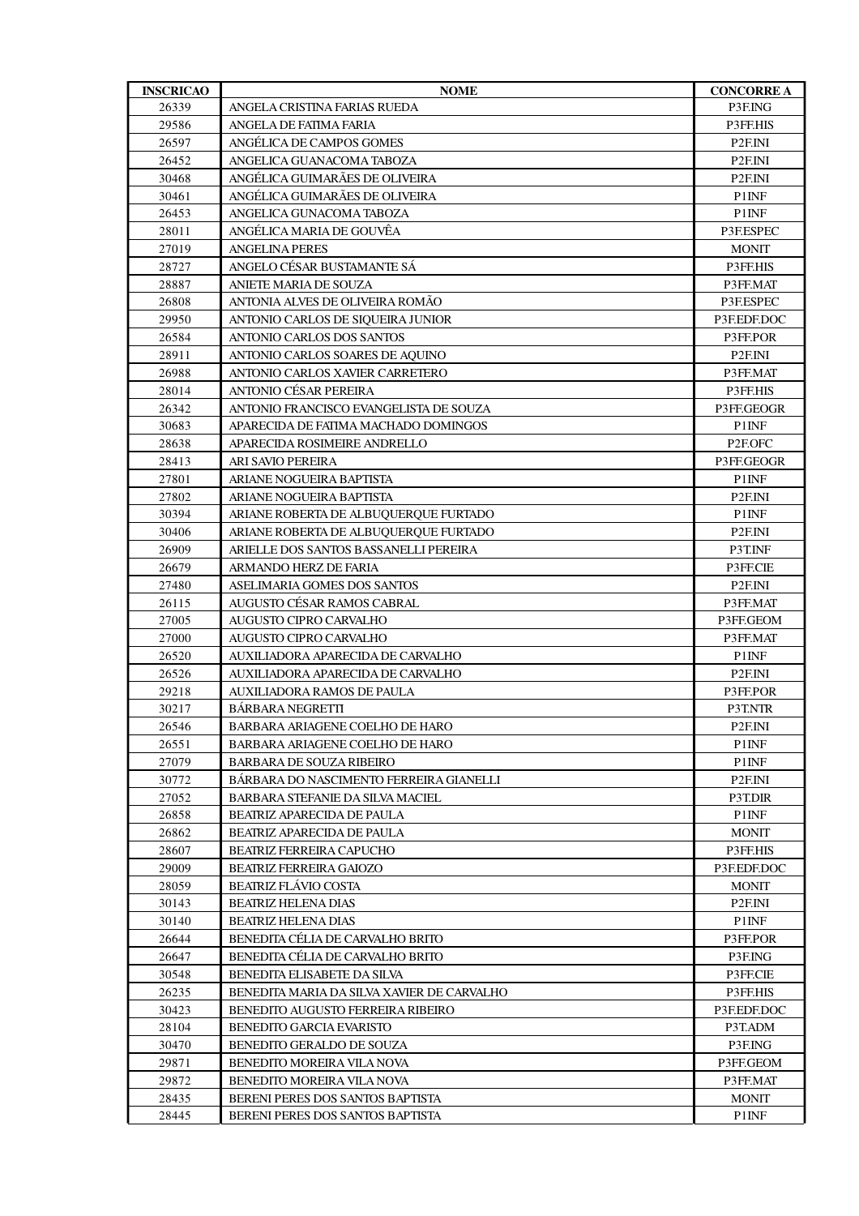| INSCRICAO | NOME | CONCORRE A |
| --- | --- | --- |
| 26339 | ANGELA CRISTINA FARIAS RUEDA | P3F.ING |
| 29586 | ANGELA DE FATIMA FARIA | P3FF.HIS |
| 26597 | ANGÉLICA DE CAMPOS GOMES | P2F.INI |
| 26452 | ANGELICA GUANACOMA TABOZA | P2F.INI |
| 30468 | ANGÉLICA GUIMARÃES DE OLIVEIRA | P2F.INI |
| 30461 | ANGÉLICA GUIMARÃES DE OLIVEIRA | P1INF |
| 26453 | ANGELICA GUNACOMA TABOZA | P1INF |
| 28011 | ANGÉLICA MARIA DE GOUVÊA | P3F.ESPEC |
| 27019 | ANGELINA PERES | MONIT |
| 28727 | ANGELO CÉSAR BUSTAMANTE SÁ | P3FF.HIS |
| 28887 | ANIETE MARIA DE SOUZA | P3FF.MAT |
| 26808 | ANTONIA ALVES DE OLIVEIRA ROMÃO | P3F.ESPEC |
| 29950 | ANTONIO CARLOS DE SIQUEIRA JUNIOR | P3F.EDF.DOC |
| 26584 | ANTONIO CARLOS DOS SANTOS | P3FF.POR |
| 28911 | ANTONIO CARLOS SOARES DE AQUINO | P2F.INI |
| 26988 | ANTONIO CARLOS XAVIER CARRETERO | P3FF.MAT |
| 28014 | ANTONIO CÉSAR PEREIRA | P3FF.HIS |
| 26342 | ANTONIO FRANCISCO EVANGELISTA DE SOUZA | P3FF.GEOGR |
| 30683 | APARECIDA DE FATIMA MACHADO DOMINGOS | P1INF |
| 28638 | APARECIDA ROSIMEIRE ANDRELLO | P2F.OFC |
| 28413 | ARI SAVIO PEREIRA | P3FF.GEOGR |
| 27801 | ARIANE NOGUEIRA BAPTISTA | P1INF |
| 27802 | ARIANE NOGUEIRA BAPTISTA | P2F.INI |
| 30394 | ARIANE ROBERTA DE ALBUQUERQUE FURTADO | P1INF |
| 30406 | ARIANE ROBERTA DE ALBUQUERQUE FURTADO | P2F.INI |
| 26909 | ARIELLE DOS SANTOS BASSANELLI PEREIRA | P3T.INF |
| 26679 | ARMANDO HERZ DE FARIA | P3FF.CIE |
| 27480 | ASELIMARIA GOMES DOS SANTOS | P2F.INI |
| 26115 | AUGUSTO CÉSAR RAMOS CABRAL | P3FF.MAT |
| 27005 | AUGUSTO CIPRO CARVALHO | P3FF.GEOM |
| 27000 | AUGUSTO CIPRO CARVALHO | P3FF.MAT |
| 26520 | AUXILIADORA APARECIDA DE CARVALHO | P1INF |
| 26526 | AUXILIADORA APARECIDA DE CARVALHO | P2F.INI |
| 29218 | AUXILIADORA RAMOS DE PAULA | P3FF.POR |
| 30217 | BÁRBARA NEGRETTI | P3T.NTR |
| 26546 | BARBARA ARIAGENE COELHO DE HARO | P2F.INI |
| 26551 | BARBARA ARIAGENE COELHO DE HARO | P1INF |
| 27079 | BARBARA DE SOUZA RIBEIRO | P1INF |
| 30772 | BÁRBARA DO NASCIMENTO FERREIRA GIANELLI | P2F.INI |
| 27052 | BARBARA STEFANIE DA SILVA MACIEL | P3T.DIR |
| 26858 | BEATRIZ APARECIDA DE PAULA | P1INF |
| 26862 | BEATRIZ APARECIDA DE PAULA | MONIT |
| 28607 | BEATRIZ FERREIRA CAPUCHO | P3FF.HIS |
| 29009 | BEATRIZ FERREIRA GAIOZO | P3F.EDF.DOC |
| 28059 | BEATRIZ FLÁVIO COSTA | MONIT |
| 30143 | BEATRIZ HELENA DIAS | P2F.INI |
| 30140 | BEATRIZ HELENA DIAS | P1INF |
| 26644 | BENEDITA CÉLIA DE CARVALHO BRITO | P3FF.POR |
| 26647 | BENEDITA CÉLIA DE CARVALHO BRITO | P3F.ING |
| 30548 | BENEDITA ELISABETE DA SILVA | P3FF.CIE |
| 26235 | BENEDITA MARIA DA SILVA XAVIER DE CARVALHO | P3FF.HIS |
| 30423 | BENEDITO AUGUSTO FERREIRA RIBEIRO | P3F.EDF.DOC |
| 28104 | BENEDITO GARCIA EVARISTO | P3T.ADM |
| 30470 | BENEDITO GERALDO DE SOUZA | P3F.ING |
| 29871 | BENEDITO MOREIRA VILA NOVA | P3FF.GEOM |
| 29872 | BENEDITO MOREIRA VILA NOVA | P3FF.MAT |
| 28435 | BERENI PERES DOS SANTOS BAPTISTA | MONIT |
| 28445 | BERENI PERES DOS SANTOS BAPTISTA | P1INF |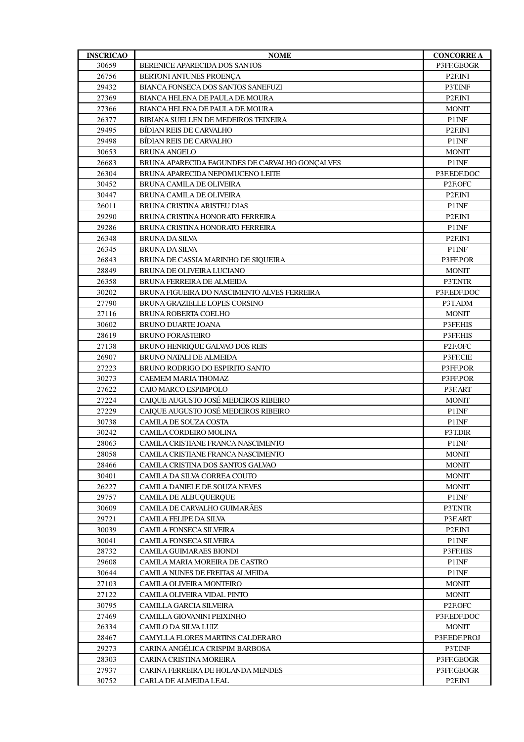| INSCRICAO | NOME | CONCORRE A |
|---|---|---|
| 30659 | BERENICE APARECIDA DOS SANTOS | P3FF.GEOGR |
| 26756 | BERTONI ANTUNES PROENÇA | P2F.INI |
| 29432 | BIANCA FONSECA DOS SANTOS SANEFUZI | P3T.INF |
| 27369 | BIANCA HELENA DE PAULA DE MOURA | P2F.INI |
| 27366 | BIANCA HELENA DE PAULA DE MOURA | MONIT |
| 26377 | BIBIANA SUELLEN DE MEDEIROS TEIXEIRA | P1INF |
| 29495 | BÍDIAN REIS DE CARVALHO | P2F.INI |
| 29498 | BÍDIAN REIS DE CARVALHO | P1INF |
| 30653 | BRUNA ANGELO | MONIT |
| 26683 | BRUNA APARECIDA FAGUNDES DE CARVALHO GONÇALVES | P1INF |
| 26304 | BRUNA APARECIDA NEPOMUCENO LEITE | P3F.EDF.DOC |
| 30452 | BRUNA CAMILA DE OLIVEIRA | P2F.OFC |
| 30447 | BRUNA CAMILA DE OLIVEIRA | P2F.INI |
| 26011 | BRUNA CRISTINA ARISTEU DIAS | P1INF |
| 29290 | BRUNA CRISTINA HONORATO FERREIRA | P2F.INI |
| 29286 | BRUNA CRISTINA HONORATO FERREIRA | P1INF |
| 26348 | BRUNA DA SILVA | P2F.INI |
| 26345 | BRUNA DA SILVA | P1INF |
| 26843 | BRUNA DE CASSIA MARINHO DE SIQUEIRA | P3FF.POR |
| 28849 | BRUNA DE OLIVEIRA LUCIANO | MONIT |
| 26358 | BRUNA FERREIRA DE ALMEIDA | P3T.NTR |
| 30202 | BRUNA FIGUEIRA DO NASCIMENTO ALVES FERREIRA | P3F.EDF.DOC |
| 27790 | BRUNA GRAZIELLE LOPES CORSINO | P3T.ADM |
| 27116 | BRUNA ROBERTA COELHO | MONIT |
| 30602 | BRUNO DUARTE JOANA | P3FF.HIS |
| 28619 | BRUNO FORASTEIRO | P3FF.HIS |
| 27138 | BRUNO HENRIQUE GALVAO DOS REIS | P2F.OFC |
| 26907 | BRUNO NATALI DE ALMEIDA | P3FF.CIE |
| 27223 | BRUNO RODRIGO DO ESPIRITO SANTO | P3FF.POR |
| 30273 | CAEMEM MARIA THOMAZ | P3FF.POR |
| 27622 | CAIO MARCO ESPIMPOLO | P3F.ART |
| 27224 | CAIQUE AUGUSTO JOSÉ MEDEIROS RIBEIRO | MONIT |
| 27229 | CAIQUE AUGUSTO JOSÉ MEDEIROS RIBEIRO | P1INF |
| 30738 | CAMILA DE SOUZA COSTA | P1INF |
| 30242 | CAMILA CORDEIRO MOLINA | P3T.DIR |
| 28063 | CAMILA CRISTIANE FRANCA NASCIMENTO | P1INF |
| 28058 | CAMILA CRISTIANE FRANCA NASCIMENTO | MONIT |
| 28466 | CAMILA CRISTINA DOS SANTOS GALVAO | MONIT |
| 30401 | CAMILA DA SILVA CORREA COUTO | MONIT |
| 26227 | CAMILA DANIELE DE SOUZA NEVES | MONIT |
| 29757 | CAMILA DE ALBUQUERQUE | P1INF |
| 30609 | CAMILA DE CARVALHO GUIMARÃES | P3T.NTR |
| 29721 | CAMILA FELIPE DA SILVA | P3F.ART |
| 30039 | CAMILA FONSECA SILVEIRA | P2F.INI |
| 30041 | CAMILA FONSECA SILVEIRA | P1INF |
| 28732 | CAMILA GUIMARAES BIONDI | P3FF.HIS |
| 29608 | CAMILA MARIA MOREIRA DE CASTRO | P1INF |
| 30644 | CAMILA NUNES DE FREITAS ALMEIDA | P1INF |
| 27103 | CAMILA OLIVEIRA MONTEIRO | MONIT |
| 27122 | CAMILA OLIVEIRA VIDAL PINTO | MONIT |
| 30795 | CAMILLA GARCIA SILVEIRA | P2F.OFC |
| 27469 | CAMILLA GIOVANINI PEIXINHO | P3F.EDF.DOC |
| 26334 | CAMILO DA SILVA LUIZ | MONIT |
| 28467 | CAMYLLA FLORES MARTINS CALDERARO | P3F.EDF.PROJ |
| 29273 | CARINA ANGÉLICA CRISPIM BARBOSA | P3T.INF |
| 28303 | CARINA CRISTINA MOREIRA | P3FF.GEOGR |
| 27937 | CARINA FERREIRA DE HOLANDA MENDES | P3FF.GEOGR |
| 30752 | CARLA DE ALMEIDA LEAL | P2F.INI |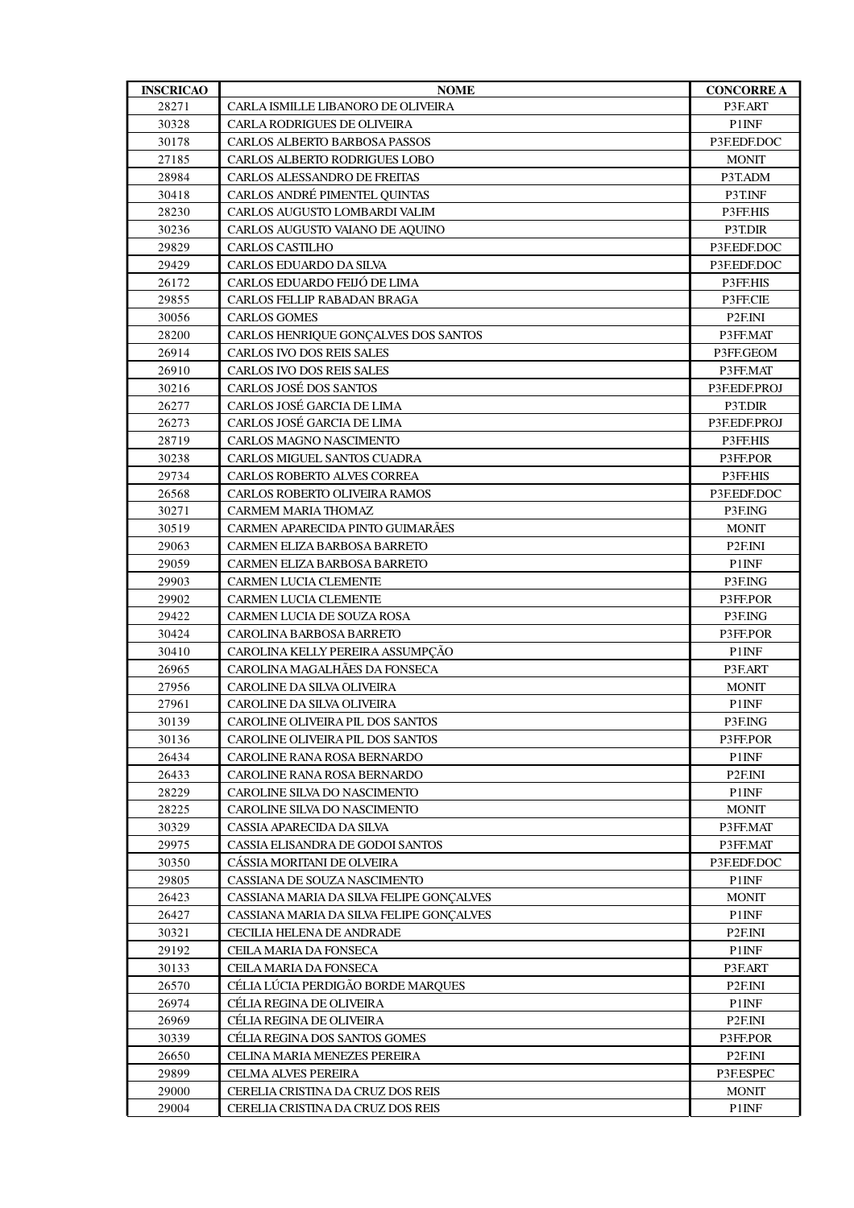| INSCRICAO | NOME | CONCORRE A |
|---|---|---|
| 28271 | CARLA ISMILLE LIBANORO DE OLIVEIRA | P3F.ART |
| 30328 | CARLA RODRIGUES DE OLIVEIRA | P1INF |
| 30178 | CARLOS ALBERTO BARBOSA PASSOS | P3F.EDF.DOC |
| 27185 | CARLOS ALBERTO RODRIGUES LOBO | MONIT |
| 28984 | CARLOS ALESSANDRO DE FREITAS | P3T.ADM |
| 30418 | CARLOS ANDRÉ PIMENTEL QUINTAS | P3T.INF |
| 28230 | CARLOS AUGUSTO LOMBARDI VALIM | P3FF.HIS |
| 30236 | CARLOS AUGUSTO VAIANO DE AQUINO | P3T.DIR |
| 29829 | CARLOS CASTILHO | P3F.EDF.DOC |
| 29429 | CARLOS EDUARDO DA SILVA | P3F.EDF.DOC |
| 26172 | CARLOS EDUARDO FEIJÓ DE LIMA | P3FF.HIS |
| 29855 | CARLOS FELLIP RABADAN BRAGA | P3FF.CIE |
| 30056 | CARLOS GOMES | P2F.INI |
| 28200 | CARLOS HENRIQUE GONÇALVES DOS SANTOS | P3FF.MAT |
| 26914 | CARLOS IVO DOS REIS SALES | P3FF.GEOM |
| 26910 | CARLOS IVO DOS REIS SALES | P3FF.MAT |
| 30216 | CARLOS JOSÉ DOS SANTOS | P3F.EDF.PROJ |
| 26277 | CARLOS JOSÉ GARCIA DE LIMA | P3T.DIR |
| 26273 | CARLOS JOSÉ GARCIA DE LIMA | P3F.EDF.PROJ |
| 28719 | CARLOS MAGNO NASCIMENTO | P3FF.HIS |
| 30238 | CARLOS MIGUEL SANTOS CUADRA | P3FF.POR |
| 29734 | CARLOS ROBERTO ALVES CORREA | P3FF.HIS |
| 26568 | CARLOS ROBERTO OLIVEIRA RAMOS | P3F.EDF.DOC |
| 30271 | CARMEM MARIA THOMAZ | P3F.ING |
| 30519 | CARMEN APARECIDA PINTO GUIMARÃES | MONIT |
| 29063 | CARMEN ELIZA BARBOSA BARRETO | P2F.INI |
| 29059 | CARMEN ELIZA BARBOSA BARRETO | P1INF |
| 29903 | CARMEN LUCIA CLEMENTE | P3F.ING |
| 29902 | CARMEN LUCIA CLEMENTE | P3FF.POR |
| 29422 | CARMEN LUCIA DE SOUZA ROSA | P3F.ING |
| 30424 | CAROLINA BARBOSA BARRETO | P3FF.POR |
| 30410 | CAROLINA KELLY PEREIRA ASSUMPÇÃO | P1INF |
| 26965 | CAROLINA MAGALHÃES DA FONSECA | P3F.ART |
| 27956 | CAROLINE DA SILVA OLIVEIRA | MONIT |
| 27961 | CAROLINE DA SILVA OLIVEIRA | P1INF |
| 30139 | CAROLINE OLIVEIRA PIL DOS SANTOS | P3F.ING |
| 30136 | CAROLINE OLIVEIRA PIL DOS SANTOS | P3FF.POR |
| 26434 | CAROLINE RANA ROSA BERNARDO | P1INF |
| 26433 | CAROLINE RANA ROSA BERNARDO | P2F.INI |
| 28229 | CAROLINE SILVA DO NASCIMENTO | P1INF |
| 28225 | CAROLINE SILVA DO NASCIMENTO | MONIT |
| 30329 | CASSIA APARECIDA DA SILVA | P3FF.MAT |
| 29975 | CASSIA ELISANDRA DE GODOI SANTOS | P3FF.MAT |
| 30350 | CÁSSIA MORITANI DE OLVEIRA | P3F.EDF.DOC |
| 29805 | CASSIANA DE SOUZA NASCIMENTO | P1INF |
| 26423 | CASSIANA MARIA DA SILVA FELIPE GONÇALVES | MONIT |
| 26427 | CASSIANA MARIA DA SILVA FELIPE GONÇALVES | P1INF |
| 30321 | CECILIA HELENA DE ANDRADE | P2F.INI |
| 29192 | CEILA MARIA DA FONSECA | P1INF |
| 30133 | CEILA MARIA DA FONSECA | P3F.ART |
| 26570 | CÉLIA LÚCIA PERDIGÃO BORDE MARQUES | P2F.INI |
| 26974 | CÉLIA REGINA DE OLIVEIRA | P1INF |
| 26969 | CÉLIA REGINA DE OLIVEIRA | P2F.INI |
| 30339 | CÉLIA REGINA DOS SANTOS GOMES | P3FF.POR |
| 26650 | CELINA MARIA MENEZES PEREIRA | P2F.INI |
| 29899 | CELMA ALVES PEREIRA | P3F.ESPEC |
| 29000 | CERELIA CRISTINA DA CRUZ DOS REIS | MONIT |
| 29004 | CERELIA CRISTINA DA CRUZ DOS REIS | P1INF |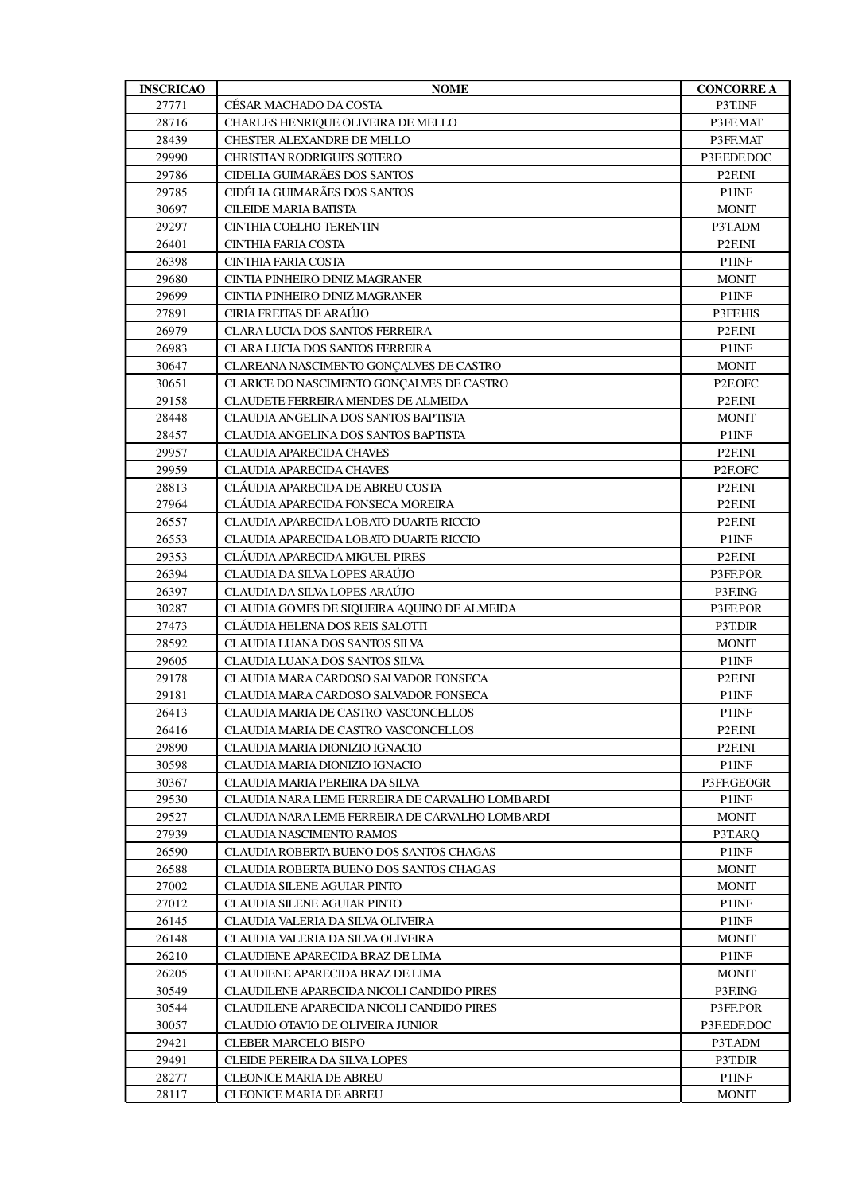| INSCRICAO | NOME | CONCORRE A |
|---|---|---|
| 27771 | CÉSAR MACHADO DA COSTA | P3T.INF |
| 28716 | CHARLES HENRIQUE OLIVEIRA DE MELLO | P3FF.MAT |
| 28439 | CHESTER ALEXANDRE DE MELLO | P3FF.MAT |
| 29990 | CHRISTIAN RODRIGUES SOTERO | P3F.EDF.DOC |
| 29786 | CIDELIA GUIMARÃES DOS SANTOS | P2F.INI |
| 29785 | CIDÉLIA GUIMARÃES DOS SANTOS | P1INF |
| 30697 | CILEIDE MARIA BATISTA | MONIT |
| 29297 | CINTHIA COELHO TERENTIN | P3T.ADM |
| 26401 | CINTHIA FARIA COSTA | P2F.INI |
| 26398 | CINTHIA FARIA COSTA | P1INF |
| 29680 | CINTIA PINHEIRO DINIZ MAGRANER | MONIT |
| 29699 | CINTIA PINHEIRO DINIZ MAGRANER | P1INF |
| 27891 | CIRIA FREITAS DE ARAÚJO | P3FF.HIS |
| 26979 | CLARA LUCIA DOS SANTOS FERREIRA | P2F.INI |
| 26983 | CLARA LUCIA DOS SANTOS FERREIRA | P1INF |
| 30647 | CLAREANA NASCIMENTO GONÇALVES DE CASTRO | MONIT |
| 30651 | CLARICE DO NASCIMENTO GONÇALVES DE CASTRO | P2F.OFC |
| 29158 | CLAUDETE FERREIRA MENDES DE ALMEIDA | P2F.INI |
| 28448 | CLAUDIA ANGELINA DOS SANTOS BAPTISTA | MONIT |
| 28457 | CLAUDIA ANGELINA DOS SANTOS BAPTISTA | P1INF |
| 29957 | CLAUDIA APARECIDA CHAVES | P2F.INI |
| 29959 | CLAUDIA APARECIDA CHAVES | P2F.OFC |
| 28813 | CLÁUDIA APARECIDA DE ABREU COSTA | P2F.INI |
| 27964 | CLÁUDIA APARECIDA FONSECA MOREIRA | P2F.INI |
| 26557 | CLAUDIA APARECIDA LOBATO DUARTE RICCIO | P2F.INI |
| 26553 | CLAUDIA APARECIDA LOBATO DUARTE RICCIO | P1INF |
| 29353 | CLÁUDIA APARECIDA MIGUEL PIRES | P2F.INI |
| 26394 | CLAUDIA DA SILVA LOPES ARAÚJO | P3FF.POR |
| 26397 | CLAUDIA DA SILVA LOPES ARAÚJO | P3F.ING |
| 30287 | CLAUDIA GOMES DE SIQUEIRA AQUINO DE ALMEIDA | P3FF.POR |
| 27473 | CLÁUDIA HELENA DOS REIS SALOTTI | P3T.DIR |
| 28592 | CLAUDIA LUANA DOS SANTOS SILVA | MONIT |
| 29605 | CLAUDIA LUANA DOS SANTOS SILVA | P1INF |
| 29178 | CLAUDIA MARA CARDOSO SALVADOR FONSECA | P2F.INI |
| 29181 | CLAUDIA MARA CARDOSO SALVADOR FONSECA | P1INF |
| 26413 | CLAUDIA MARIA DE CASTRO VASCONCELLOS | P1INF |
| 26416 | CLAUDIA MARIA DE CASTRO VASCONCELLOS | P2F.INI |
| 29890 | CLAUDIA MARIA DIONIZIO IGNACIO | P2F.INI |
| 30598 | CLAUDIA MARIA DIONIZIO IGNACIO | P1INF |
| 30367 | CLAUDIA MARIA PEREIRA DA SILVA | P3FF.GEOGR |
| 29530 | CLAUDIA NARA LEME FERREIRA DE CARVALHO LOMBARDI | P1INF |
| 29527 | CLAUDIA NARA LEME FERREIRA DE CARVALHO LOMBARDI | MONIT |
| 27939 | CLAUDIA NASCIMENTO RAMOS | P3T.ARQ |
| 26590 | CLAUDIA ROBERTA BUENO DOS SANTOS CHAGAS | P1INF |
| 26588 | CLAUDIA ROBERTA BUENO DOS SANTOS CHAGAS | MONIT |
| 27002 | CLAUDIA SILENE AGUIAR PINTO | MONIT |
| 27012 | CLAUDIA SILENE AGUIAR PINTO | P1INF |
| 26145 | CLAUDIA VALERIA DA SILVA OLIVEIRA | P1INF |
| 26148 | CLAUDIA VALERIA DA SILVA OLIVEIRA | MONIT |
| 26210 | CLAUDIENE APARECIDA BRAZ DE LIMA | P1INF |
| 26205 | CLAUDIENE APARECIDA BRAZ DE LIMA | MONIT |
| 30549 | CLAUDILENE APARECIDA NICOLI CANDIDO PIRES | P3F.ING |
| 30544 | CLAUDILENE APARECIDA NICOLI CANDIDO PIRES | P3FF.POR |
| 30057 | CLAUDIO OTAVIO DE OLIVEIRA JUNIOR | P3F.EDF.DOC |
| 29421 | CLEBER MARCELO BISPO | P3T.ADM |
| 29491 | CLEIDE PEREIRA DA SILVA LOPES | P3T.DIR |
| 28277 | CLEONICE MARIA DE ABREU | P1INF |
| 28117 | CLEONICE MARIA DE ABREU | MONIT |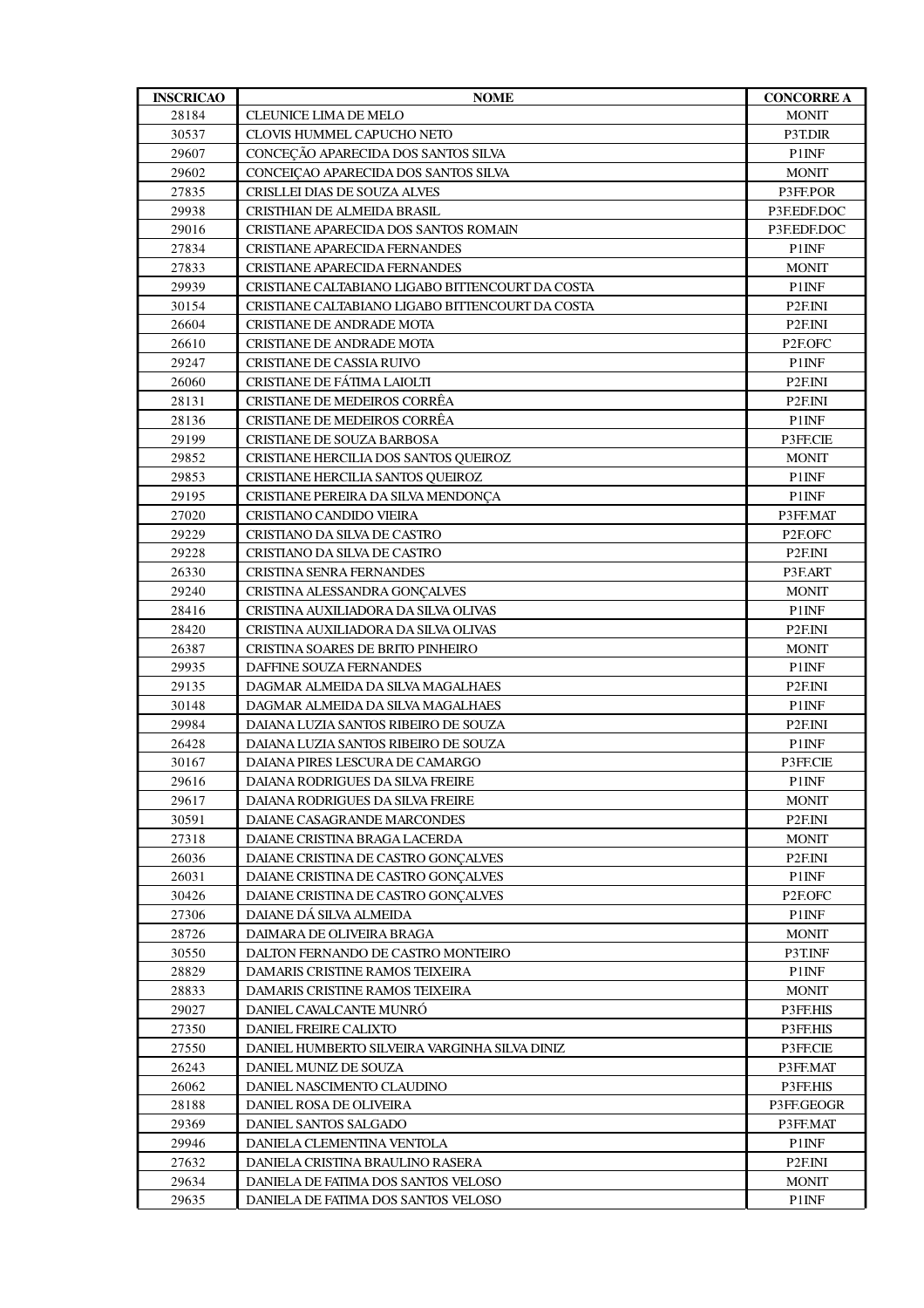| INSCRICAO | NOME | CONCORRE A |
|---|---|---|
| 28184 | CLEUNICE LIMA DE MELO | MONIT |
| 30537 | CLOVIS HUMMEL CAPUCHO NETO | P3T.DIR |
| 29607 | CONCEÇÃO APARECIDA DOS SANTOS SILVA | P1INF |
| 29602 | CONCEIÇAO APARECIDA DOS SANTOS SILVA | MONIT |
| 27835 | CRISLLEI DIAS DE SOUZA ALVES | P3FF.POR |
| 29938 | CRISTHIAN DE ALMEIDA BRASIL | P3F.EDF.DOC |
| 29016 | CRISTIANE APARECIDA DOS SANTOS ROMAIN | P3F.EDF.DOC |
| 27834 | CRISTIANE APARECIDA FERNANDES | P1INF |
| 27833 | CRISTIANE APARECIDA FERNANDES | MONIT |
| 29939 | CRISTIANE CALTABIANO LIGABO BITTENCOURT DA COSTA | P1INF |
| 30154 | CRISTIANE CALTABIANO LIGABO BITTENCOURT DA COSTA | P2F.INI |
| 26604 | CRISTIANE DE ANDRADE MOTA | P2F.INI |
| 26610 | CRISTIANE DE ANDRADE MOTA | P2F.OFC |
| 29247 | CRISTIANE DE CASSIA RUIVO | P1INF |
| 26060 | CRISTIANE DE FÁTIMA LAIOLTI | P2F.INI |
| 28131 | CRISTIANE DE MEDEIROS CORRÊA | P2F.INI |
| 28136 | CRISTIANE DE MEDEIROS CORRÊA | P1INF |
| 29199 | CRISTIANE DE SOUZA BARBOSA | P3FF.CIE |
| 29852 | CRISTIANE HERCILIA DOS SANTOS QUEIROZ | MONIT |
| 29853 | CRISTIANE HERCILIA SANTOS QUEIROZ | P1INF |
| 29195 | CRISTIANE PEREIRA DA SILVA MENDONÇA | P1INF |
| 27020 | CRISTIANO CANDIDO VIEIRA | P3FF.MAT |
| 29229 | CRISTIANO DA SILVA DE CASTRO | P2F.OFC |
| 29228 | CRISTIANO DA SILVA DE CASTRO | P2F.INI |
| 26330 | CRISTINA SENRA FERNANDES | P3F.ART |
| 29240 | CRISTINA ALESSANDRA GONÇALVES | MONIT |
| 28416 | CRISTINA AUXILIADORA DA SILVA OLIVAS | P1INF |
| 28420 | CRISTINA AUXILIADORA DA SILVA OLIVAS | P2F.INI |
| 26387 | CRISTINA SOARES DE BRITO PINHEIRO | MONIT |
| 29935 | DAFFINE SOUZA FERNANDES | P1INF |
| 29135 | DAGMAR ALMEIDA DA SILVA MAGALHAES | P2F.INI |
| 30148 | DAGMAR ALMEIDA DA SILVA MAGALHAES | P1INF |
| 29984 | DAIANA LUZIA SANTOS RIBEIRO DE SOUZA | P2F.INI |
| 26428 | DAIANA LUZIA SANTOS RIBEIRO DE SOUZA | P1INF |
| 30167 | DAIANA PIRES LESCURA DE CAMARGO | P3FF.CIE |
| 29616 | DAIANA RODRIGUES DA SILVA FREIRE | P1INF |
| 29617 | DAIANA RODRIGUES DA SILVA FREIRE | MONIT |
| 30591 | DAIANE CASAGRANDE MARCONDES | P2F.INI |
| 27318 | DAIANE CRISTINA BRAGA LACERDA | MONIT |
| 26036 | DAIANE CRISTINA DE CASTRO GONÇALVES | P2F.INI |
| 26031 | DAIANE CRISTINA DE CASTRO GONÇALVES | P1INF |
| 30426 | DAIANE CRISTINA DE CASTRO GONÇALVES | P2F.OFC |
| 27306 | DAIANE DÁ SILVA ALMEIDA | P1INF |
| 28726 | DAIMARA DE OLIVEIRA BRAGA | MONIT |
| 30550 | DALTON FERNANDO DE CASTRO MONTEIRO | P3T.INF |
| 28829 | DAMARIS CRISTINE RAMOS TEIXEIRA | P1INF |
| 28833 | DAMARIS CRISTINE RAMOS TEIXEIRA | MONIT |
| 29027 | DANIEL CAVALCANTE MUNRÓ | P3FF.HIS |
| 27350 | DANIEL FREIRE CALIXTO | P3FF.HIS |
| 27550 | DANIEL HUMBERTO SILVEIRA VARGINHA SILVA DINIZ | P3FF.CIE |
| 26243 | DANIEL MUNIZ DE SOUZA | P3FF.MAT |
| 26062 | DANIEL NASCIMENTO CLAUDINO | P3FF.HIS |
| 28188 | DANIEL ROSA DE OLIVEIRA | P3FF.GEOGR |
| 29369 | DANIEL SANTOS SALGADO | P3FF.MAT |
| 29946 | DANIELA CLEMENTINA VENTOLA | P1INF |
| 27632 | DANIELA CRISTINA BRAULINO RASERA | P2F.INI |
| 29634 | DANIELA DE FATIMA DOS SANTOS VELOSO | MONIT |
| 29635 | DANIELA DE FATIMA DOS SANTOS VELOSO | P1INF |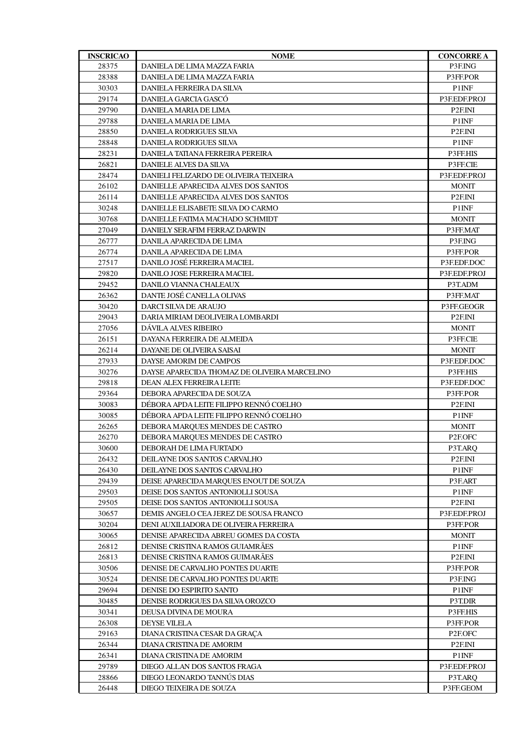| INSCRICAO | NOME | CONCORRE A |
|---|---|---|
| 28375 | DANIELA DE LIMA MAZZA FARIA | P3F.ING |
| 28388 | DANIELA DE LIMA MAZZA FARIA | P3FF.POR |
| 30303 | DANIELA FERREIRA DA SILVA | P1INF |
| 29174 | DANIELA GARCIA GASCÓ | P3F.EDF.PROJ |
| 29790 | DANIELA MARIA DE LIMA | P2F.INI |
| 29788 | DANIELA MARIA DE LIMA | P1INF |
| 28850 | DANIELA RODRIGUES SILVA | P2F.INI |
| 28848 | DANIELA RODRIGUES SILVA | P1INF |
| 28231 | DANIELA TATIANA FERREIRA PEREIRA | P3FF.HIS |
| 26821 | DANIELE ALVES DA SILVA | P3FF.CIE |
| 28474 | DANIELI FELIZARDO DE OLIVEIRA TEIXEIRA | P3F.EDF.PROJ |
| 26102 | DANIELLE APARECIDA ALVES DOS SANTOS | MONIT |
| 26114 | DANIELLE APARECIDA ALVES DOS SANTOS | P2F.INI |
| 30248 | DANIELLE ELISABETE SILVA DO CARMO | P1INF |
| 30768 | DANIELLE FATIMA MACHADO SCHMIDT | MONIT |
| 27049 | DANIELY SERAFIM FERRAZ DARWIN | P3FF.MAT |
| 26777 | DANILA APARECIDA DE LIMA | P3F.ING |
| 26774 | DANILA APARECIDA DE LIMA | P3FF.POR |
| 27517 | DANILO JOSÉ FERREIRA MACIEL | P3F.EDF.DOC |
| 29820 | DANILO JOSE FERREIRA MACIEL | P3F.EDF.PROJ |
| 29452 | DANILO VIANNA CHALEAUX | P3T.ADM |
| 26362 | DANTE JOSÉ CANELLA OLIVAS | P3FF.MAT |
| 30420 | DARCI SILVA DE ARAUJO | P3FF.GEOGR |
| 29043 | DARIA MIRIAM DEOLIVEIRA LOMBARDI | P2F.INI |
| 27056 | DÁVILA ALVES RIBEIRO | MONIT |
| 26151 | DAYANA FERREIRA DE ALMEIDA | P3FF.CIE |
| 26214 | DAYANE DE OLIVEIRA SAISAI | MONIT |
| 27933 | DAYSE AMORIM DE CAMPOS | P3F.EDF.DOC |
| 30276 | DAYSE APARECIDA THOMAZ DE OLIVEIRA MARCELINO | P3FF.HIS |
| 29818 | DEAN ALEX FERREIRA LEITE | P3F.EDF.DOC |
| 29364 | DEBORA APARECIDA DE SOUZA | P3FF.POR |
| 30083 | DÉBORA APDA LEITE FILIPPO RENNÓ COELHO | P2F.INI |
| 30085 | DÉBORA APDA LEITE FILIPPO RENNÓ COELHO | P1INF |
| 26265 | DEBORA MARQUES MENDES DE CASTRO | MONIT |
| 26270 | DEBORA MARQUES MENDES DE CASTRO | P2F.OFC |
| 30600 | DEBORAH DE LIMA FURTADO | P3T.ARQ |
| 26432 | DEILAYNE DOS SANTOS CARVALHO | P2F.INI |
| 26430 | DEILAYNE DOS SANTOS CARVALHO | P1INF |
| 29439 | DEISE APARECIDA MARQUES ENOUT DE SOUZA | P3F.ART |
| 29503 | DEISE DOS SANTOS ANTONIOLLI SOUSA | P1INF |
| 29505 | DEISE DOS SANTOS ANTONIOLLI SOUSA | P2F.INI |
| 30657 | DEMIS ANGELO CEA JEREZ DE SOUSA FRANCO | P3F.EDF.PROJ |
| 30204 | DENI AUXILIADORA DE OLIVEIRA FERREIRA | P3FF.POR |
| 30065 | DENISE APARECIDA ABREU GOMES DA COSTA | MONIT |
| 26812 | DENISE CRISTINA RAMOS GUIAMRÃES | P1INF |
| 26813 | DENISE CRISTINA RAMOS GUIMARÃES | P2F.INI |
| 30506 | DENISE DE CARVALHO PONTES DUARTE | P3FF.POR |
| 30524 | DENISE DE CARVALHO PONTES DUARTE | P3F.ING |
| 29694 | DENISE DO ESPIRITO SANTO | P1INF |
| 30485 | DENISE RODRIGUES DA SILVA OROZCO | P3T.DIR |
| 30341 | DEUSA DIVINA DE MOURA | P3FF.HIS |
| 26308 | DEYSE VILELA | P3FF.POR |
| 29163 | DIANA CRISTINA CESAR DA GRAÇA | P2F.OFC |
| 26344 | DIANA CRISTINA DE AMORIM | P2F.INI |
| 26341 | DIANA CRISTINA DE AMORIM | P1INF |
| 29789 | DIEGO ALLAN DOS SANTOS FRAGA | P3F.EDF.PROJ |
| 28866 | DIEGO LEONARDO TANNÚS DIAS | P3T.ARQ |
| 26448 | DIEGO TEIXEIRA DE SOUZA | P3FF.GEOM |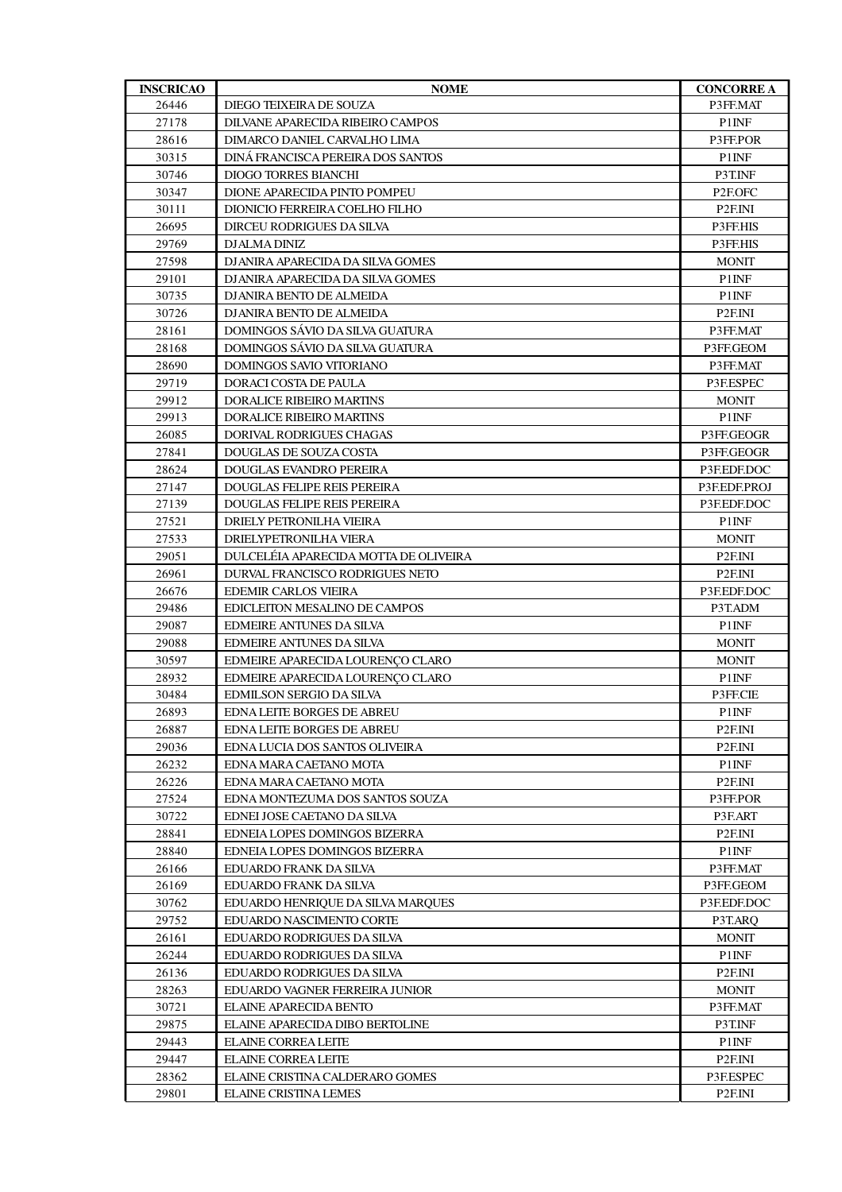| INSCRICAO | NOME | CONCORRE A |
|---|---|---|
| 26446 | DIEGO TEIXEIRA DE SOUZA | P3FF.MAT |
| 27178 | DILVANE APARECIDA RIBEIRO CAMPOS | P1INF |
| 28616 | DIMARCO DANIEL CARVALHO LIMA | P3FF.POR |
| 30315 | DINÁ FRANCISCA PEREIRA DOS SANTOS | P1INF |
| 30746 | DIOGO TORRES BIANCHI | P3T.INF |
| 30347 | DIONE APARECIDA PINTO POMPEU | P2F.OFC |
| 30111 | DIONICIO FERREIRA COELHO FILHO | P2F.INI |
| 26695 | DIRCEU RODRIGUES DA SILVA | P3FF.HIS |
| 29769 | DJALMA DINIZ | P3FF.HIS |
| 27598 | DJANIRA APARECIDA DA SILVA GOMES | MONIT |
| 29101 | DJANIRA APARECIDA DA SILVA GOMES | P1INF |
| 30735 | DJANIRA BENTO DE ALMEIDA | P1INF |
| 30726 | DJANIRA BENTO DE ALMEIDA | P2F.INI |
| 28161 | DOMINGOS SÁVIO DA SILVA GUATURA | P3FF.MAT |
| 28168 | DOMINGOS SÁVIO DA SILVA GUATURA | P3FF.GEOM |
| 28690 | DOMINGOS SAVIO VITORIANO | P3FF.MAT |
| 29719 | DORACI COSTA DE PAULA | P3F.ESPEC |
| 29912 | DORALICE RIBEIRO MARTINS | MONIT |
| 29913 | DORALICE RIBEIRO MARTINS | P1INF |
| 26085 | DORIVAL RODRIGUES CHAGAS | P3FF.GEOGR |
| 27841 | DOUGLAS DE SOUZA COSTA | P3FF.GEOGR |
| 28624 | DOUGLAS EVANDRO PEREIRA | P3F.EDF.DOC |
| 27147 | DOUGLAS FELIPE REIS PEREIRA | P3F.EDF.PROJ |
| 27139 | DOUGLAS FELIPE REIS PEREIRA | P3F.EDF.DOC |
| 27521 | DRIELY PETRONILHA VIEIRA | P1INF |
| 27533 | DRIELYPETRONILHA VIERA | MONIT |
| 29051 | DULCELÉIA APARECIDA MOTTA DE OLIVEIRA | P2F.INI |
| 26961 | DURVAL FRANCISCO RODRIGUES NETO | P2F.INI |
| 26676 | EDEMIR CARLOS VIEIRA | P3F.EDF.DOC |
| 29486 | EDICLEITON MESALINO DE CAMPOS | P3T.ADM |
| 29087 | EDMEIRE ANTUNES DA SILVA | P1INF |
| 29088 | EDMEIRE ANTUNES DA SILVA | MONIT |
| 30597 | EDMEIRE APARECIDA LOURENÇO CLARO | MONIT |
| 28932 | EDMEIRE APARECIDA LOURENÇO CLARO | P1INF |
| 30484 | EDMILSON SERGIO DA SILVA | P3FF.CIE |
| 26893 | EDNA LEITE BORGES DE ABREU | P1INF |
| 26887 | EDNA LEITE BORGES DE ABREU | P2F.INI |
| 29036 | EDNA LUCIA DOS SANTOS OLIVEIRA | P2F.INI |
| 26232 | EDNA MARA CAETANO MOTA | P1INF |
| 26226 | EDNA MARA CAETANO MOTA | P2F.INI |
| 27524 | EDNA MONTEZUMA DOS SANTOS SOUZA | P3FF.POR |
| 30722 | EDNEI JOSE CAETANO DA SILVA | P3F.ART |
| 28841 | EDNEIA LOPES DOMINGOS BIZERRA | P2F.INI |
| 28840 | EDNEIA LOPES DOMINGOS BIZERRA | P1INF |
| 26166 | EDUARDO FRANK DA SILVA | P3FF.MAT |
| 26169 | EDUARDO FRANK DA SILVA | P3FF.GEOM |
| 30762 | EDUARDO HENRIQUE DA SILVA MARQUES | P3F.EDF.DOC |
| 29752 | EDUARDO NASCIMENTO CORTE | P3T.ARQ |
| 26161 | EDUARDO RODRIGUES DA SILVA | MONIT |
| 26244 | EDUARDO RODRIGUES DA SILVA | P1INF |
| 26136 | EDUARDO RODRIGUES DA SILVA | P2F.INI |
| 28263 | EDUARDO VAGNER FERREIRA JUNIOR | MONIT |
| 30721 | ELAINE APARECIDA BENTO | P3FF.MAT |
| 29875 | ELAINE APARECIDA DIBO BERTOLINE | P3T.INF |
| 29443 | ELAINE CORREA LEITE | P1INF |
| 29447 | ELAINE CORREA LEITE | P2F.INI |
| 28362 | ELAINE CRISTINA CALDERARO GOMES | P3F.ESPEC |
| 29801 | ELAINE CRISTINA LEMES | P2F.INI |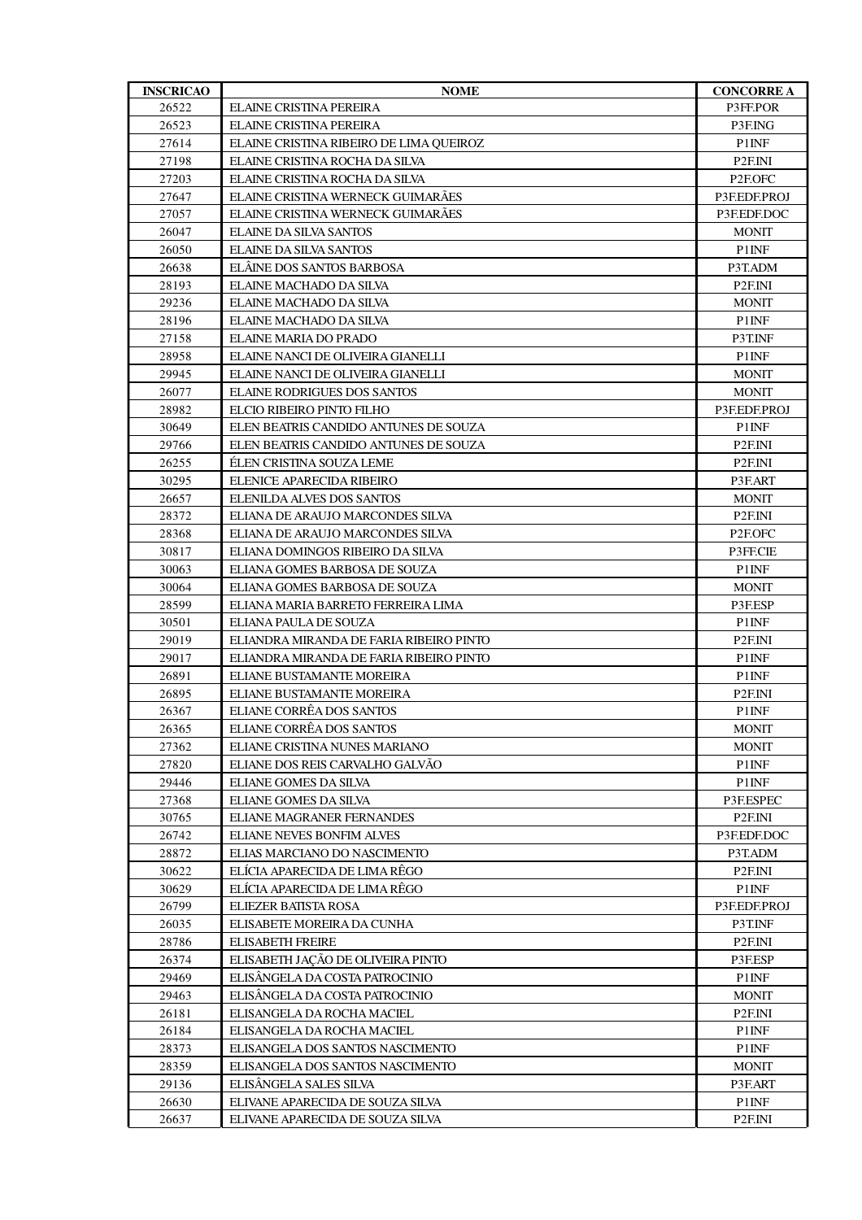| INSCRICAO | NOME | CONCORRE A |
|---|---|---|
| 26522 | ELAINE CRISTINA PEREIRA | P3FF.POR |
| 26523 | ELAINE CRISTINA PEREIRA | P3F.ING |
| 27614 | ELAINE CRISTINA RIBEIRO DE LIMA QUEIROZ | P1INF |
| 27198 | ELAINE CRISTINA ROCHA DA SILVA | P2F.INI |
| 27203 | ELAINE CRISTINA ROCHA DA SILVA | P2F.OFC |
| 27647 | ELAINE CRISTINA WERNECK GUIMARÃES | P3F.EDF.PROJ |
| 27057 | ELAINE CRISTINA WERNECK GUIMARÃES | P3F.EDF.DOC |
| 26047 | ELAINE DA SILVA SANTOS | MONIT |
| 26050 | ELAINE DA SILVA SANTOS | P1INF |
| 26638 | ELÂINE DOS SANTOS BARBOSA | P3T.ADM |
| 28193 | ELAINE MACHADO DA SILVA | P2F.INI |
| 29236 | ELAINE MACHADO DA SILVA | MONIT |
| 28196 | ELAINE MACHADO DA SILVA | P1INF |
| 27158 | ELAINE MARIA DO PRADO | P3T.INF |
| 28958 | ELAINE NANCI DE OLIVEIRA GIANELLI | P1INF |
| 29945 | ELAINE NANCI DE OLIVEIRA GIANELLI | MONIT |
| 26077 | ELAINE RODRIGUES DOS SANTOS | MONIT |
| 28982 | ELCIO RIBEIRO PINTO FILHO | P3F.EDF.PROJ |
| 30649 | ELEN BEATRIS CANDIDO ANTUNES DE SOUZA | P1INF |
| 29766 | ELEN BEATRIS CANDIDO ANTUNES DE SOUZA | P2F.INI |
| 26255 | ÉLEN CRISTINA SOUZA LEME | P2F.INI |
| 30295 | ELENICE APARECIDA RIBEIRO | P3F.ART |
| 26657 | ELENILDA ALVES DOS SANTOS | MONIT |
| 28372 | ELIANA DE ARAUJO MARCONDES SILVA | P2F.INI |
| 28368 | ELIANA DE ARAUJO MARCONDES SILVA | P2F.OFC |
| 30817 | ELIANA DOMINGOS RIBEIRO DA SILVA | P3FF.CIE |
| 30063 | ELIANA GOMES BARBOSA DE SOUZA | P1INF |
| 30064 | ELIANA GOMES BARBOSA DE SOUZA | MONIT |
| 28599 | ELIANA MARIA BARRETO FERREIRA LIMA | P3F.ESP |
| 30501 | ELIANA PAULA DE SOUZA | P1INF |
| 29019 | ELIANDRA MIRANDA DE FARIA RIBEIRO PINTO | P2F.INI |
| 29017 | ELIANDRA MIRANDA DE FARIA RIBEIRO PINTO | P1INF |
| 26891 | ELIANE BUSTAMANTE MOREIRA | P1INF |
| 26895 | ELIANE BUSTAMANTE MOREIRA | P2F.INI |
| 26367 | ELIANE CORRÊA DOS SANTOS | P1INF |
| 26365 | ELIANE CORRÊA DOS SANTOS | MONIT |
| 27362 | ELIANE CRISTINA NUNES MARIANO | MONIT |
| 27820 | ELIANE DOS REIS CARVALHO GALVÃO | P1INF |
| 29446 | ELIANE GOMES DA SILVA | P1INF |
| 27368 | ELIANE GOMES DA SILVA | P3F.ESPEC |
| 30765 | ELIANE MAGRANER FERNANDES | P2F.INI |
| 26742 | ELIANE NEVES BONFIM ALVES | P3F.EDF.DOC |
| 28872 | ELIAS MARCIANO DO NASCIMENTO | P3T.ADM |
| 30622 | ELÍCIA APARECIDA DE LIMA RÊGO | P2F.INI |
| 30629 | ELÍCIA APARECIDA DE LIMA RÊGO | P1INF |
| 26799 | ELIEZER BATISTA ROSA | P3F.EDF.PROJ |
| 26035 | ELISABETE MOREIRA DA CUNHA | P3T.INF |
| 28786 | ELISABETH FREIRE | P2F.INI |
| 26374 | ELISABETH JAÇÃO DE OLIVEIRA PINTO | P3F.ESP |
| 29469 | ELISÂNGELA DA COSTA PATROCINIO | P1INF |
| 29463 | ELISÂNGELA DA COSTA PATROCINIO | MONIT |
| 26181 | ELISANGELA DA ROCHA MACIEL | P2F.INI |
| 26184 | ELISANGELA DA ROCHA MACIEL | P1INF |
| 28373 | ELISANGELA DOS SANTOS NASCIMENTO | P1INF |
| 28359 | ELISANGELA DOS SANTOS NASCIMENTO | MONIT |
| 29136 | ELISÂNGELA SALES SILVA | P3F.ART |
| 26630 | ELIVANE APARECIDA DE SOUZA SILVA | P1INF |
| 26637 | ELIVANE APARECIDA DE SOUZA SILVA | P2F.INI |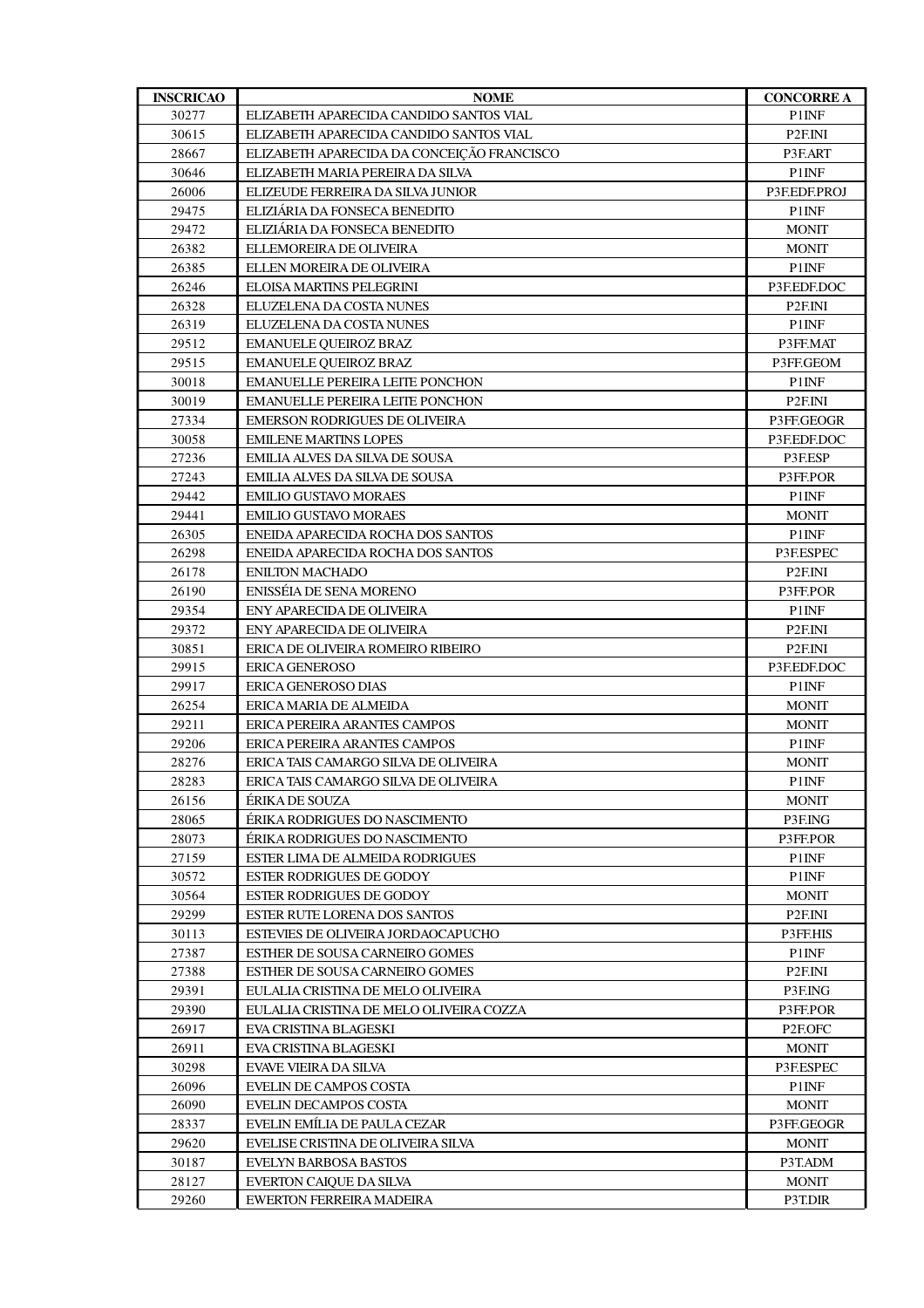| INSCRICAO | NOME | CONCORRE A |
|---|---|---|
| 30277 | ELIZABETH APARECIDA CANDIDO SANTOS VIAL | P1INF |
| 30615 | ELIZABETH APARECIDA CANDIDO SANTOS VIAL | P2F.INI |
| 28667 | ELIZABETH APARECIDA DA CONCEIÇÃO FRANCISCO | P3F.ART |
| 30646 | ELIZABETH MARIA PEREIRA DA SILVA | P1INF |
| 26006 | ELIZEUDE FERREIRA DA SILVA JUNIOR | P3F.EDF.PROJ |
| 29475 | ELIZIÁRIA DA FONSECA BENEDITO | P1INF |
| 29472 | ELIZIÁRIA DA FONSECA BENEDITO | MONIT |
| 26382 | ELLEMOREIRA DE OLIVEIRA | MONIT |
| 26385 | ELLEN MOREIRA DE OLIVEIRA | P1INF |
| 26246 | ELOISA MARTINS PELEGRINI | P3F.EDF.DOC |
| 26328 | ELUZELENA DA COSTA NUNES | P2F.INI |
| 26319 | ELUZELENA DA COSTA NUNES | P1INF |
| 29512 | EMANUELE QUEIROZ BRAZ | P3FF.MAT |
| 29515 | EMANUELE QUEIROZ BRAZ | P3FF.GEOM |
| 30018 | EMANUELLE PEREIRA LEITE PONCHON | P1INF |
| 30019 | EMANUELLE PEREIRA LEITE PONCHON | P2F.INI |
| 27334 | EMERSON RODRIGUES DE OLIVEIRA | P3FF.GEOGR |
| 30058 | EMILENE MARTINS LOPES | P3F.EDF.DOC |
| 27236 | EMILIA ALVES DA SILVA DE SOUSA | P3F.ESP |
| 27243 | EMILIA ALVES DA SILVA DE SOUSA | P3FF.POR |
| 29442 | EMILIO GUSTAVO MORAES | P1INF |
| 29441 | EMILIO GUSTAVO MORAES | MONIT |
| 26305 | ENEIDA APARECIDA ROCHA DOS SANTOS | P1INF |
| 26298 | ENEIDA APARECIDA ROCHA DOS SANTOS | P3F.ESPEC |
| 26178 | ENILTON MACHADO | P2F.INI |
| 26190 | ENISSÉIA DE SENA MORENO | P3FF.POR |
| 29354 | ENY APARECIDA DE OLIVEIRA | P1INF |
| 29372 | ENY APARECIDA DE OLIVEIRA | P2F.INI |
| 30851 | ERICA DE OLIVEIRA ROMEIRO RIBEIRO | P2F.INI |
| 29915 | ERICA GENEROSO | P3F.EDF.DOC |
| 29917 | ERICA GENEROSO DIAS | P1INF |
| 26254 | ERICA MARIA DE ALMEIDA | MONIT |
| 29211 | ERICA PEREIRA ARANTES CAMPOS | MONIT |
| 29206 | ERICA PEREIRA ARANTES CAMPOS | P1INF |
| 28276 | ERICA TAIS CAMARGO SILVA DE OLIVEIRA | MONIT |
| 28283 | ERICA TAIS CAMARGO SILVA DE OLIVEIRA | P1INF |
| 26156 | ÉRIKA DE SOUZA | MONIT |
| 28065 | ÉRIKA RODRIGUES DO NASCIMENTO | P3F.ING |
| 28073 | ÉRIKA RODRIGUES DO NASCIMENTO | P3FF.POR |
| 27159 | ESTER LIMA DE ALMEIDA RODRIGUES | P1INF |
| 30572 | ESTER RODRIGUES DE GODOY | P1INF |
| 30564 | ESTER RODRIGUES DE GODOY | MONIT |
| 29299 | ESTER RUTE LORENA DOS SANTOS | P2F.INI |
| 30113 | ESTEVIES DE OLIVEIRA JORDAOCAPUCHO | P3FF.HIS |
| 27387 | ESTHER DE SOUSA CARNEIRO GOMES | P1INF |
| 27388 | ESTHER DE SOUSA CARNEIRO GOMES | P2F.INI |
| 29391 | EULALIA CRISTINA DE MELO OLIVEIRA | P3F.ING |
| 29390 | EULALIA CRISTINA DE MELO OLIVEIRA COZZA | P3FF.POR |
| 26917 | EVA CRISTINA BLAGESKI | P2F.OFC |
| 26911 | EVA CRISTINA BLAGESKI | MONIT |
| 30298 | EVAVE VIEIRA DA SILVA | P3F.ESPEC |
| 26096 | EVELIN DE CAMPOS COSTA | P1INF |
| 26090 | EVELIN DECAMPOS COSTA | MONIT |
| 28337 | EVELIN EMÍLIA DE PAULA CEZAR | P3FF.GEOGR |
| 29620 | EVELISE CRISTINA DE OLIVEIRA SILVA | MONIT |
| 30187 | EVELYN BARBOSA BASTOS | P3T.ADM |
| 28127 | EVERTON CAIQUE DA SILVA | MONIT |
| 29260 | EWERTON FERREIRA MADEIRA | P3T.DIR |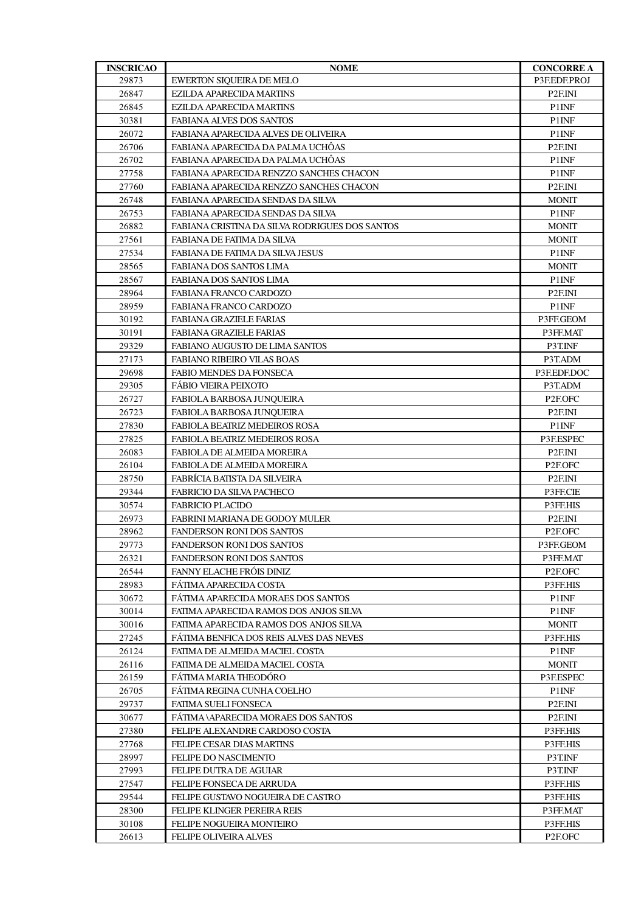| INSCRICAO | NOME | CONCORRE A |
|---|---|---|
| 29873 | EWERTON SIQUEIRA DE MELO | P3F.EDF.PROJ |
| 26847 | EZILDA APARECIDA MARTINS | P2F.INI |
| 26845 | EZILDA APARECIDA MARTINS | P1INF |
| 30381 | FABIANA ALVES DOS SANTOS | P1INF |
| 26072 | FABIANA APARECIDA ALVES DE OLIVEIRA | P1INF |
| 26706 | FABIANA APARECIDA DA PALMA UCHÔAS | P2F.INI |
| 26702 | FABIANA APARECIDA DA PALMA UCHÔAS | P1INF |
| 27758 | FABIANA APARECIDA RENZZO SANCHES CHACON | P1INF |
| 27760 | FABIANA APARECIDA RENZZO SANCHES CHACON | P2F.INI |
| 26748 | FABIANA APARECIDA SENDAS DA SILVA | MONIT |
| 26753 | FABIANA APARECIDA SENDAS DA SILVA | P1INF |
| 26882 | FABIANA CRISTINA DA SILVA RODRIGUES DOS SANTOS | MONIT |
| 27561 | FABIANA DE FATIMA DA SILVA | MONIT |
| 27534 | FABIANA DE FATIMA DA SILVA JESUS | P1INF |
| 28565 | FABIANA DOS SANTOS LIMA | MONIT |
| 28567 | FABIANA DOS SANTOS LIMA | P1INF |
| 28964 | FABIANA FRANCO CARDOZO | P2F.INI |
| 28959 | FABIANA FRANCO CARDOZO | P1INF |
| 30192 | FABIANA GRAZIELE FARIAS | P3FF.GEOM |
| 30191 | FABIANA GRAZIELE FARIAS | P3FF.MAT |
| 29329 | FABIANO AUGUSTO DE LIMA SANTOS | P3T.INF |
| 27173 | FABIANO RIBEIRO VILAS BOAS | P3T.ADM |
| 29698 | FABIO MENDES DA FONSECA | P3F.EDF.DOC |
| 29305 | FÁBIO VIEIRA PEIXOTO | P3T.ADM |
| 26727 | FABIOLA BARBOSA JUNQUEIRA | P2F.OFC |
| 26723 | FABIOLA BARBOSA JUNQUEIRA | P2F.INI |
| 27830 | FABIOLA BEATRIZ MEDEIROS ROSA | P1INF |
| 27825 | FABIOLA BEATRIZ MEDEIROS ROSA | P3F.ESPEC |
| 26083 | FABIOLA DE ALMEIDA MOREIRA | P2F.INI |
| 26104 | FABIOLA DE ALMEIDA MOREIRA | P2F.OFC |
| 28750 | FABRÍCIA BATISTA DA SILVEIRA | P2F.INI |
| 29344 | FABRICIO DA SILVA PACHECO | P3FF.CIE |
| 30574 | FABRICIO PLACIDO | P3FF.HIS |
| 26973 | FABRINI MARIANA DE GODOY MULER | P2F.INI |
| 28962 | FANDERSON RONI DOS SANTOS | P2F.OFC |
| 29773 | FANDERSON RONI DOS SANTOS | P3FF.GEOM |
| 26321 | FANDERSON RONI DOS SANTOS | P3FF.MAT |
| 26544 | FANNY ELACHE FRÓIS DINIZ | P2F.OFC |
| 28983 | FÁTIMA APARECIDA COSTA | P3FF.HIS |
| 30672 | FÁTIMA APARECIDA MORAES DOS SANTOS | P1INF |
| 30014 | FATIMA APARECIDA RAMOS DOS ANJOS SILVA | P1INF |
| 30016 | FATIMA APARECIDA RAMOS DOS ANJOS SILVA | MONIT |
| 27245 | FÁTIMA BENFICA DOS REIS ALVES DAS NEVES | P3FF.HIS |
| 26124 | FATIMA DE ALMEIDA MACIEL COSTA | P1INF |
| 26116 | FATIMA DE ALMEIDA MACIEL COSTA | MONIT |
| 26159 | FÁTIMA MARIA THEODÓRO | P3F.ESPEC |
| 26705 | FÁTIMA REGINA CUNHA COELHO | P1INF |
| 29737 | FATIMA SUELI FONSECA | P2F.INI |
| 30677 | FÁTIMA \APARECIDA MORAES DOS SANTOS | P2F.INI |
| 27380 | FELIPE ALEXANDRE CARDOSO COSTA | P3FF.HIS |
| 27768 | FELIPE CESAR DIAS MARTINS | P3FF.HIS |
| 28997 | FELIPE DO NASCIMENTO | P3T.INF |
| 27993 | FELIPE DUTRA DE AGUIAR | P3T.INF |
| 27547 | FELIPE FONSECA DE ARRUDA | P3FF.HIS |
| 29544 | FELIPE GUSTAVO NOGUEIRA DE CASTRO | P3FF.HIS |
| 28300 | FELIPE KLINGER PEREIRA REIS | P3FF.MAT |
| 30108 | FELIPE NOGUEIRA MONTEIRO | P3FF.HIS |
| 26613 | FELIPE OLIVEIRA ALVES | P2F.OFC |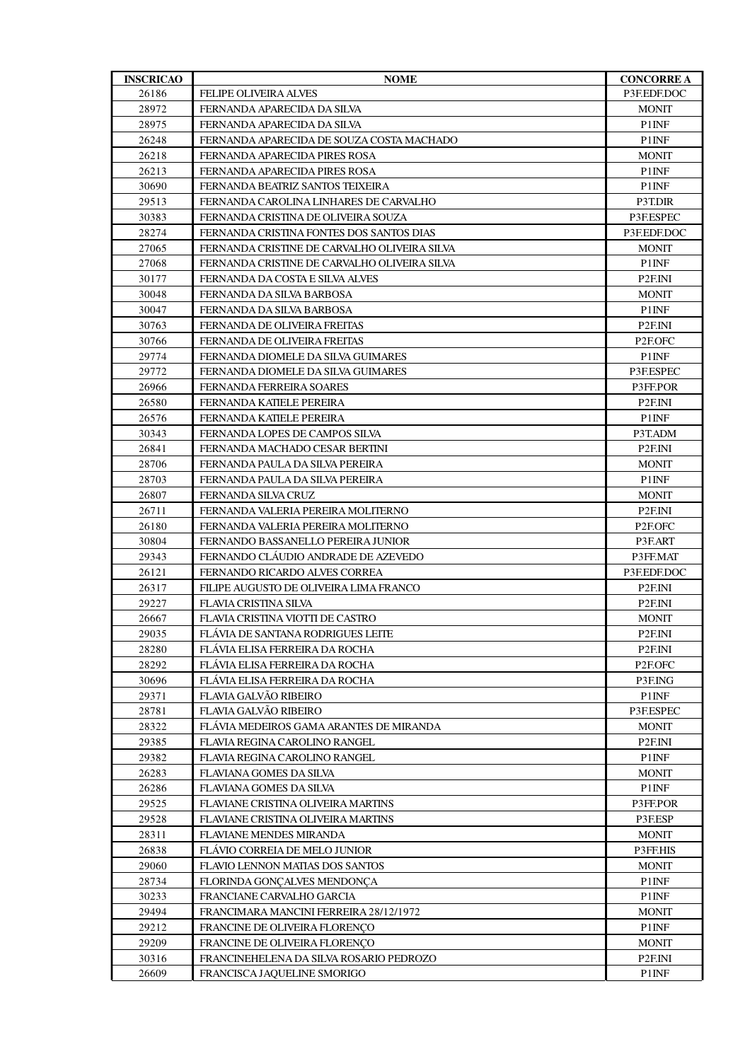| INSCRICAO | NOME | CONCORRE A |
|---|---|---|
| 26186 | FELIPE OLIVEIRA ALVES | P3F.EDF.DOC |
| 28972 | FERNANDA APARECIDA DA SILVA | MONIT |
| 28975 | FERNANDA APARECIDA DA SILVA | P1INF |
| 26248 | FERNANDA APARECIDA DE SOUZA COSTA MACHADO | P1INF |
| 26218 | FERNANDA APARECIDA PIRES ROSA | MONIT |
| 26213 | FERNANDA APARECIDA PIRES ROSA | P1INF |
| 30690 | FERNANDA BEATRIZ SANTOS TEIXEIRA | P1INF |
| 29513 | FERNANDA CAROLINA LINHARES DE CARVALHO | P3T.DIR |
| 30383 | FERNANDA CRISTINA DE OLIVEIRA SOUZA | P3F.ESPEC |
| 28274 | FERNANDA CRISTINA FONTES DOS SANTOS DIAS | P3F.EDF.DOC |
| 27065 | FERNANDA CRISTINE DE CARVALHO OLIVEIRA SILVA | MONIT |
| 27068 | FERNANDA CRISTINE DE CARVALHO OLIVEIRA SILVA | P1INF |
| 30177 | FERNANDA DA COSTA E SILVA ALVES | P2F.INI |
| 30048 | FERNANDA DA SILVA BARBOSA | MONIT |
| 30047 | FERNANDA DA SILVA BARBOSA | P1INF |
| 30763 | FERNANDA DE OLIVEIRA FREITAS | P2F.INI |
| 30766 | FERNANDA DE OLIVEIRA FREITAS | P2F.OFC |
| 29774 | FERNANDA DIOMELE DA SILVA GUIMARES | P1INF |
| 29772 | FERNANDA DIOMELE DA SILVA GUIMARES | P3F.ESPEC |
| 26966 | FERNANDA FERREIRA SOARES | P3FF.POR |
| 26580 | FERNANDA KATIELE PEREIRA | P2F.INI |
| 26576 | FERNANDA KATIELE PEREIRA | P1INF |
| 30343 | FERNANDA LOPES DE CAMPOS SILVA | P3T.ADM |
| 26841 | FERNANDA MACHADO CESAR BERTINI | P2F.INI |
| 28706 | FERNANDA PAULA DA SILVA PEREIRA | MONIT |
| 28703 | FERNANDA PAULA DA SILVA PEREIRA | P1INF |
| 26807 | FERNANDA SILVA CRUZ | MONIT |
| 26711 | FERNANDA VALERIA PEREIRA MOLITERNO | P2F.INI |
| 26180 | FERNANDA VALERIA PEREIRA MOLITERNO | P2F.OFC |
| 30804 | FERNANDO BASSANELLO PEREIRA JUNIOR | P3F.ART |
| 29343 | FERNANDO CLÁUDIO ANDRADE DE AZEVEDO | P3FF.MAT |
| 26121 | FERNANDO RICARDO ALVES CORREA | P3F.EDF.DOC |
| 26317 | FILIPE AUGUSTO DE OLIVEIRA LIMA FRANCO | P2F.INI |
| 29227 | FLAVIA CRISTINA SILVA | P2F.INI |
| 26667 | FLAVIA CRISTINA VIOTTI DE CASTRO | MONIT |
| 29035 | FLÁVIA DE SANTANA RODRIGUES LEITE | P2F.INI |
| 28280 | FLÁVIA ELISA FERREIRA DA ROCHA | P2F.INI |
| 28292 | FLÁVIA ELISA FERREIRA DA ROCHA | P2F.OFC |
| 30696 | FLÁVIA ELISA FERREIRA DA ROCHA | P3F.ING |
| 29371 | FLAVIA GALVÃO RIBEIRO | P1INF |
| 28781 | FLAVIA GALVÃO RIBEIRO | P3F.ESPEC |
| 28322 | FLÁVIA MEDEIROS GAMA ARANTES DE MIRANDA | MONIT |
| 29385 | FLAVIA REGINA CAROLINO RANGEL | P2F.INI |
| 29382 | FLAVIA REGINA CAROLINO RANGEL | P1INF |
| 26283 | FLAVIANA GOMES DA SILVA | MONIT |
| 26286 | FLAVIANA GOMES DA SILVA | P1INF |
| 29525 | FLAVIANE CRISTINA OLIVEIRA MARTINS | P3FF.POR |
| 29528 | FLAVIANE CRISTINA OLIVEIRA MARTINS | P3F.ESP |
| 28311 | FLAVIANE MENDES MIRANDA | MONIT |
| 26838 | FLÁVIO CORREIA DE MELO JUNIOR | P3FF.HIS |
| 29060 | FLAVIO LENNON MATIAS DOS SANTOS | MONIT |
| 28734 | FLORINDA GONÇALVES MENDONÇA | P1INF |
| 30233 | FRANCIANE CARVALHO GARCIA | P1INF |
| 29494 | FRANCIMARA MANCINI FERREIRA 28/12/1972 | MONIT |
| 29212 | FRANCINE DE OLIVEIRA FLORENÇO | P1INF |
| 29209 | FRANCINE DE OLIVEIRA FLORENÇO | MONIT |
| 30316 | FRANCINEHELENA DA SILVA ROSARIO PEDROZO | P2F.INI |
| 26609 | FRANCISCA JAQUELINE SMORIGO | P1INF |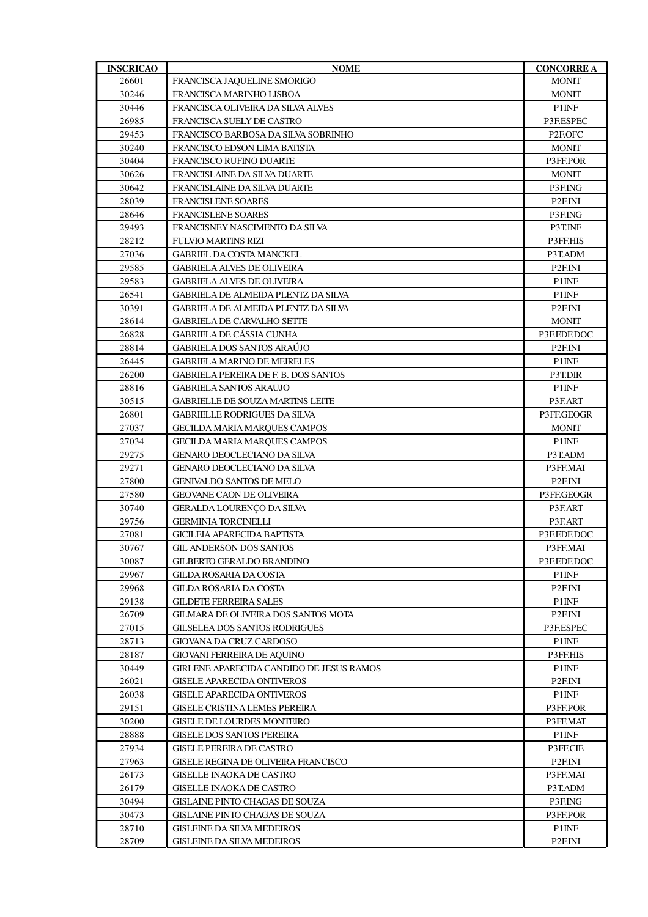| INSCRICAO | NOME | CONCORRE A |
|---|---|---|
| 26601 | FRANCISCA JAQUELINE SMORIGO | MONIT |
| 30246 | FRANCISCA MARINHO LISBOA | MONIT |
| 30446 | FRANCISCA OLIVEIRA DA SILVA ALVES | P1INF |
| 26985 | FRANCISCA SUELY DE CASTRO | P3F.ESPEC |
| 29453 | FRANCISCO BARBOSA DA SILVA SOBRINHO | P2F.OFC |
| 30240 | FRANCISCO EDSON LIMA BATISTA | MONIT |
| 30404 | FRANCISCO RUFINO DUARTE | P3FF.POR |
| 30626 | FRANCISLAINE DA SILVA DUARTE | MONIT |
| 30642 | FRANCISLAINE DA SILVA DUARTE | P3F.ING |
| 28039 | FRANCISLENE SOARES | P2F.INI |
| 28646 | FRANCISLENE SOARES | P3F.ING |
| 29493 | FRANCISNEY NASCIMENTO DA SILVA | P3T.INF |
| 28212 | FULVIO MARTINS RIZI | P3FF.HIS |
| 27036 | GABRIEL DA COSTA MANCKEL | P3T.ADM |
| 29585 | GABRIELA ALVES DE OLIVEIRA | P2F.INI |
| 29583 | GABRIELA ALVES DE OLIVEIRA | P1INF |
| 26541 | GABRIELA DE ALMEIDA PLENTZ DA SILVA | P1INF |
| 30391 | GABRIELA DE ALMEIDA PLENTZ DA SILVA | P2F.INI |
| 28614 | GABRIELA DE CARVALHO SETTE | MONIT |
| 26828 | GABRIELA DE CÁSSIA CUNHA | P3F.EDF.DOC |
| 28814 | GABRIELA DOS SANTOS ARAÚJO | P2F.INI |
| 26445 | GABRIELA MARINO DE MEIRELES | P1INF |
| 26200 | GABRIELA PEREIRA DE F. B. DOS SANTOS | P3T.DIR |
| 28816 | GABRIELA SANTOS ARAUJO | P1INF |
| 30515 | GABRIELLE DE SOUZA MARTINS LEITE | P3F.ART |
| 26801 | GABRIELLE RODRIGUES DA SILVA | P3FF.GEOGR |
| 27037 | GECILDA MARIA MARQUES CAMPOS | MONIT |
| 27034 | GECILDA MARIA MARQUES CAMPOS | P1INF |
| 29275 | GENARO DEOCLECIANO DA SILVA | P3T.ADM |
| 29271 | GENARO DEOCLECIANO DA SILVA | P3FF.MAT |
| 27800 | GENIVALDO SANTOS DE MELO | P2F.INI |
| 27580 | GEOVANE CAON DE OLIVEIRA | P3FF.GEOGR |
| 30740 | GERALDA LOURENÇO DA SILVA | P3F.ART |
| 29756 | GERMINIA TORCINELLI | P3F.ART |
| 27081 | GICILEIA APARECIDA BAPTISTA | P3F.EDF.DOC |
| 30767 | GIL ANDERSON DOS SANTOS | P3FF.MAT |
| 30087 | GILBERTO GERALDO BRANDINO | P3F.EDF.DOC |
| 29967 | GILDA ROSARIA DA COSTA | P1INF |
| 29968 | GILDA ROSARIA DA COSTA | P2F.INI |
| 29138 | GILDETE FERREIRA SALES | P1INF |
| 26709 | GILMARA DE OLIVEIRA DOS SANTOS MOTA | P2F.INI |
| 27015 | GILSELEA DOS SANTOS RODRIGUES | P3F.ESPEC |
| 28713 | GIOVANA DA CRUZ CARDOSO | P1INF |
| 28187 | GIOVANI FERREIRA DE AQUINO | P3FF.HIS |
| 30449 | GIRLENE APARECIDA CANDIDO DE JESUS RAMOS | P1INF |
| 26021 | GISELE APARECIDA ONTIVEROS | P2F.INI |
| 26038 | GISELE APARECIDA ONTIVEROS | P1INF |
| 29151 | GISELE CRISTINA LEMES PEREIRA | P3FF.POR |
| 30200 | GISELE DE LOURDES MONTEIRO | P3FF.MAT |
| 28888 | GISELE DOS SANTOS PEREIRA | P1INF |
| 27934 | GISELE PEREIRA DE CASTRO | P3FF.CIE |
| 27963 | GISELE REGINA DE OLIVEIRA FRANCISCO | P2F.INI |
| 26173 | GISELLE INAOKA DE CASTRO | P3FF.MAT |
| 26179 | GISELLE INAOKA DE CASTRO | P3T.ADM |
| 30494 | GISLAINE PINTO CHAGAS DE SOUZA | P3F.ING |
| 30473 | GISLAINE PINTO CHAGAS DE SOUZA | P3FF.POR |
| 28710 | GISLEINE DA SILVA MEDEIROS | P1INF |
| 28709 | GISLEINE DA SILVA MEDEIROS | P2F.INI |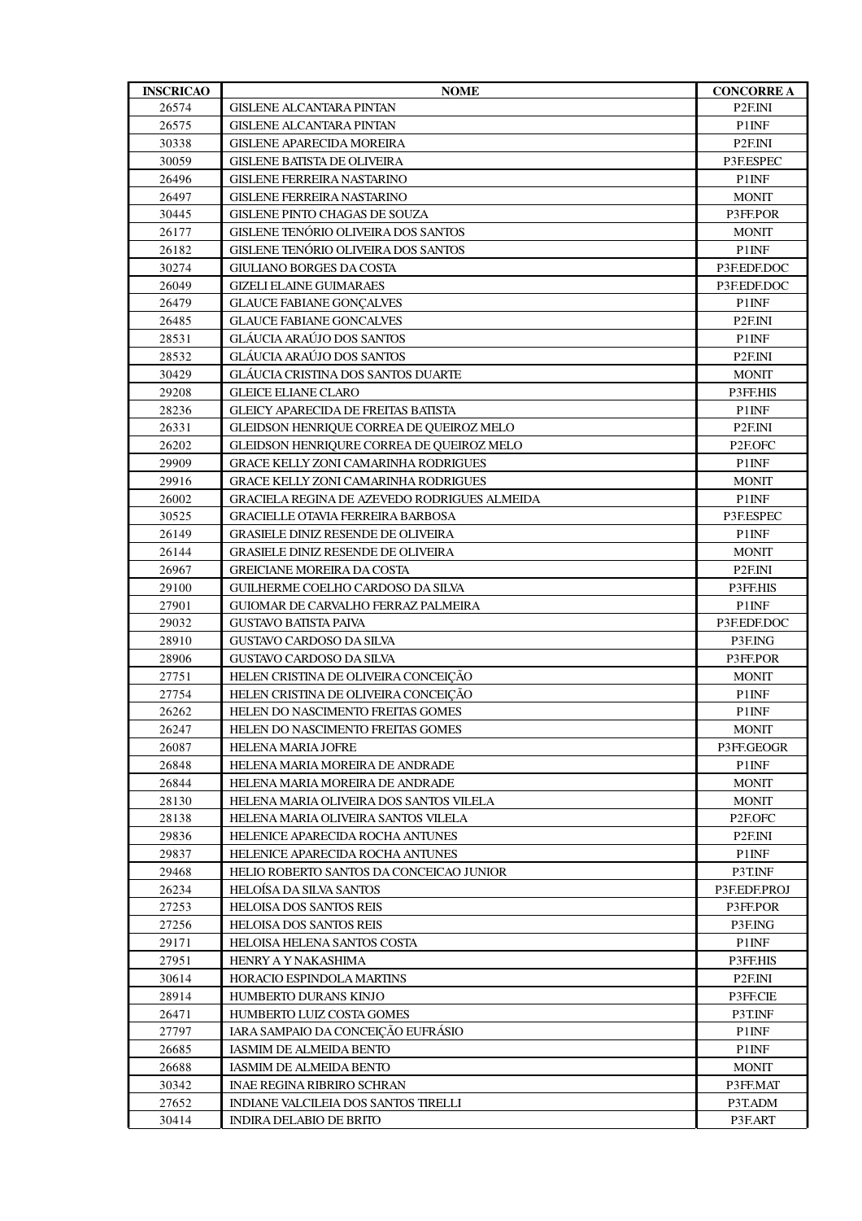| INSCRICAO | NOME | CONCORRE A |
|---|---|---|
| 26574 | GISLENE ALCANTARA PINTAN | P2F.INI |
| 26575 | GISLENE ALCANTARA PINTAN | P1INF |
| 30338 | GISLENE APARECIDA MOREIRA | P2F.INI |
| 30059 | GISLENE BATISTA DE OLIVEIRA | P3F.ESPEC |
| 26496 | GISLENE FERREIRA NASTARINO | P1INF |
| 26497 | GISLENE FERREIRA NASTARINO | MONIT |
| 30445 | GISLENE PINTO CHAGAS DE SOUZA | P3FF.POR |
| 26177 | GISLENE TENÓRIO OLIVEIRA DOS SANTOS | MONIT |
| 26182 | GISLENE TENÓRIO OLIVEIRA DOS SANTOS | P1INF |
| 30274 | GIULIANO BORGES DA COSTA | P3F.EDF.DOC |
| 26049 | GIZELI ELAINE GUIMARAES | P3F.EDF.DOC |
| 26479 | GLAUCE FABIANE GONÇALVES | P1INF |
| 26485 | GLAUCE FABIANE GONCALVES | P2F.INI |
| 28531 | GLÁUCIA ARAÚJO DOS SANTOS | P1INF |
| 28532 | GLÁUCIA ARAÚJO DOS SANTOS | P2F.INI |
| 30429 | GLÁUCIA CRISTINA DOS SANTOS DUARTE | MONIT |
| 29208 | GLEICE ELIANE CLARO | P3FF.HIS |
| 28236 | GLEICY APARECIDA DE FREITAS BATISTA | P1INF |
| 26331 | GLEIDSON HENRIQUE CORREA DE QUEIROZ MELO | P2F.INI |
| 26202 | GLEIDSON HENRIQURE CORREA DE QUEIROZ MELO | P2F.OFC |
| 29909 | GRACE KELLY ZONI CAMARINHA RODRIGUES | P1INF |
| 29916 | GRACE KELLY ZONI CAMARINHA RODRIGUES | MONIT |
| 26002 | GRACIELA REGINA DE AZEVEDO RODRIGUES ALMEIDA | P1INF |
| 30525 | GRACIELLE OTAVIA FERREIRA BARBOSA | P3F.ESPEC |
| 26149 | GRASIELE DINIZ RESENDE DE OLIVEIRA | P1INF |
| 26144 | GRASIELE DINIZ RESENDE DE OLIVEIRA | MONIT |
| 26967 | GREICIANE MOREIRA DA COSTA | P2F.INI |
| 29100 | GUILHERME COELHO CARDOSO DA SILVA | P3FF.HIS |
| 27901 | GUIOMAR DE CARVALHO FERRAZ PALMEIRA | P1INF |
| 29032 | GUSTAVO BATISTA PAIVA | P3F.EDF.DOC |
| 28910 | GUSTAVO CARDOSO DA SILVA | P3F.ING |
| 28906 | GUSTAVO CARDOSO DA SILVA | P3FF.POR |
| 27751 | HELEN CRISTINA DE OLIVEIRA CONCEIÇÃO | MONIT |
| 27754 | HELEN CRISTINA DE OLIVEIRA CONCEIÇÃO | P1INF |
| 26262 | HELEN DO NASCIMENTO FREITAS GOMES | P1INF |
| 26247 | HELEN DO NASCIMENTO FREITAS GOMES | MONIT |
| 26087 | HELENA MARIA JOFRE | P3FF.GEOGR |
| 26848 | HELENA MARIA MOREIRA DE ANDRADE | P1INF |
| 26844 | HELENA MARIA MOREIRA DE ANDRADE | MONIT |
| 28130 | HELENA MARIA OLIVEIRA DOS SANTOS VILELA | MONIT |
| 28138 | HELENA MARIA OLIVEIRA SANTOS VILELA | P2F.OFC |
| 29836 | HELENICE APARECIDA ROCHA ANTUNES | P2F.INI |
| 29837 | HELENICE APARECIDA ROCHA ANTUNES | P1INF |
| 29468 | HELIO ROBERTO SANTOS DA CONCEICAO JUNIOR | P3T.INF |
| 26234 | HELOÍSA DA SILVA SANTOS | P3F.EDF.PROJ |
| 27253 | HELOISA DOS SANTOS REIS | P3FF.POR |
| 27256 | HELOISA DOS SANTOS REIS | P3F.ING |
| 29171 | HELOISA HELENA SANTOS COSTA | P1INF |
| 27951 | HENRY A Y NAKASHIMA | P3FF.HIS |
| 30614 | HORACIO ESPINDOLA MARTINS | P2F.INI |
| 28914 | HUMBERTO DURANS KINJO | P3FF.CIE |
| 26471 | HUMBERTO LUIZ COSTA GOMES | P3T.INF |
| 27797 | IARA SAMPAIO DA CONCEIÇÃO EUFRÁSIO | P1INF |
| 26685 | IASMIM DE ALMEIDA BENTO | P1INF |
| 26688 | IASMIM DE ALMEIDA BENTO | MONIT |
| 30342 | INAE REGINA RIBRIRO SCHRAN | P3FF.MAT |
| 27652 | INDIANE VALCILEIA DOS SANTOS TIRELLI | P3T.ADM |
| 30414 | INDIRA DELABIO DE BRITO | P3F.ART |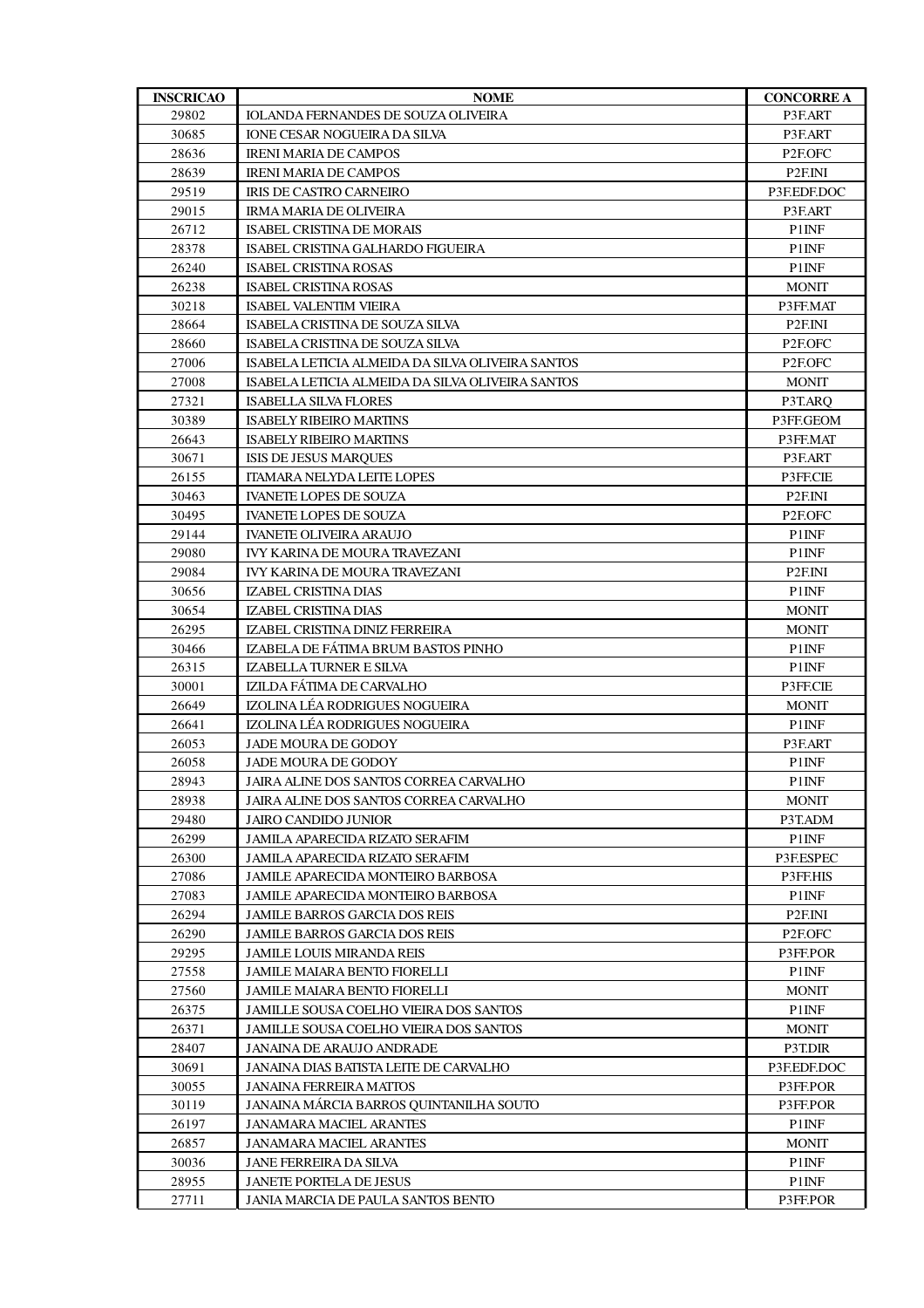| INSCRICAO | NOME | CONCORRE A |
|---|---|---|
| 29802 | IOLANDA FERNANDES DE SOUZA OLIVEIRA | P3F.ART |
| 30685 | IONE CESAR NOGUEIRA DA SILVA | P3F.ART |
| 28636 | IRENI MARIA DE CAMPOS | P2F.OFC |
| 28639 | IRENI MARIA DE CAMPOS | P2F.INI |
| 29519 | IRIS DE CASTRO CARNEIRO | P3F.EDF.DOC |
| 29015 | IRMA MARIA DE OLIVEIRA | P3F.ART |
| 26712 | ISABEL CRISTINA DE MORAIS | P1INF |
| 28378 | ISABEL CRISTINA GALHARDO FIGUEIRA | P1INF |
| 26240 | ISABEL CRISTINA ROSAS | P1INF |
| 26238 | ISABEL CRISTINA ROSAS | MONIT |
| 30218 | ISABEL VALENTIM VIEIRA | P3FF.MAT |
| 28664 | ISABELA CRISTINA DE SOUZA SILVA | P2F.INI |
| 28660 | ISABELA CRISTINA DE SOUZA SILVA | P2F.OFC |
| 27006 | ISABELA LETICIA ALMEIDA DA SILVA OLIVEIRA SANTOS | P2F.OFC |
| 27008 | ISABELA LETICIA ALMEIDA DA SILVA OLIVEIRA SANTOS | MONIT |
| 27321 | ISABELLA SILVA FLORES | P3T.ARQ |
| 30389 | ISABELY RIBEIRO MARTINS | P3FF.GEOM |
| 26643 | ISABELY RIBEIRO MARTINS | P3FF.MAT |
| 30671 | ISIS DE JESUS MARQUES | P3F.ART |
| 26155 | ITAMARA NELYDA LEITE LOPES | P3FF.CIE |
| 30463 | IVANETE LOPES DE SOUZA | P2F.INI |
| 30495 | IVANETE LOPES DE SOUZA | P2F.OFC |
| 29144 | IVANETE OLIVEIRA ARAUJO | P1INF |
| 29080 | IVY KARINA DE MOURA TRAVEZANI | P1INF |
| 29084 | IVY KARINA DE MOURA TRAVEZANI | P2F.INI |
| 30656 | IZABEL CRISTINA DIAS | P1INF |
| 30654 | IZABEL CRISTINA DIAS | MONIT |
| 26295 | IZABEL CRISTINA DINIZ FERREIRA | MONIT |
| 30466 | IZABELA DE FÁTIMA BRUM BASTOS PINHO | P1INF |
| 26315 | IZABELLA TURNER E SILVA | P1INF |
| 30001 | IZILDA FÁTIMA DE CARVALHO | P3FF.CIE |
| 26649 | IZOLINA LÉA RODRIGUES NOGUEIRA | MONIT |
| 26641 | IZOLINA LÉA RODRIGUES NOGUEIRA | P1INF |
| 26053 | JADE MOURA DE GODOY | P3F.ART |
| 26058 | JADE MOURA DE GODOY | P1INF |
| 28943 | JAIRA ALINE DOS SANTOS CORREA CARVALHO | P1INF |
| 28938 | JAIRA ALINE DOS SANTOS CORREA CARVALHO | MONIT |
| 29480 | JAIRO CANDIDO JUNIOR | P3T.ADM |
| 26299 | JAMILA APARECIDA RIZATO SERAFIM | P1INF |
| 26300 | JAMILA APARECIDA RIZATO SERAFIM | P3F.ESPEC |
| 27086 | JAMILE APARECIDA MONTEIRO BARBOSA | P3FF.HIS |
| 27083 | JAMILE APARECIDA MONTEIRO BARBOSA | P1INF |
| 26294 | JAMILE BARROS GARCIA DOS REIS | P2F.INI |
| 26290 | JAMILE BARROS GARCIA DOS REIS | P2F.OFC |
| 29295 | JAMILE LOUIS MIRANDA REIS | P3FF.POR |
| 27558 | JAMILE MAIARA BENTO FIORELLI | P1INF |
| 27560 | JAMILE MAIARA BENTO FIORELLI | MONIT |
| 26375 | JAMILLE SOUSA COELHO VIEIRA DOS SANTOS | P1INF |
| 26371 | JAMILLE SOUSA COELHO VIEIRA DOS SANTOS | MONIT |
| 28407 | JANAINA DE ARAUJO ANDRADE | P3T.DIR |
| 30691 | JANAINA DIAS BATISTA LEITE DE CARVALHO | P3F.EDF.DOC |
| 30055 | JANAINA FERREIRA MATTOS | P3FF.POR |
| 30119 | JANAINA MÁRCIA BARROS QUINTANILHA SOUTO | P3FF.POR |
| 26197 | JANAMARA MACIEL ARANTES | P1INF |
| 26857 | JANAMARA MACIEL ARANTES | MONIT |
| 30036 | JANE FERREIRA DA SILVA | P1INF |
| 28955 | JANETE PORTELA DE JESUS | P1INF |
| 27711 | JANIA MARCIA DE PAULA SANTOS BENTO | P3FF.POR |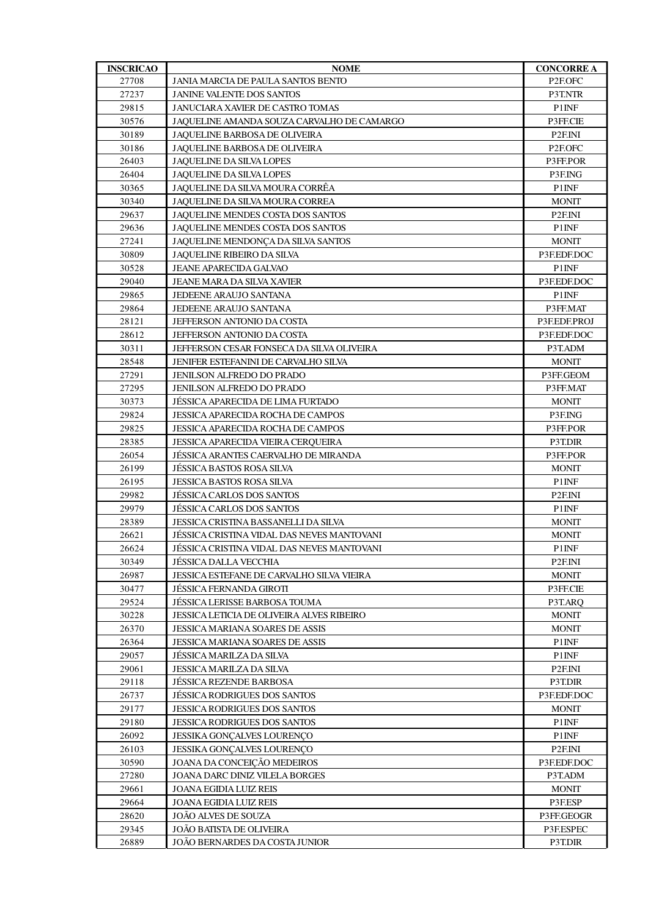| INSCRICAO | NOME | CONCORRE A |
| --- | --- | --- |
| 27708 | JANIA MARCIA DE PAULA SANTOS BENTO | P2F.OFC |
| 27237 | JANINE VALENTE DOS SANTOS | P3T.NTR |
| 29815 | JANUCIARA XAVIER DE CASTRO TOMAS | P1INF |
| 30576 | JAQUELINE AMANDA SOUZA CARVALHO DE CAMARGO | P3FF.CIE |
| 30189 | JAQUELINE BARBOSA DE OLIVEIRA | P2F.INI |
| 30186 | JAQUELINE BARBOSA DE OLIVEIRA | P2F.OFC |
| 26403 | JAQUELINE DA SILVA LOPES | P3FF.POR |
| 26404 | JAQUELINE DA SILVA LOPES | P3F.ING |
| 30365 | JAQUELINE DA SILVA MOURA CORRÊA | P1INF |
| 30340 | JAQUELINE DA SILVA MOURA CORREA | MONIT |
| 29637 | JAQUELINE MENDES COSTA DOS SANTOS | P2F.INI |
| 29636 | JAQUELINE MENDES COSTA DOS SANTOS | P1INF |
| 27241 | JAQUELINE MENDONÇA DA SILVA SANTOS | MONIT |
| 30809 | JAQUELINE RIBEIRO DA SILVA | P3F.EDF.DOC |
| 30528 | JEANE APARECIDA GALVAO | P1INF |
| 29040 | JEANE MARA DA SILVA XAVIER | P3F.EDF.DOC |
| 29865 | JEDEENE ARAUJO SANTANA | P1INF |
| 29864 | JEDEENE ARAUJO SANTANA | P3FF.MAT |
| 28121 | JEFFERSON ANTONIO DA COSTA | P3F.EDF.PROJ |
| 28612 | JEFFERSON ANTONIO DA COSTA | P3F.EDF.DOC |
| 30311 | JEFFERSON CESAR FONSECA DA SILVA OLIVEIRA | P3T.ADM |
| 28548 | JENIFER ESTEFANINI DE CARVALHO SILVA | MONIT |
| 27291 | JENILSON ALFREDO DO PRADO | P3FF.GEOM |
| 27295 | JENILSON ALFREDO DO PRADO | P3FF.MAT |
| 30373 | JÉSSICA APARECIDA DE LIMA FURTADO | MONIT |
| 29824 | JESSICA APARECIDA ROCHA DE CAMPOS | P3F.ING |
| 29825 | JESSICA APARECIDA ROCHA DE CAMPOS | P3FF.POR |
| 28385 | JESSICA APARECIDA VIEIRA CERQUEIRA | P3T.DIR |
| 26054 | JÉSSICA ARANTES CAERVALHO DE MIRANDA | P3FF.POR |
| 26199 | JÉSSICA BASTOS ROSA SILVA | MONIT |
| 26195 | JESSICA BASTOS ROSA SILVA | P1INF |
| 29982 | JÉSSICA CARLOS DOS SANTOS | P2F.INI |
| 29979 | JÉSSICA CARLOS DOS SANTOS | P1INF |
| 28389 | JESSICA CRISTINA BASSANELLI DA SILVA | MONIT |
| 26621 | JÉSSICA CRISTINA VIDAL DAS NEVES MANTOVANI | MONIT |
| 26624 | JÉSSICA CRISTINA VIDAL DAS NEVES MANTOVANI | P1INF |
| 30349 | JÉSSICA DALLA VECCHIA | P2F.INI |
| 26987 | JESSICA ESTEFANE DE CARVALHO SILVA VIEIRA | MONIT |
| 30477 | JÉSSICA FERNANDA GIROTI | P3FF.CIE |
| 29524 | JÉSSICA LERISSE BARBOSA TOUMA | P3T.ARQ |
| 30228 | JESSICA LETICIA DE OLIVEIRA ALVES RIBEIRO | MONIT |
| 26370 | JESSICA MARIANA SOARES DE ASSIS | MONIT |
| 26364 | JESSICA MARIANA SOARES DE ASSIS | P1INF |
| 29057 | JÉSSICA MARILZA DA SILVA | P1INF |
| 29061 | JESSICA MARILZA DA SILVA | P2F.INI |
| 29118 | JÉSSICA REZENDE BARBOSA | P3T.DIR |
| 26737 | JÉSSICA RODRIGUES DOS SANTOS | P3F.EDF.DOC |
| 29177 | JESSICA RODRIGUES DOS SANTOS | MONIT |
| 29180 | JESSICA RODRIGUES DOS SANTOS | P1INF |
| 26092 | JESSIKA GONÇALVES LOURENÇO | P1INF |
| 26103 | JESSIKA GONÇALVES LOURENÇO | P2F.INI |
| 30590 | JOANA DA CONCEIÇÃO MEDEIROS | P3F.EDF.DOC |
| 27280 | JOANA DARC DINIZ VILELA BORGES | P3T.ADM |
| 29661 | JOANA EGIDIA LUIZ REIS | MONIT |
| 29664 | JOANA EGIDIA LUIZ REIS | P3F.ESP |
| 28620 | JOÃO ALVES DE SOUZA | P3FF.GEOGR |
| 29345 | JOÃO BATISTA DE OLIVEIRA | P3F.ESPEC |
| 26889 | JOÃO BERNARDES DA COSTA JUNIOR | P3T.DIR |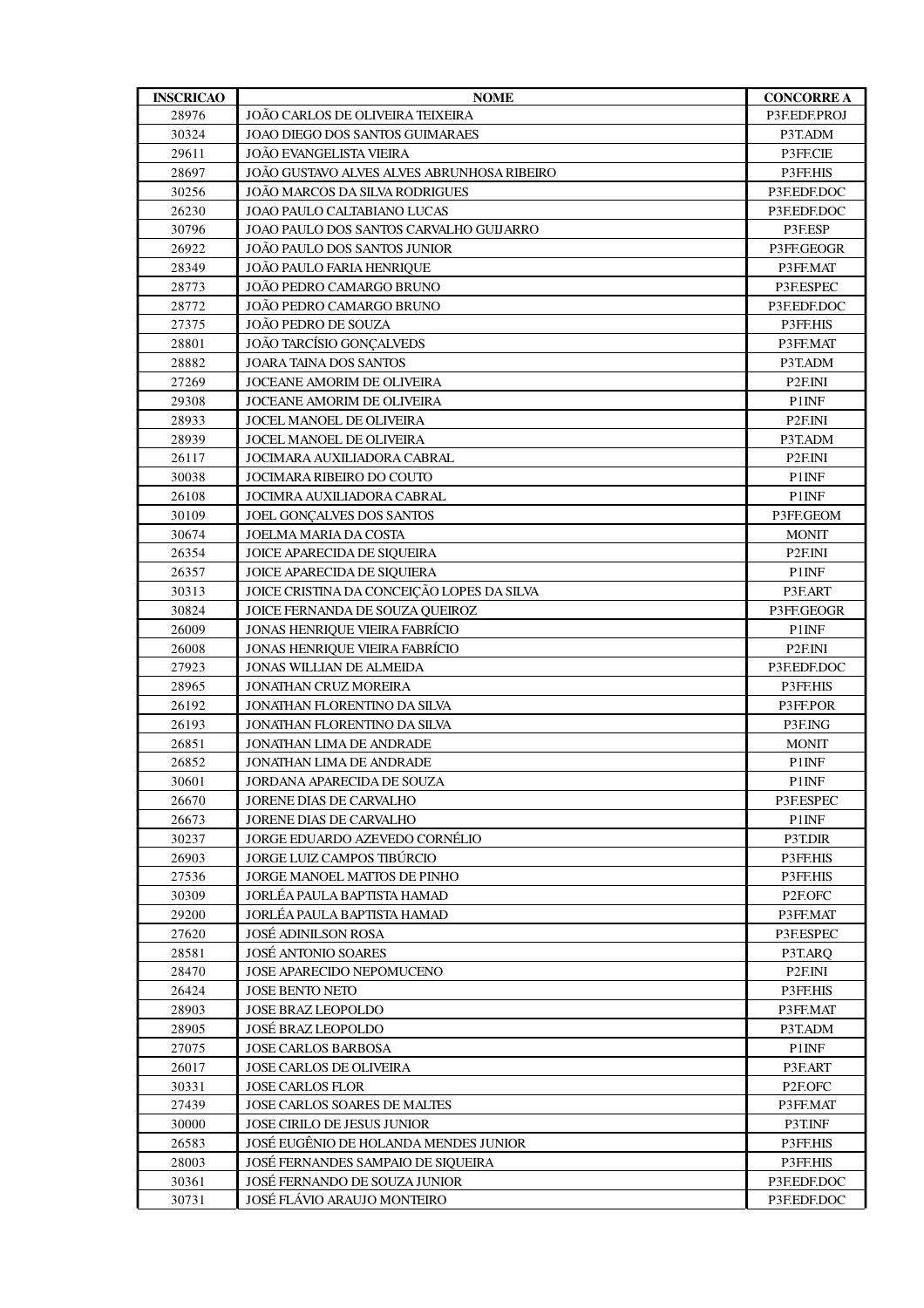| INSCRICAO | NOME | CONCORRE A |
|---|---|---|
| 28976 | JOÃO CARLOS DE OLIVEIRA TEIXEIRA | P3F.EDF.PROJ |
| 30324 | JOAO DIEGO DOS SANTOS GUIMARAES | P3T.ADM |
| 29611 | JOÃO EVANGELISTA VIEIRA | P3FF.CIE |
| 28697 | JOÃO GUSTAVO ALVES ALVES ABRUNHOSA RIBEIRO | P3FF.HIS |
| 30256 | JOÃO MARCOS DA SILVA RODRIGUES | P3F.EDF.DOC |
| 26230 | JOAO PAULO CALTABIANO LUCAS | P3F.EDF.DOC |
| 30796 | JOAO PAULO DOS SANTOS CARVALHO GUIJARRO | P3F.ESP |
| 26922 | JOÃO PAULO DOS SANTOS JUNIOR | P3FF.GEOGR |
| 28349 | JOÃO PAULO FARIA HENRIQUE | P3FF.MAT |
| 28773 | JOÃO PEDRO CAMARGO BRUNO | P3F.ESPEC |
| 28772 | JOÃO PEDRO CAMARGO BRUNO | P3F.EDF.DOC |
| 27375 | JOÃO PEDRO DE SOUZA | P3FF.HIS |
| 28801 | JOÃO TARCÍSIO GONÇALVEDS | P3FF.MAT |
| 28882 | JOARA TAINA DOS SANTOS | P3T.ADM |
| 27269 | JOCEANE AMORIM DE OLIVEIRA | P2F.INI |
| 29308 | JOCEANE AMORIM DE OLIVEIRA | P1INF |
| 28933 | JOCEL MANOEL DE OLIVEIRA | P2F.INI |
| 28939 | JOCEL MANOEL DE OLIVEIRA | P3T.ADM |
| 26117 | JOCIMARA AUXILIADORA CABRAL | P2F.INI |
| 30038 | JOCIMARA RIBEIRO DO COUTO | P1INF |
| 26108 | JOCIMRA AUXILIADORA CABRAL | P1INF |
| 30109 | JOEL GONÇALVES DOS SANTOS | P3FF.GEOM |
| 30674 | JOELMA MARIA DA COSTA | MONIT |
| 26354 | JOICE APARECIDA DE SIQUEIRA | P2F.INI |
| 26357 | JOICE APARECIDA DE SIQUIERA | P1INF |
| 30313 | JOICE CRISTINA DA CONCEIÇÃO LOPES DA SILVA | P3F.ART |
| 30824 | JOICE FERNANDA DE SOUZA QUEIROZ | P3FF.GEOGR |
| 26009 | JONAS HENRIQUE VIEIRA FABRÍCIO | P1INF |
| 26008 | JONAS HENRIQUE VIEIRA FABRÍCIO | P2F.INI |
| 27923 | JONAS WILLIAN DE ALMEIDA | P3F.EDF.DOC |
| 28965 | JONATHAN CRUZ MOREIRA | P3FF.HIS |
| 26192 | JONATHAN FLORENTINO DA SILVA | P3FF.POR |
| 26193 | JONATHAN FLORENTINO DA SILVA | P3F.ING |
| 26851 | JONATHAN LIMA DE ANDRADE | MONIT |
| 26852 | JONATHAN LIMA DE ANDRADE | P1INF |
| 30601 | JORDANA APARECIDA DE SOUZA | P1INF |
| 26670 | JORENE DIAS DE CARVALHO | P3F.ESPEC |
| 26673 | JORENE DIAS DE CARVALHO | P1INF |
| 30237 | JORGE EDUARDO AZEVEDO CORNÉLIO | P3T.DIR |
| 26903 | JORGE LUIZ CAMPOS TIBÚRCIO | P3FF.HIS |
| 27536 | JORGE MANOEL MATTOS DE PINHO | P3FF.HIS |
| 30309 | JORLÉA PAULA BAPTISTA HAMAD | P2F.OFC |
| 29200 | JORLÉA PAULA BAPTISTA HAMAD | P3FF.MAT |
| 27620 | JOSÉ ADINILSON ROSA | P3F.ESPEC |
| 28581 | JOSÉ ANTONIO SOARES | P3T.ARQ |
| 28470 | JOSE APARECIDO NEPOMUCENO | P2F.INI |
| 26424 | JOSE BENTO NETO | P3FF.HIS |
| 28903 | JOSE BRAZ LEOPOLDO | P3FF.MAT |
| 28905 | JOSÉ BRAZ LEOPOLDO | P3T.ADM |
| 27075 | JOSE CARLOS BARBOSA | P1INF |
| 26017 | JOSE CARLOS DE OLIVEIRA | P3F.ART |
| 30331 | JOSE CARLOS FLOR | P2F.OFC |
| 27439 | JOSE CARLOS SOARES DE MALTES | P3FF.MAT |
| 30000 | JOSE CIRILO DE JESUS JUNIOR | P3T.INF |
| 26583 | JOSÉ EUGÊNIO DE HOLANDA MENDES JUNIOR | P3FF.HIS |
| 28003 | JOSÉ FERNANDES SAMPAIO DE SIQUEIRA | P3FF.HIS |
| 30361 | JOSÉ FERNANDO DE SOUZA JUNIOR | P3F.EDF.DOC |
| 30731 | JOSÉ FLÁVIO ARAUJO MONTEIRO | P3F.EDF.DOC |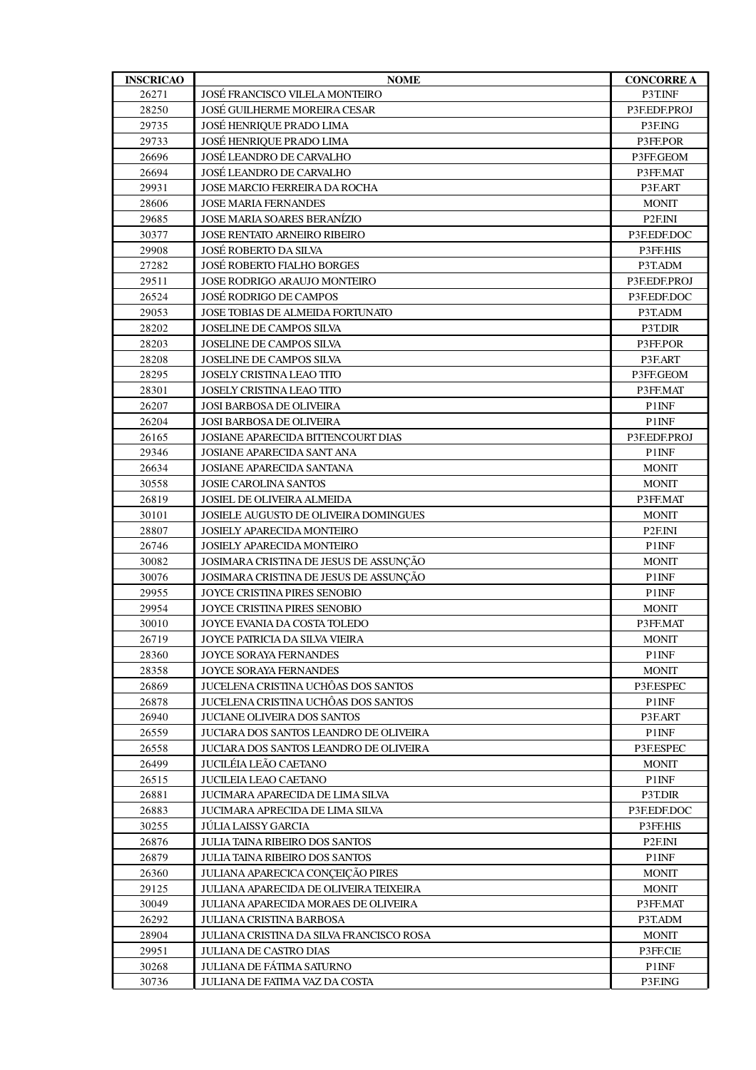| INSCRICAO | NOME | CONCORRE A |
|---|---|---|
| 26271 | JOSÉ FRANCISCO VILELA MONTEIRO | P3T.INF |
| 28250 | JOSÉ GUILHERME MOREIRA CESAR | P3F.EDF.PROJ |
| 29735 | JOSÉ HENRIQUE PRADO LIMA | P3F.ING |
| 29733 | JOSÉ HENRIQUE PRADO LIMA | P3FF.POR |
| 26696 | JOSÉ LEANDRO DE CARVALHO | P3FF.GEOM |
| 26694 | JOSÉ LEANDRO DE CARVALHO | P3FF.MAT |
| 29931 | JOSE MARCIO FERREIRA DA ROCHA | P3F.ART |
| 28606 | JOSE MARIA FERNANDES | MONIT |
| 29685 | JOSE MARIA SOARES BERANÍZIO | P2F.INI |
| 30377 | JOSE RENTATO ARNEIRO RIBEIRO | P3F.EDF.DOC |
| 29908 | JOSÉ ROBERTO DA SILVA | P3FF.HIS |
| 27282 | JOSÉ ROBERTO FIALHO BORGES | P3T.ADM |
| 29511 | JOSE RODRIGO ARAUJO MONTEIRO | P3F.EDF.PROJ |
| 26524 | JOSÉ RODRIGO DE CAMPOS | P3F.EDF.DOC |
| 29053 | JOSE TOBIAS DE ALMEIDA FORTUNATO | P3T.ADM |
| 28202 | JOSELINE DE CAMPOS SILVA | P3T.DIR |
| 28203 | JOSELINE DE CAMPOS SILVA | P3FF.POR |
| 28208 | JOSELINE DE CAMPOS SILVA | P3F.ART |
| 28295 | JOSELY CRISTINA LEAO TITO | P3FF.GEOM |
| 28301 | JOSELY CRISTINA LEAO TITO | P3FF.MAT |
| 26207 | JOSI BARBOSA DE OLIVEIRA | P1INF |
| 26204 | JOSI BARBOSA DE OLIVEIRA | P1INF |
| 26165 | JOSIANE APARECIDA BITTENCOURT DIAS | P3F.EDF.PROJ |
| 29346 | JOSIANE APARECIDA SANT ANA | P1INF |
| 26634 | JOSIANE APARECIDA SANTANA | MONIT |
| 30558 | JOSIE CAROLINA SANTOS | MONIT |
| 26819 | JOSIEL DE OLIVEIRA ALMEIDA | P3FF.MAT |
| 30101 | JOSIELE AUGUSTO DE OLIVEIRA DOMINGUES | MONIT |
| 28807 | JOSIELY APARECIDA MONTEIRO | P2F.INI |
| 26746 | JOSIELY APARECIDA MONTEIRO | P1INF |
| 30082 | JOSIMARA CRISTINA DE JESUS DE ASSUNÇÃO | MONIT |
| 30076 | JOSIMARA CRISTINA DE JESUS DE ASSUNÇÃO | P1INF |
| 29955 | JOYCE CRISTINA PIRES SENOBIO | P1INF |
| 29954 | JOYCE CRISTINA PIRES SENOBIO | MONIT |
| 30010 | JOYCE EVANIA DA COSTA TOLEDO | P3FF.MAT |
| 26719 | JOYCE PATRICIA DA SILVA VIEIRA | MONIT |
| 28360 | JOYCE SORAYA FERNANDES | P1INF |
| 28358 | JOYCE SORAYA FERNANDES | MONIT |
| 26869 | JUCELENA CRISTINA UCHÔAS DOS SANTOS | P3F.ESPEC |
| 26878 | JUCELENA CRISTINA UCHÔAS DOS SANTOS | P1INF |
| 26940 | JUCIANE OLIVEIRA DOS SANTOS | P3F.ART |
| 26559 | JUCIARA DOS SANTOS LEANDRO DE OLIVEIRA | P1INF |
| 26558 | JUCIARA DOS SANTOS LEANDRO DE OLIVEIRA | P3F.ESPEC |
| 26499 | JUCILÉIA LEÃO CAETANO | MONIT |
| 26515 | JUCILEIA LEAO CAETANO | P1INF |
| 26881 | JUCIMARA APARECIDA DE LIMA SILVA | P3T.DIR |
| 26883 | JUCIMARA APRECIDA DE LIMA SILVA | P3F.EDF.DOC |
| 30255 | JÚLIA LAISSY GARCIA | P3FF.HIS |
| 26876 | JULIA TAINA RIBEIRO DOS SANTOS | P2F.INI |
| 26879 | JULIA TAINA RIBEIRO DOS SANTOS | P1INF |
| 26360 | JULIANA APARECICA CONÇEIÇÃO PIRES | MONIT |
| 29125 | JULIANA APARECIDA DE OLIVEIRA TEIXEIRA | MONIT |
| 30049 | JULIANA APARECIDA MORAES DE OLIVEIRA | P3FF.MAT |
| 26292 | JULIANA CRISTINA BARBOSA | P3T.ADM |
| 28904 | JULIANA CRISTINA DA SILVA FRANCISCO ROSA | MONIT |
| 29951 | JULIANA DE CASTRO DIAS | P3FF.CIE |
| 30268 | JULIANA DE FÁTIMA SATURNO | P1INF |
| 30736 | JULIANA DE FATIMA VAZ DA COSTA | P3F.ING |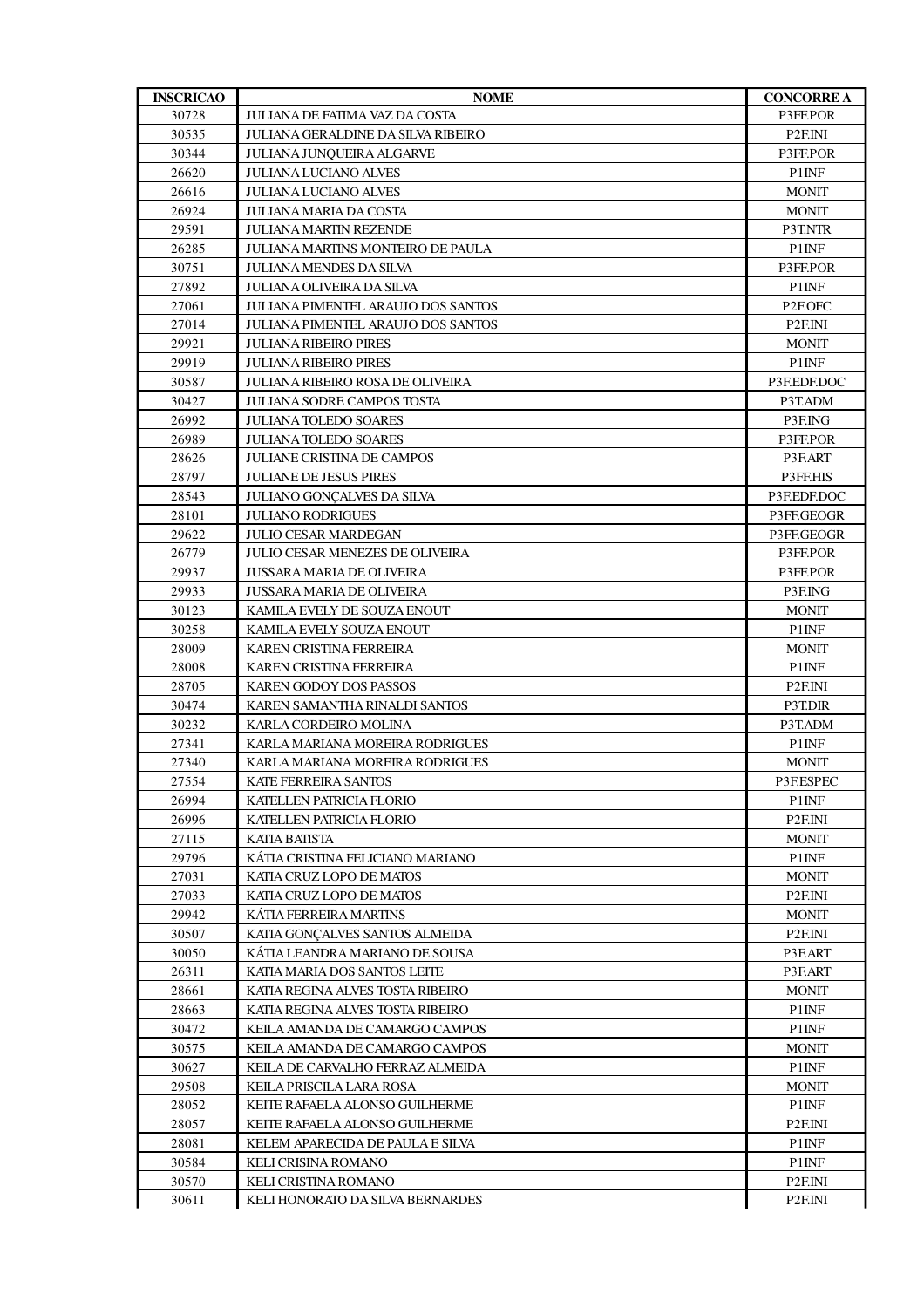| INSCRICAO | NOME | CONCORRE A |
|---|---|---|
| 30728 | JULIANA DE FATIMA VAZ DA COSTA | P3FF.POR |
| 30535 | JULIANA GERALDINE DA SILVA RIBEIRO | P2F.INI |
| 30344 | JULIANA JUNQUEIRA ALGARVE | P3FF.POR |
| 26620 | JULIANA LUCIANO ALVES | P1INF |
| 26616 | JULIANA LUCIANO ALVES | MONIT |
| 26924 | JULIANA MARIA DA COSTA | MONIT |
| 29591 | JULIANA MARTIN REZENDE | P3T.NTR |
| 26285 | JULIANA MARTINS MONTEIRO DE PAULA | P1INF |
| 30751 | JULIANA MENDES DA SILVA | P3FF.POR |
| 27892 | JULIANA OLIVEIRA DA SILVA | P1INF |
| 27061 | JULIANA PIMENTEL ARAUJO DOS SANTOS | P2F.OFC |
| 27014 | JULIANA PIMENTEL ARAUJO DOS SANTOS | P2F.INI |
| 29921 | JULIANA RIBEIRO PIRES | MONIT |
| 29919 | JULIANA RIBEIRO PIRES | P1INF |
| 30587 | JULIANA RIBEIRO ROSA DE OLIVEIRA | P3F.EDF.DOC |
| 30427 | JULIANA SODRE CAMPOS TOSTA | P3T.ADM |
| 26992 | JULIANA TOLEDO SOARES | P3F.ING |
| 26989 | JULIANA TOLEDO SOARES | P3FF.POR |
| 28626 | JULIANE CRISTINA DE CAMPOS | P3F.ART |
| 28797 | JULIANE DE JESUS PIRES | P3FF.HIS |
| 28543 | JULIANO GONÇALVES DA SILVA | P3F.EDF.DOC |
| 28101 | JULIANO RODRIGUES | P3FF.GEOGR |
| 29622 | JULIO CESAR MARDEGAN | P3FF.GEOGR |
| 26779 | JULIO CESAR MENEZES DE OLIVEIRA | P3FF.POR |
| 29937 | JUSSARA MARIA DE OLIVEIRA | P3FF.POR |
| 29933 | JUSSARA MARIA DE OLIVEIRA | P3F.ING |
| 30123 | KAMILA EVELY DE SOUZA ENOUT | MONIT |
| 30258 | KAMILA EVELY SOUZA ENOUT | P1INF |
| 28009 | KAREN CRISTINA FERREIRA | MONIT |
| 28008 | KAREN CRISTINA FERREIRA | P1INF |
| 28705 | KAREN GODOY DOS PASSOS | P2F.INI |
| 30474 | KAREN SAMANTHA RINALDI SANTOS | P3T.DIR |
| 30232 | KARLA CORDEIRO MOLINA | P3T.ADM |
| 27341 | KARLA MARIANA MOREIRA RODRIGUES | P1INF |
| 27340 | KARLA MARIANA MOREIRA RODRIGUES | MONIT |
| 27554 | KATE FERREIRA SANTOS | P3F.ESPEC |
| 26994 | KATELLEN PATRICIA FLORIO | P1INF |
| 26996 | KATELLEN PATRICIA FLORIO | P2F.INI |
| 27115 | KATIA BATISTA | MONIT |
| 29796 | KÁTIA CRISTINA FELICIANO MARIANO | P1INF |
| 27031 | KATIA CRUZ LOPO DE MATOS | MONIT |
| 27033 | KATIA CRUZ LOPO DE MATOS | P2F.INI |
| 29942 | KÁTIA FERREIRA MARTINS | MONIT |
| 30507 | KATIA GONÇALVES SANTOS ALMEIDA | P2F.INI |
| 30050 | KÁTIA LEANDRA MARIANO DE SOUSA | P3F.ART |
| 26311 | KATIA MARIA DOS SANTOS LEITE | P3F.ART |
| 28661 | KATIA REGINA ALVES TOSTA RIBEIRO | MONIT |
| 28663 | KATIA REGINA ALVES TOSTA RIBEIRO | P1INF |
| 30472 | KEILA AMANDA DE CAMARGO CAMPOS | P1INF |
| 30575 | KEILA AMANDA DE CAMARGO CAMPOS | MONIT |
| 30627 | KEILA DE CARVALHO FERRAZ ALMEIDA | P1INF |
| 29508 | KEILA PRISCILA LARA ROSA | MONIT |
| 28052 | KEITE RAFAELA ALONSO GUILHERME | P1INF |
| 28057 | KEITE RAFAELA ALONSO GUILHERME | P2F.INI |
| 28081 | KELEM APARECIDA DE PAULA E SILVA | P1INF |
| 30584 | KELI CRISINA ROMANO | P1INF |
| 30570 | KELI CRISTINA ROMANO | P2F.INI |
| 30611 | KELI HONORATO DA SILVA BERNARDES | P2F.INI |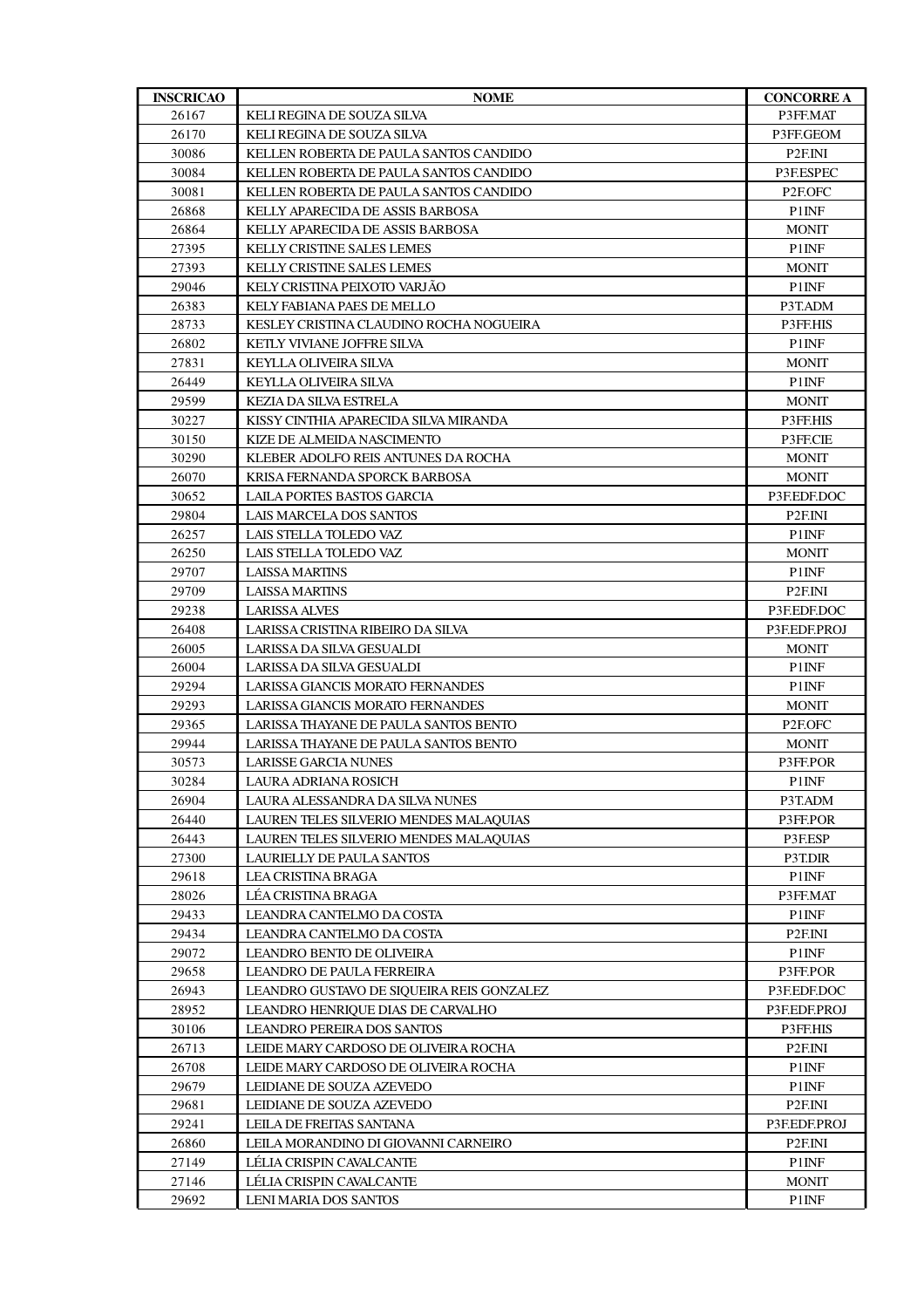| INSCRICAO | NOME | CONCORRE A |
|---|---|---|
| 26167 | KELI REGINA DE SOUZA SILVA | P3FF.MAT |
| 26170 | KELI REGINA DE SOUZA SILVA | P3FF.GEOM |
| 30086 | KELLEN ROBERTA DE PAULA SANTOS CANDIDO | P2F.INI |
| 30084 | KELLEN ROBERTA DE PAULA SANTOS CANDIDO | P3F.ESPEC |
| 30081 | KELLEN ROBERTA DE PAULA SANTOS CANDIDO | P2F.OFC |
| 26868 | KELLY APARECIDA DE ASSIS BARBOSA | P1INF |
| 26864 | KELLY APARECIDA DE ASSIS BARBOSA | MONIT |
| 27395 | KELLY CRISTINE SALES LEMES | P1INF |
| 27393 | KELLY CRISTINE SALES LEMES | MONIT |
| 29046 | KELY CRISTINA PEIXOTO VARJÃO | P1INF |
| 26383 | KELY FABIANA PAES DE MELLO | P3T.ADM |
| 28733 | KESLEY CRISTINA CLAUDINO ROCHA NOGUEIRA | P3FF.HIS |
| 26802 | KETLY VIVIANE JOFFRE SILVA | P1INF |
| 27831 | KEYLLA OLIVEIRA SILVA | MONIT |
| 26449 | KEYLLA OLIVEIRA SILVA | P1INF |
| 29599 | KEZIA DA SILVA ESTRELA | MONIT |
| 30227 | KISSY CINTHIA APARECIDA SILVA MIRANDA | P3FF.HIS |
| 30150 | KIZE DE ALMEIDA NASCIMENTO | P3FF.CIE |
| 30290 | KLEBER ADOLFO REIS ANTUNES DA ROCHA | MONIT |
| 26070 | KRISA FERNANDA SPORCK BARBOSA | MONIT |
| 30652 | LAILA PORTES BASTOS GARCIA | P3F.EDF.DOC |
| 29804 | LAIS MARCELA DOS SANTOS | P2F.INI |
| 26257 | LAIS STELLA TOLEDO VAZ | P1INF |
| 26250 | LAIS STELLA TOLEDO VAZ | MONIT |
| 29707 | LAISSA MARTINS | P1INF |
| 29709 | LAISSA MARTINS | P2F.INI |
| 29238 | LARISSA ALVES | P3F.EDF.DOC |
| 26408 | LARISSA CRISTINA RIBEIRO DA SILVA | P3F.EDF.PROJ |
| 26005 | LARISSA DA SILVA GESUALDI | MONIT |
| 26004 | LARISSA DA SILVA GESUALDI | P1INF |
| 29294 | LARISSA GIANCIS MORATO FERNANDES | P1INF |
| 29293 | LARISSA GIANCIS MORATO FERNANDES | MONIT |
| 29365 | LARISSA THAYANE DE PAULA SANTOS BENTO | P2F.OFC |
| 29944 | LARISSA THAYANE DE PAULA SANTOS BENTO | MONIT |
| 30573 | LARISSE GARCIA NUNES | P3FF.POR |
| 30284 | LAURA ADRIANA ROSICH | P1INF |
| 26904 | LAURA ALESSANDRA DA SILVA NUNES | P3T.ADM |
| 26440 | LAUREN TELES SILVERIO MENDES MALAQUIAS | P3FF.POR |
| 26443 | LAUREN TELES SILVERIO MENDES MALAQUIAS | P3F.ESP |
| 27300 | LAURIELLY DE PAULA SANTOS | P3T.DIR |
| 29618 | LEA CRISTINA BRAGA | P1INF |
| 28026 | LÉA CRISTINA BRAGA | P3FF.MAT |
| 29433 | LEANDRA CANTELMO DA COSTA | P1INF |
| 29434 | LEANDRA CANTELMO DA COSTA | P2F.INI |
| 29072 | LEANDRO BENTO DE OLIVEIRA | P1INF |
| 29658 | LEANDRO DE PAULA FERREIRA | P3FF.POR |
| 26943 | LEANDRO GUSTAVO DE SIQUEIRA REIS GONZALEZ | P3F.EDF.DOC |
| 28952 | LEANDRO HENRIQUE DIAS DE CARVALHO | P3F.EDF.PROJ |
| 30106 | LEANDRO PEREIRA DOS SANTOS | P3FF.HIS |
| 26713 | LEIDE MARY CARDOSO DE OLIVEIRA ROCHA | P2F.INI |
| 26708 | LEIDE MARY CARDOSO DE OLIVEIRA ROCHA | P1INF |
| 29679 | LEIDIANE DE SOUZA AZEVEDO | P1INF |
| 29681 | LEIDIANE DE SOUZA AZEVEDO | P2F.INI |
| 29241 | LEILA DE FREITAS SANTANA | P3F.EDF.PROJ |
| 26860 | LEILA MORANDINO DI GIOVANNI CARNEIRO | P2F.INI |
| 27149 | LÉLIA CRISPIN CAVALCANTE | P1INF |
| 27146 | LÉLIA CRISPIN CAVALCANTE | MONIT |
| 29692 | LENI MARIA DOS SANTOS | P1INF |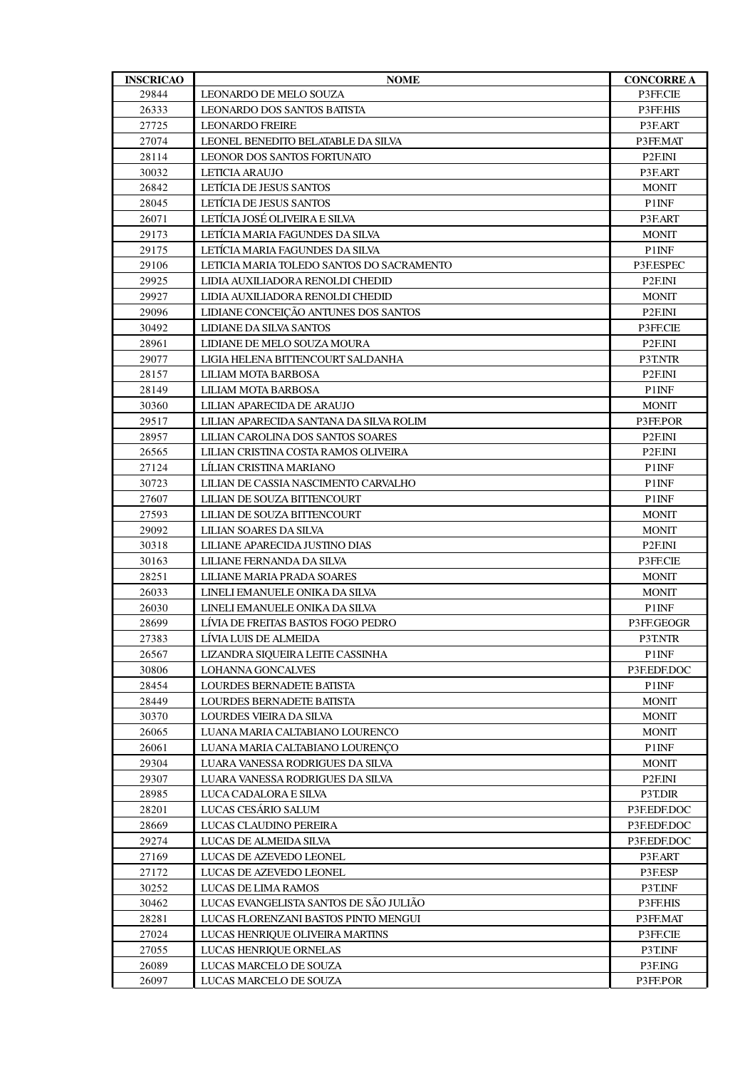| INSCRICAO | NOME | CONCORRE A |
| --- | --- | --- |
| 29844 | LEONARDO DE MELO SOUZA | P3FF.CIE |
| 26333 | LEONARDO DOS SANTOS BATISTA | P3FF.HIS |
| 27725 | LEONARDO FREIRE | P3F.ART |
| 27074 | LEONEL BENEDITO BELATABLE DA SILVA | P3FF.MAT |
| 28114 | LEONOR DOS SANTOS FORTUNATO | P2F.INI |
| 30032 | LETICIA ARAUJO | P3F.ART |
| 26842 | LETÍCIA DE JESUS SANTOS | MONIT |
| 28045 | LETÍCIA DE JESUS SANTOS | P1INF |
| 26071 | LETÍCIA JOSÉ OLIVEIRA E SILVA | P3F.ART |
| 29173 | LETÍCIA MARIA FAGUNDES DA SILVA | MONIT |
| 29175 | LETÍCIA MARIA FAGUNDES DA SILVA | P1INF |
| 29106 | LETICIA MARIA TOLEDO SANTOS DO SACRAMENTO | P3F.ESPEC |
| 29925 | LIDIA AUXILIADORA RENOLDI CHEDID | P2F.INI |
| 29927 | LIDIA AUXILIADORA RENOLDI CHEDID | MONIT |
| 29096 | LIDIANE CONCEIÇÃO ANTUNES DOS SANTOS | P2F.INI |
| 30492 | LIDIANE DA SILVA SANTOS | P3FF.CIE |
| 28961 | LIDIANE DE MELO SOUZA MOURA | P2F.INI |
| 29077 | LIGIA HELENA BITTENCOURT SALDANHA | P3T.NTR |
| 28157 | LILIAM MOTA BARBOSA | P2F.INI |
| 28149 | LILIAM MOTA BARBOSA | P1INF |
| 30360 | LILIAN APARECIDA DE ARAUJO | MONIT |
| 29517 | LILIAN APARECIDA SANTANA DA SILVA ROLIM | P3FF.POR |
| 28957 | LILIAN CAROLINA DOS SANTOS SOARES | P2F.INI |
| 26565 | LILIAN CRISTINA COSTA RAMOS OLIVEIRA | P2F.INI |
| 27124 | LÍLIAN CRISTINA MARIANO | P1INF |
| 30723 | LILIAN DE CASSIA NASCIMENTO CARVALHO | P1INF |
| 27607 | LILIAN DE SOUZA BITTENCOURT | P1INF |
| 27593 | LILIAN DE SOUZA BITTENCOURT | MONIT |
| 29092 | LILIAN SOARES DA SILVA | MONIT |
| 30318 | LILIANE APARECIDA JUSTINO DIAS | P2F.INI |
| 30163 | LILIANE FERNANDA DA SILVA | P3FF.CIE |
| 28251 | LILIANE MARIA PRADA SOARES | MONIT |
| 26033 | LINELI EMANUELE ONIKA DA SILVA | MONIT |
| 26030 | LINELI EMANUELE ONIKA DA SILVA | P1INF |
| 28699 | LÍVIA DE FREITAS BASTOS FOGO PEDRO | P3FF.GEOGR |
| 27383 | LÍVIA LUIS DE ALMEIDA | P3T.NTR |
| 26567 | LIZANDRA SIQUEIRA LEITE CASSINHA | P1INF |
| 30806 | LOHANNA GONCALVES | P3F.EDF.DOC |
| 28454 | LOURDES BERNADETE BATISTA | P1INF |
| 28449 | LOURDES BERNADETE BATISTA | MONIT |
| 30370 | LOURDES VIEIRA DA SILVA | MONIT |
| 26065 | LUANA MARIA CALTABIANO LOURENCO | MONIT |
| 26061 | LUANA MARIA CALTABIANO LOURENÇO | P1INF |
| 29304 | LUARA VANESSA RODRIGUES DA SILVA | MONIT |
| 29307 | LUARA VANESSA RODRIGUES DA SILVA | P2F.INI |
| 28985 | LUCA CADALORA E SILVA | P3T.DIR |
| 28201 | LUCAS CESÁRIO SALUM | P3F.EDF.DOC |
| 28669 | LUCAS CLAUDINO PEREIRA | P3F.EDF.DOC |
| 29274 | LUCAS DE ALMEIDA SILVA | P3F.EDF.DOC |
| 27169 | LUCAS DE AZEVEDO LEONEL | P3F.ART |
| 27172 | LUCAS DE AZEVEDO LEONEL | P3F.ESP |
| 30252 | LUCAS DE LIMA RAMOS | P3T.INF |
| 30462 | LUCAS EVANGELISTA SANTOS DE SÃO JULIÃO | P3FF.HIS |
| 28281 | LUCAS FLORENZANI BASTOS PINTO MENGUI | P3FF.MAT |
| 27024 | LUCAS HENRIQUE OLIVEIRA MARTINS | P3FF.CIE |
| 27055 | LUCAS HENRIQUE ORNELAS | P3T.INF |
| 26089 | LUCAS MARCELO DE SOUZA | P3F.ING |
| 26097 | LUCAS MARCELO DE SOUZA | P3FF.POR |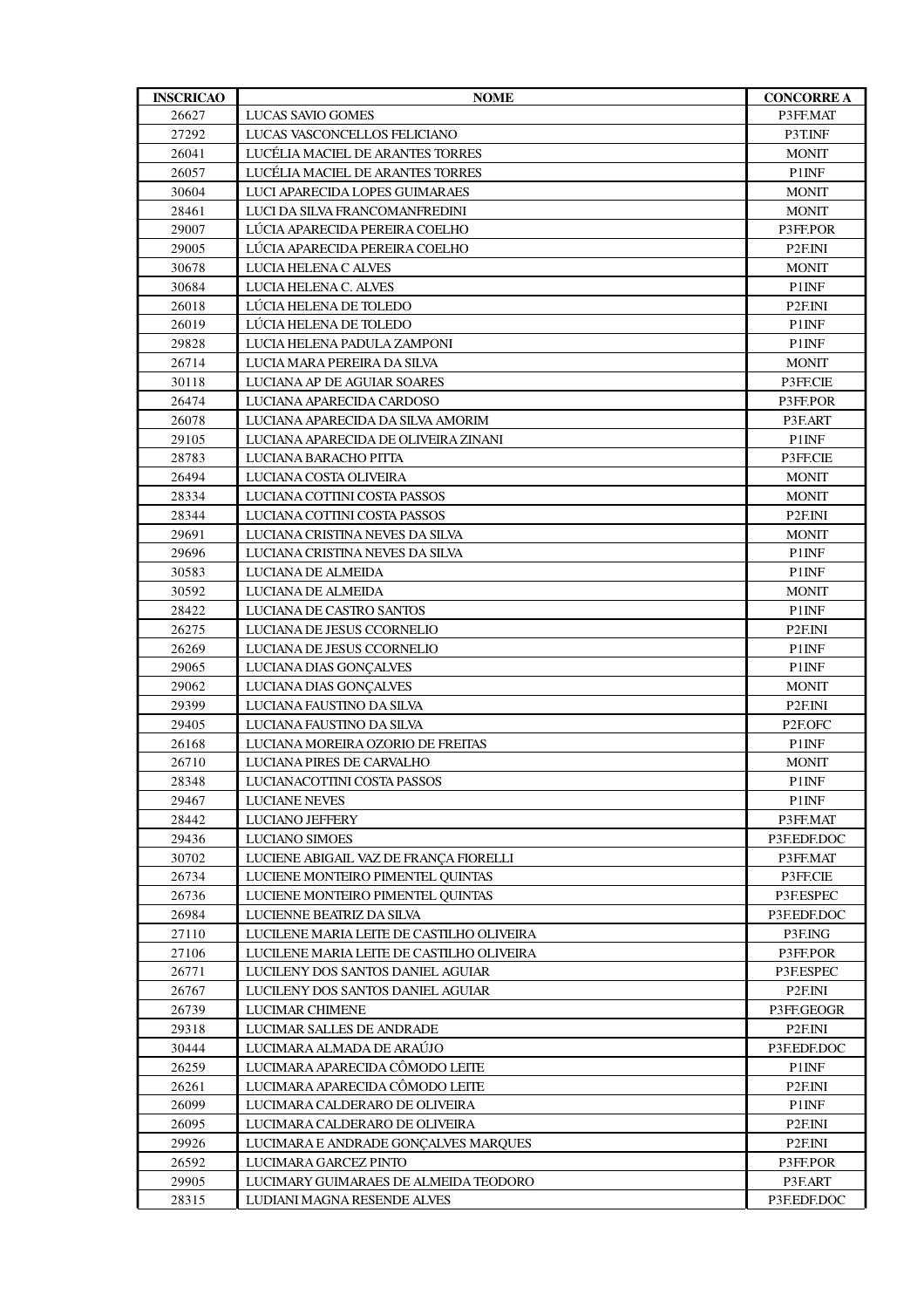| INSCRICAO | NOME | CONCORRE A |
|---|---|---|
| 26627 | LUCAS SAVIO GOMES | P3FF.MAT |
| 27292 | LUCAS VASCONCELLOS FELICIANO | P3T.INF |
| 26041 | LUCÉLIA MACIEL DE ARANTES TORRES | MONIT |
| 26057 | LUCÉLIA MACIEL DE ARANTES TORRES | P1INF |
| 30604 | LUCI APARECIDA LOPES GUIMARAES | MONIT |
| 28461 | LUCI DA SILVA FRANCOMANFREDINI | MONIT |
| 29007 | LÚCIA APARECIDA PEREIRA COELHO | P3FF.POR |
| 29005 | LÚCIA APARECIDA PEREIRA COELHO | P2F.INI |
| 30678 | LUCIA HELENA C ALVES | MONIT |
| 30684 | LUCIA HELENA C. ALVES | P1INF |
| 26018 | LÚCIA HELENA DE TOLEDO | P2F.INI |
| 26019 | LÚCIA HELENA DE TOLEDO | P1INF |
| 29828 | LUCIA HELENA PADULA ZAMPONI | P1INF |
| 26714 | LUCIA MARA PEREIRA DA SILVA | MONIT |
| 30118 | LUCIANA AP DE AGUIAR SOARES | P3FF.CIE |
| 26474 | LUCIANA APARECIDA CARDOSO | P3FF.POR |
| 26078 | LUCIANA APARECIDA DA SILVA AMORIM | P3F.ART |
| 29105 | LUCIANA APARECIDA DE OLIVEIRA ZINANI | P1INF |
| 28783 | LUCIANA BARACHO PITTA | P3FF.CIE |
| 26494 | LUCIANA COSTA OLIVEIRA | MONIT |
| 28334 | LUCIANA COTTINI COSTA PASSOS | MONIT |
| 28344 | LUCIANA COTTINI COSTA PASSOS | P2F.INI |
| 29691 | LUCIANA CRISTINA NEVES DA SILVA | MONIT |
| 29696 | LUCIANA CRISTINA NEVES DA SILVA | P1INF |
| 30583 | LUCIANA DE ALMEIDA | P1INF |
| 30592 | LUCIANA DE ALMEIDA | MONIT |
| 28422 | LUCIANA DE CASTRO SANTOS | P1INF |
| 26275 | LUCIANA DE JESUS CCORNELIO | P2F.INI |
| 26269 | LUCIANA DE JESUS CCORNELIO | P1INF |
| 29065 | LUCIANA DIAS GONÇALVES | P1INF |
| 29062 | LUCIANA DIAS GONÇALVES | MONIT |
| 29399 | LUCIANA FAUSTINO DA SILVA | P2F.INI |
| 29405 | LUCIANA FAUSTINO DA SILVA | P2F.OFC |
| 26168 | LUCIANA MOREIRA OZORIO DE FREITAS | P1INF |
| 26710 | LUCIANA PIRES DE CARVALHO | MONIT |
| 28348 | LUCIANACOTTINI COSTA PASSOS | P1INF |
| 29467 | LUCIANE NEVES | P1INF |
| 28442 | LUCIANO JEFFERY | P3FF.MAT |
| 29436 | LUCIANO SIMOES | P3F.EDF.DOC |
| 30702 | LUCIENE ABIGAIL VAZ DE FRANÇA FIORELLI | P3FF.MAT |
| 26734 | LUCIENE MONTEIRO PIMENTEL QUINTAS | P3FF.CIE |
| 26736 | LUCIENE MONTEIRO PIMENTEL QUINTAS | P3F.ESPEC |
| 26984 | LUCIENNE BEATRIZ DA SILVA | P3F.EDF.DOC |
| 27110 | LUCILENE MARIA LEITE DE CASTILHO OLIVEIRA | P3F.ING |
| 27106 | LUCILENE MARIA LEITE DE CASTILHO OLIVEIRA | P3FF.POR |
| 26771 | LUCILENY DOS SANTOS DANIEL AGUIAR | P3F.ESPEC |
| 26767 | LUCILENY DOS SANTOS DANIEL AGUIAR | P2F.INI |
| 26739 | LUCIMAR CHIMENE | P3FF.GEOGR |
| 29318 | LUCIMAR SALLES DE ANDRADE | P2F.INI |
| 30444 | LUCIMARA ALMADA DE ARAÚJO | P3F.EDF.DOC |
| 26259 | LUCIMARA APARECIDA CÔMODO LEITE | P1INF |
| 26261 | LUCIMARA APARECIDA CÔMODO LEITE | P2F.INI |
| 26099 | LUCIMARA CALDERARO DE OLIVEIRA | P1INF |
| 26095 | LUCIMARA CALDERARO DE OLIVEIRA | P2F.INI |
| 29926 | LUCIMARA E ANDRADE GONÇALVES MARQUES | P2F.INI |
| 26592 | LUCIMARA GARCEZ PINTO | P3FF.POR |
| 29905 | LUCIMARY GUIMARAES DE ALMEIDA TEODORO | P3F.ART |
| 28315 | LUDIANI MAGNA RESENDE ALVES | P3F.EDF.DOC |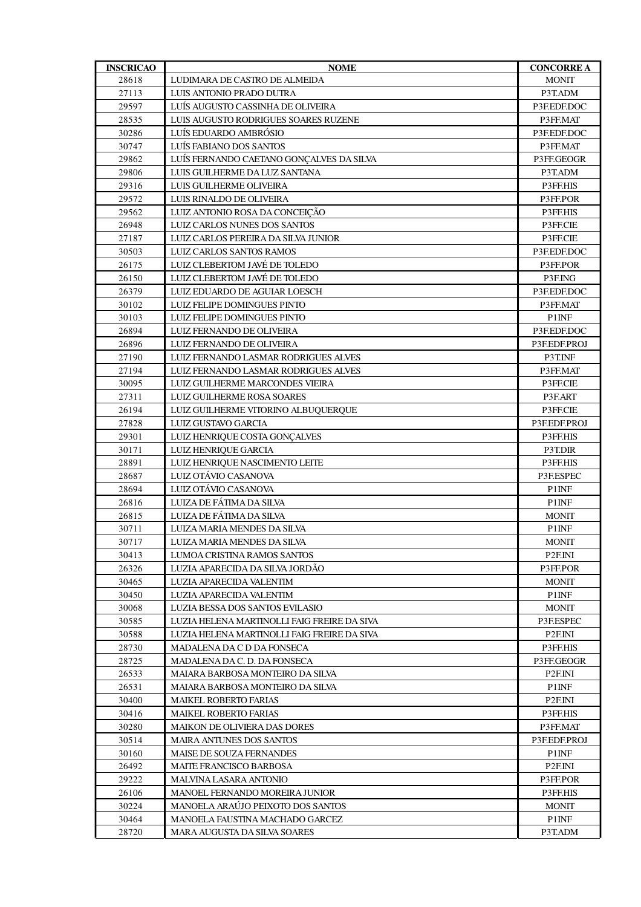| INSCRICAO | NOME | CONCORRE A |
|---|---|---|
| 28618 | LUDIMARA DE CASTRO DE ALMEIDA | MONIT |
| 27113 | LUIS ANTONIO PRADO DUTRA | P3T.ADM |
| 29597 | LUÍS AUGUSTO CASSINHA DE OLIVEIRA | P3F.EDF.DOC |
| 28535 | LUIS AUGUSTO RODRIGUES SOARES RUZENE | P3FF.MAT |
| 30286 | LUÍS EDUARDO AMBRÓSIO | P3F.EDF.DOC |
| 30747 | LUÍS FABIANO DOS SANTOS | P3FF.MAT |
| 29862 | LUÍS FERNANDO CAETANO GONÇALVES DA SILVA | P3FF.GEOGR |
| 29806 | LUIS GUILHERME DA LUZ SANTANA | P3T.ADM |
| 29316 | LUIS GUILHERME OLIVEIRA | P3FF.HIS |
| 29572 | LUIS RINALDO DE OLIVEIRA | P3FF.POR |
| 29562 | LUIZ ANTONIO ROSA DA CONCEIÇÃO | P3FF.HIS |
| 26948 | LUIZ CARLOS NUNES DOS SANTOS | P3FF.CIE |
| 27187 | LUIZ CARLOS PEREIRA DA SILVA JUNIOR | P3FF.CIE |
| 30503 | LUIZ CARLOS SANTOS RAMOS | P3F.EDF.DOC |
| 26175 | LUIZ CLEBERTOM JAVÉ DE TOLEDO | P3FF.POR |
| 26150 | LUIZ CLEBERTOM JAVÉ DE TOLEDO | P3F.ING |
| 26379 | LUIZ EDUARDO DE AGUIAR LOESCH | P3F.EDF.DOC |
| 30102 | LUIZ FELIPE DOMINGUES PINTO | P3FF.MAT |
| 30103 | LUIZ FELIPE DOMINGUES PINTO | P1INF |
| 26894 | LUIZ FERNANDO DE OLIVEIRA | P3F.EDF.DOC |
| 26896 | LUIZ FERNANDO DE OLIVEIRA | P3F.EDF.PROJ |
| 27190 | LUIZ FERNANDO LASMAR RODRIGUES ALVES | P3T.INF |
| 27194 | LUIZ FERNANDO LASMAR RODRIGUES ALVES | P3FF.MAT |
| 30095 | LUIZ GUILHERME MARCONDES VIEIRA | P3FF.CIE |
| 27311 | LUIZ GUILHERME ROSA SOARES | P3F.ART |
| 26194 | LUIZ GUILHERME VITORINO ALBUQUERQUE | P3FF.CIE |
| 27828 | LUIZ GUSTAVO GARCIA | P3F.EDF.PROJ |
| 29301 | LUIZ HENRIQUE COSTA GONÇALVES | P3FF.HIS |
| 30171 | LUIZ HENRIQUE GARCIA | P3T.DIR |
| 28891 | LUIZ HENRIQUE NASCIMENTO LEITE | P3FF.HIS |
| 28687 | LUIZ OTÁVIO CASANOVA | P3F.ESPEC |
| 28694 | LUIZ OTÁVIO CASANOVA | P1INF |
| 26816 | LUIZA DE FÁTIMA DA SILVA | P1INF |
| 26815 | LUIZA DE FÁTIMA DA SILVA | MONIT |
| 30711 | LUIZA MARIA MENDES DA SILVA | P1INF |
| 30717 | LUIZA MARIA MENDES DA SILVA | MONIT |
| 30413 | LUMOA CRISTINA RAMOS SANTOS | P2F.INI |
| 26326 | LUZIA APARECIDA DA SILVA JORDÃO | P3FF.POR |
| 30465 | LUZIA APARECIDA VALENTIM | MONIT |
| 30450 | LUZIA APARECIDA VALENTIM | P1INF |
| 30068 | LUZIA BESSA DOS SANTOS EVILASIO | MONIT |
| 30585 | LUZIA HELENA MARTINOLLI FAIG FREIRE DA SIVA | P3F.ESPEC |
| 30588 | LUZIA HELENA MARTINOLLI FAIG FREIRE DA SIVA | P2F.INI |
| 28730 | MADALENA DA C D DA FONSECA | P3FF.HIS |
| 28725 | MADALENA DA C. D. DA FONSECA | P3FF.GEOGR |
| 26533 | MAIARA BARBOSA MONTEIRO DA SILVA | P2F.INI |
| 26531 | MAIARA BARBOSA MONTEIRO DA SILVA | P1INF |
| 30400 | MAIKEL ROBERTO FARIAS | P2F.INI |
| 30416 | MAIKEL ROBERTO FARIAS | P3FF.HIS |
| 30280 | MAIKON DE OLIVIERA DAS DORES | P3FF.MAT |
| 30514 | MAIRA ANTUNES DOS SANTOS | P3F.EDF.PROJ |
| 30160 | MAISE DE SOUZA FERNANDES | P1INF |
| 26492 | MAITE FRANCISCO BARBOSA | P2F.INI |
| 29222 | MALVINA LASARA ANTONIO | P3FF.POR |
| 26106 | MANOEL FERNANDO MOREIRA JUNIOR | P3FF.HIS |
| 30224 | MANOELA ARAÚJO PEIXOTO DOS SANTOS | MONIT |
| 30464 | MANOELA FAUSTINA MACHADO GARCEZ | P1INF |
| 28720 | MARA AUGUSTA DA SILVA SOARES | P3T.ADM |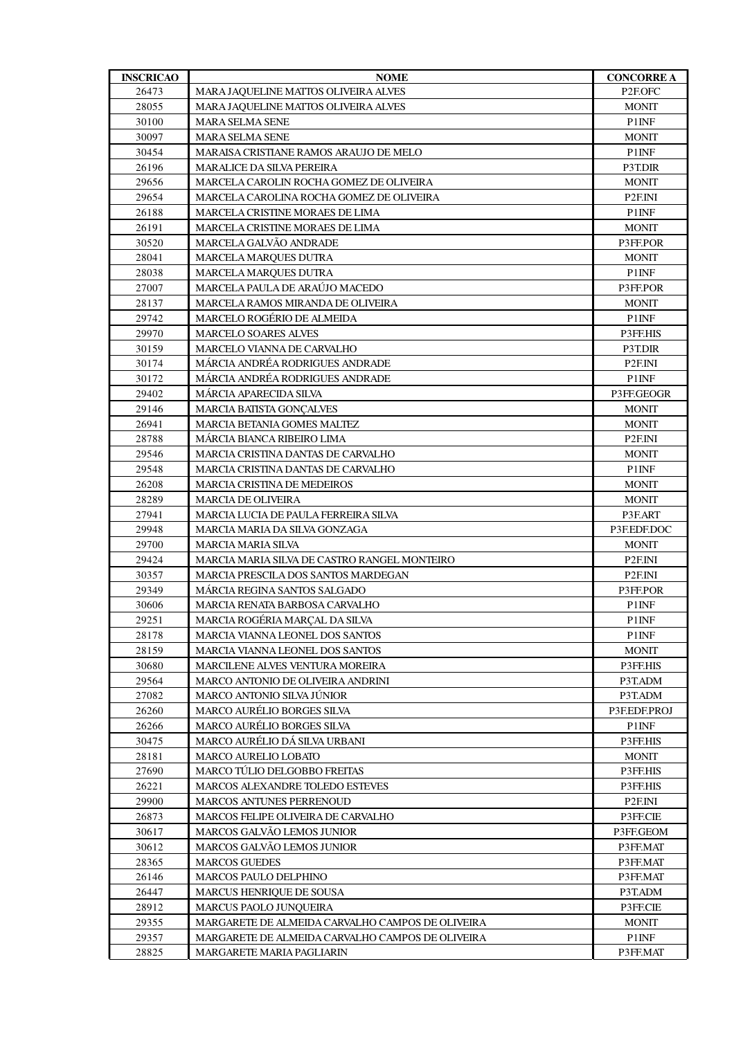| INSCRICAO | NOME | CONCORRE A |
|---|---|---|
| 26473 | MARA JAQUELINE MATTOS OLIVEIRA ALVES | P2F.OFC |
| 28055 | MARA JAQUELINE MATTOS OLIVEIRA ALVES | MONIT |
| 30100 | MARA SELMA SENE | P1INF |
| 30097 | MARA SELMA SENE | MONIT |
| 30454 | MARAISA CRISTIANE RAMOS ARAUJO DE MELO | P1INF |
| 26196 | MARALICE DA SILVA PEREIRA | P3T.DIR |
| 29656 | MARCELA CAROLIN ROCHA GOMEZ DE OLIVEIRA | MONIT |
| 29654 | MARCELA CAROLINA ROCHA GOMEZ DE OLIVEIRA | P2F.INI |
| 26188 | MARCELA CRISTINE MORAES DE LIMA | P1INF |
| 26191 | MARCELA CRISTINE MORAES DE LIMA | MONIT |
| 30520 | MARCELA GALVÃO ANDRADE | P3FF.POR |
| 28041 | MARCELA MARQUES DUTRA | MONIT |
| 28038 | MARCELA MARQUES DUTRA | P1INF |
| 27007 | MARCELA PAULA DE ARAÚJO MACEDO | P3FF.POR |
| 28137 | MARCELA RAMOS MIRANDA DE OLIVEIRA | MONIT |
| 29742 | MARCELO ROGÉRIO DE ALMEIDA | P1INF |
| 29970 | MARCELO SOARES ALVES | P3FF.HIS |
| 30159 | MARCELO VIANNA DE CARVALHO | P3T.DIR |
| 30174 | MÁRCIA ANDRÉA RODRIGUES ANDRADE | P2F.INI |
| 30172 | MÁRCIA ANDRÉA RODRIGUES ANDRADE | P1INF |
| 29402 | MÁRCIA APARECIDA SILVA | P3FF.GEOGR |
| 29146 | MARCIA BATISTA GONÇALVES | MONIT |
| 26941 | MARCIA BETANIA GOMES MALTEZ | MONIT |
| 28788 | MÁRCIA BIANCA RIBEIRO LIMA | P2F.INI |
| 29546 | MARCIA CRISTINA DANTAS DE CARVALHO | MONIT |
| 29548 | MARCIA CRISTINA DANTAS DE CARVALHO | P1INF |
| 26208 | MARCIA CRISTINA DE MEDEIROS | MONIT |
| 28289 | MARCIA DE OLIVEIRA | MONIT |
| 27941 | MARCIA LUCIA DE PAULA FERREIRA SILVA | P3F.ART |
| 29948 | MARCIA MARIA DA SILVA GONZAGA | P3F.EDF.DOC |
| 29700 | MARCIA MARIA SILVA | MONIT |
| 29424 | MARCIA MARIA SILVA DE CASTRO RANGEL MONTEIRO | P2F.INI |
| 30357 | MARCIA PRESCILA DOS SANTOS MARDEGAN | P2F.INI |
| 29349 | MÁRCIA REGINA SANTOS SALGADO | P3FF.POR |
| 30606 | MARCIA RENATA BARBOSA CARVALHO | P1INF |
| 29251 | MARCIA ROGÉRIA MARÇAL DA SILVA | P1INF |
| 28178 | MARCIA VIANNA LEONEL DOS SANTOS | P1INF |
| 28159 | MARCIA VIANNA LEONEL DOS SANTOS | MONIT |
| 30680 | MARCILENE ALVES VENTURA MOREIRA | P3FF.HIS |
| 29564 | MARCO ANTONIO DE OLIVEIRA ANDRINI | P3T.ADM |
| 27082 | MARCO ANTONIO SILVA JÚNIOR | P3T.ADM |
| 26260 | MARCO AURÉLIO BORGES SILVA | P3F.EDF.PROJ |
| 26266 | MARCO AURÉLIO BORGES SILVA | P1INF |
| 30475 | MARCO AURÉLIO DÁ SILVA URBANI | P3FF.HIS |
| 28181 | MARCO AURELIO LOBATO | MONIT |
| 27690 | MARCO TÚLIO DELGOBBO FREITAS | P3FF.HIS |
| 26221 | MARCOS ALEXANDRE TOLEDO ESTEVES | P3FF.HIS |
| 29900 | MARCOS ANTUNES PERRENOUD | P2F.INI |
| 26873 | MARCOS FELIPE OLIVEIRA DE CARVALHO | P3FF.CIE |
| 30617 | MARCOS GALVÃO LEMOS JUNIOR | P3FF.GEOM |
| 30612 | MARCOS GALVÃO LEMOS JUNIOR | P3FF.MAT |
| 28365 | MARCOS GUEDES | P3FF.MAT |
| 26146 | MARCOS PAULO DELPHINO | P3FF.MAT |
| 26447 | MARCUS HENRIQUE DE SOUSA | P3T.ADM |
| 28912 | MARCUS PAOLO JUNQUEIRA | P3FF.CIE |
| 29355 | MARGARETE DE ALMEIDA CARVALHO CAMPOS DE OLIVEIRA | MONIT |
| 29357 | MARGARETE DE ALMEIDA CARVALHO CAMPOS DE OLIVEIRA | P1INF |
| 28825 | MARGARETE MARIA PAGLIARIN | P3FF.MAT |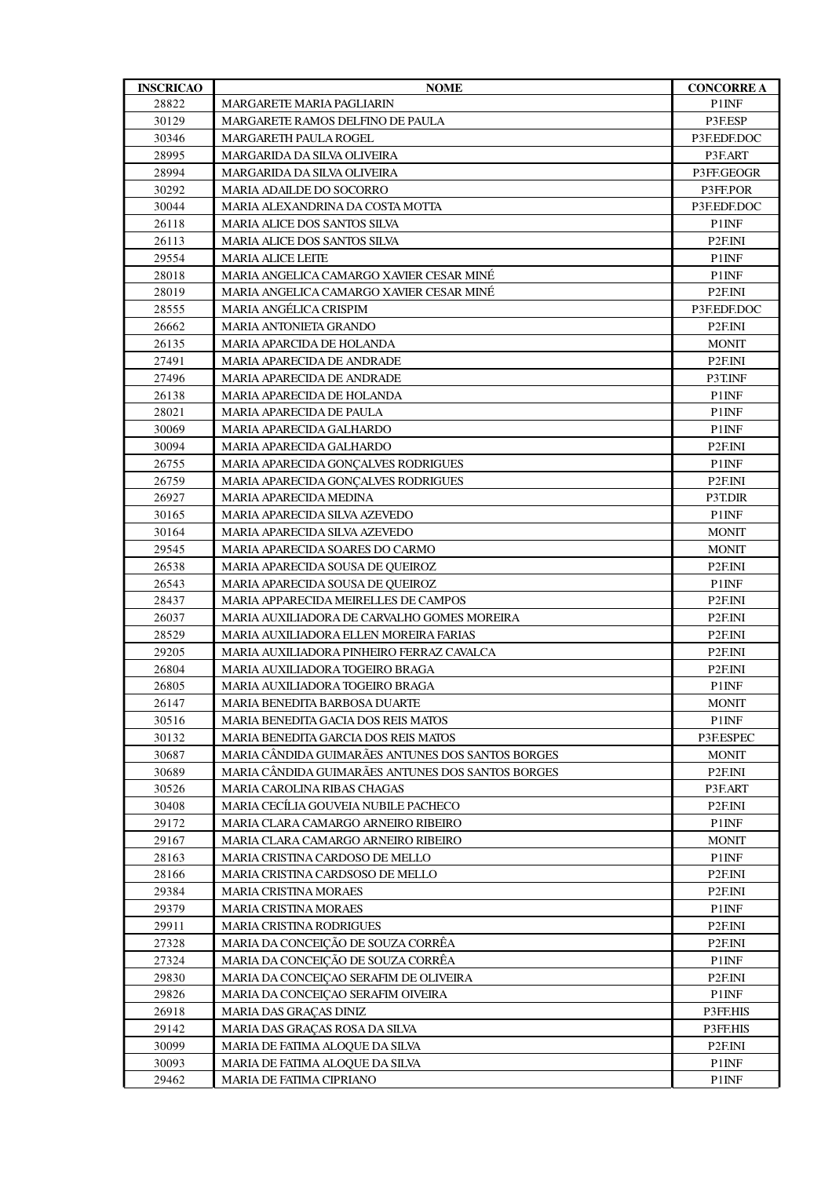| INSCRICAO | NOME | CONCORRE A |
| --- | --- | --- |
| 28822 | MARGARETE MARIA PAGLIARIN | P1INF |
| 30129 | MARGARETE RAMOS DELFINO DE PAULA | P3F.ESP |
| 30346 | MARGARETH PAULA ROGEL | P3F.EDF.DOC |
| 28995 | MARGARIDA DA SILVA OLIVEIRA | P3F.ART |
| 28994 | MARGARIDA DA SILVA OLIVEIRA | P3FF.GEOGR |
| 30292 | MARIA ADAILDE DO SOCORRO | P3FF.POR |
| 30044 | MARIA ALEXANDRINA DA COSTA MOTTA | P3F.EDF.DOC |
| 26118 | MARIA ALICE DOS SANTOS SILVA | P1INF |
| 26113 | MARIA ALICE DOS SANTOS SILVA | P2F.INI |
| 29554 | MARIA ALICE LEITE | P1INF |
| 28018 | MARIA ANGELICA CAMARGO XAVIER CESAR MINÉ | P1INF |
| 28019 | MARIA ANGELICA CAMARGO XAVIER CESAR MINÉ | P2F.INI |
| 28555 | MARIA ANGÉLICA CRISPIM | P3F.EDF.DOC |
| 26662 | MARIA ANTONIETA GRANDO | P2F.INI |
| 26135 | MARIA APARCIDA DE HOLANDA | MONIT |
| 27491 | MARIA APARECIDA DE ANDRADE | P2F.INI |
| 27496 | MARIA APARECIDA DE ANDRADE | P3T.INF |
| 26138 | MARIA APARECIDA DE HOLANDA | P1INF |
| 28021 | MARIA APARECIDA DE PAULA | P1INF |
| 30069 | MARIA APARECIDA GALHARDO | P1INF |
| 30094 | MARIA APARECIDA GALHARDO | P2F.INI |
| 26755 | MARIA APARECIDA GONÇALVES RODRIGUES | P1INF |
| 26759 | MARIA APARECIDA GONÇALVES RODRIGUES | P2F.INI |
| 26927 | MARIA APARECIDA MEDINA | P3T.DIR |
| 30165 | MARIA APARECIDA SILVA AZEVEDO | P1INF |
| 30164 | MARIA APARECIDA SILVA AZEVEDO | MONIT |
| 29545 | MARIA APARECIDA SOARES DO CARMO | MONIT |
| 26538 | MARIA APARECIDA SOUSA DE QUEIROZ | P2F.INI |
| 26543 | MARIA APARECIDA SOUSA DE QUEIROZ | P1INF |
| 28437 | MARIA APPARECIDA MEIRELLES DE CAMPOS | P2F.INI |
| 26037 | MARIA AUXILIADORA DE CARVALHO GOMES MOREIRA | P2F.INI |
| 28529 | MARIA AUXILIADORA ELLEN MOREIRA FARIAS | P2F.INI |
| 29205 | MARIA AUXILIADORA PINHEIRO FERRAZ CAVALCA | P2F.INI |
| 26804 | MARIA AUXILIADORA TOGEIRO BRAGA | P2F.INI |
| 26805 | MARIA AUXILIADORA TOGEIRO BRAGA | P1INF |
| 26147 | MARIA BENEDITA BARBOSA DUARTE | MONIT |
| 30516 | MARIA BENEDITA GACIA DOS REIS MATOS | P1INF |
| 30132 | MARIA BENEDITA GARCIA DOS REIS MATOS | P3F.ESPEC |
| 30687 | MARIA CÂNDIDA GUIMARÃES ANTUNES DOS SANTOS BORGES | MONIT |
| 30689 | MARIA CÂNDIDA GUIMARÃES ANTUNES DOS SANTOS BORGES | P2F.INI |
| 30526 | MARIA CAROLINA RIBAS CHAGAS | P3F.ART |
| 30408 | MARIA CECÍLIA GOUVEIA NUBILE PACHECO | P2F.INI |
| 29172 | MARIA CLARA CAMARGO ARNEIRO RIBEIRO | P1INF |
| 29167 | MARIA CLARA CAMARGO ARNEIRO RIBEIRO | MONIT |
| 28163 | MARIA CRISTINA CARDOSO DE MELLO | P1INF |
| 28166 | MARIA CRISTINA CARDSOSO DE MELLO | P2F.INI |
| 29384 | MARIA CRISTINA MORAES | P2F.INI |
| 29379 | MARIA CRISTINA MORAES | P1INF |
| 29911 | MARIA CRISTINA RODRIGUES | P2F.INI |
| 27328 | MARIA DA CONCEIÇÃO DE SOUZA CORRÊA | P2F.INI |
| 27324 | MARIA DA CONCEIÇÃO DE SOUZA CORRÊA | P1INF |
| 29830 | MARIA DA CONCEIÇAO SERAFIM DE OLIVEIRA | P2F.INI |
| 29826 | MARIA DA CONCEIÇAO SERAFIM OIVEIRA | P1INF |
| 26918 | MARIA DAS GRAÇAS DINIZ | P3FF.HIS |
| 29142 | MARIA DAS GRAÇAS ROSA DA SILVA | P3FF.HIS |
| 30099 | MARIA DE FATIMA ALOQUE DA SILVA | P2F.INI |
| 30093 | MARIA DE FATIMA ALOQUE DA SILVA | P1INF |
| 29462 | MARIA DE FATIMA CIPRIANO | P1INF |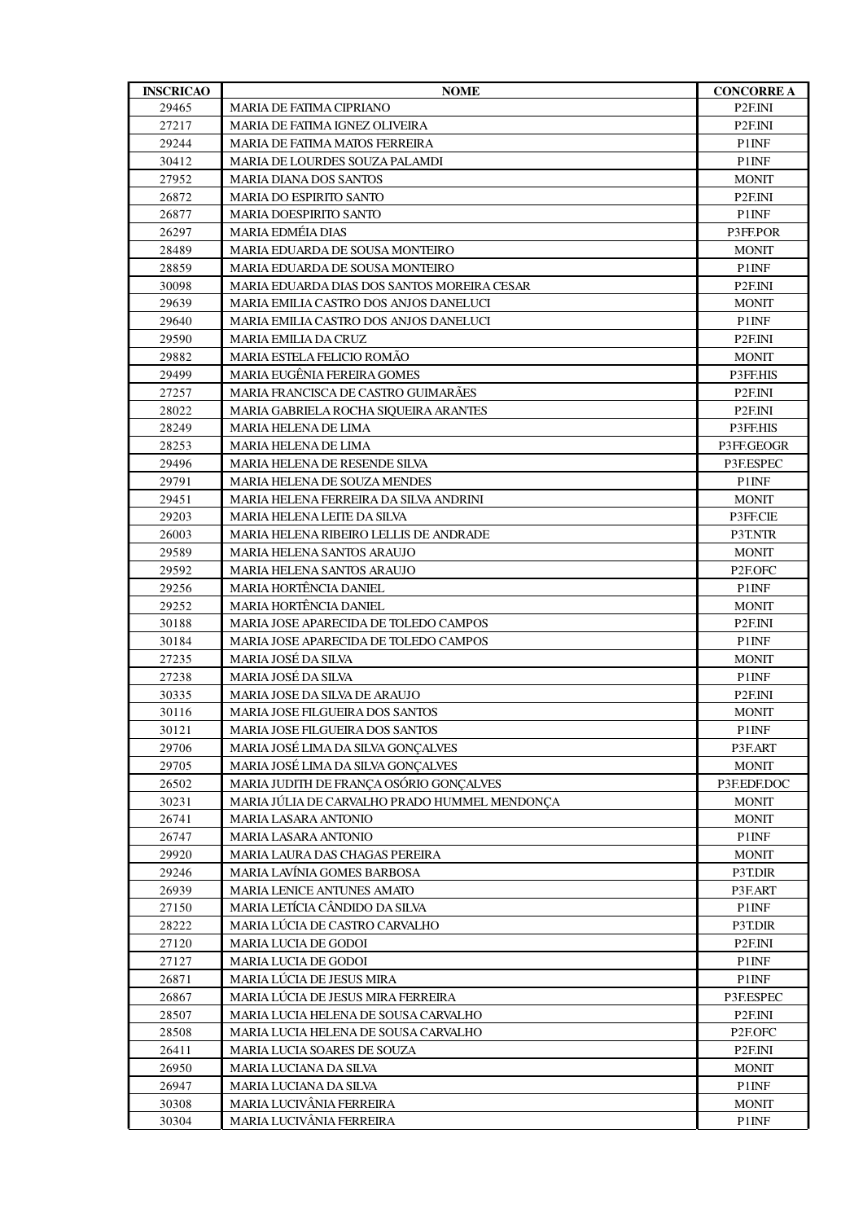| INSCRICAO | NOME | CONCORRE A |
|---|---|---|
| 29465 | MARIA DE FATIMA CIPRIANO | P2F.INI |
| 27217 | MARIA DE FATIMA IGNEZ OLIVEIRA | P2F.INI |
| 29244 | MARIA DE FATIMA MATOS FERREIRA | P1INF |
| 30412 | MARIA DE LOURDES SOUZA PALAMDI | P1INF |
| 27952 | MARIA DIANA DOS SANTOS | MONIT |
| 26872 | MARIA DO ESPIRITO SANTO | P2F.INI |
| 26877 | MARIA DOESPIRITO SANTO | P1INF |
| 26297 | MARIA EDMÉIA DIAS | P3FF.POR |
| 28489 | MARIA EDUARDA DE SOUSA MONTEIRO | MONIT |
| 28859 | MARIA EDUARDA DE SOUSA MONTEIRO | P1INF |
| 30098 | MARIA EDUARDA DIAS DOS SANTOS MOREIRA CESAR | P2F.INI |
| 29639 | MARIA EMILIA CASTRO DOS ANJOS DANELUCI | MONIT |
| 29640 | MARIA EMILIA CASTRO DOS ANJOS DANELUCI | P1INF |
| 29590 | MARIA EMILIA DA CRUZ | P2F.INI |
| 29882 | MARIA ESTELA FELICIO ROMÃO | MONIT |
| 29499 | MARIA EUGÊNIA FEREIRA GOMES | P3FF.HIS |
| 27257 | MARIA FRANCISCA DE CASTRO GUIMARÃES | P2F.INI |
| 28022 | MARIA GABRIELA ROCHA SIQUEIRA ARANTES | P2F.INI |
| 28249 | MARIA HELENA DE LIMA | P3FF.HIS |
| 28253 | MARIA HELENA DE LIMA | P3FF.GEOGR |
| 29496 | MARIA HELENA DE RESENDE SILVA | P3F.ESPEC |
| 29791 | MARIA HELENA DE SOUZA MENDES | P1INF |
| 29451 | MARIA HELENA FERREIRA DA SILVA ANDRINI | MONIT |
| 29203 | MARIA HELENA LEITE DA SILVA | P3FF.CIE |
| 26003 | MARIA HELENA RIBEIRO LELLIS DE ANDRADE | P3T.NTR |
| 29589 | MARIA HELENA SANTOS ARAUJO | MONIT |
| 29592 | MARIA HELENA SANTOS ARAUJO | P2F.OFC |
| 29256 | MARIA HORTÊNCIA DANIEL | P1INF |
| 29252 | MARIA HORTÊNCIA DANIEL | MONIT |
| 30188 | MARIA JOSE APARECIDA DE TOLEDO CAMPOS | P2F.INI |
| 30184 | MARIA JOSE APARECIDA DE TOLEDO CAMPOS | P1INF |
| 27235 | MARIA JOSÉ DA SILVA | MONIT |
| 27238 | MARIA JOSÉ DA SILVA | P1INF |
| 30335 | MARIA JOSE DA SILVA DE ARAUJO | P2F.INI |
| 30116 | MARIA JOSE FILGUEIRA DOS SANTOS | MONIT |
| 30121 | MARIA JOSE FILGUEIRA DOS SANTOS | P1INF |
| 29706 | MARIA JOSÉ LIMA DA SILVA GONÇALVES | P3F.ART |
| 29705 | MARIA JOSÉ LIMA DA SILVA GONÇALVES | MONIT |
| 26502 | MARIA JUDITH DE FRANÇA OSÓRIO GONÇALVES | P3F.EDF.DOC |
| 30231 | MARIA JÚLIA DE CARVALHO PRADO HUMMEL MENDONÇA | MONIT |
| 26741 | MARIA LASARA ANTONIO | MONIT |
| 26747 | MARIA LASARA ANTONIO | P1INF |
| 29920 | MARIA LAURA DAS CHAGAS PEREIRA | MONIT |
| 29246 | MARIA LAVÍNIA GOMES BARBOSA | P3T.DIR |
| 26939 | MARIA LENICE ANTUNES AMATO | P3F.ART |
| 27150 | MARIA LETÍCIA CÂNDIDO DA SILVA | P1INF |
| 28222 | MARIA LÚCIA DE CASTRO CARVALHO | P3T.DIR |
| 27120 | MARIA LUCIA DE GODOI | P2F.INI |
| 27127 | MARIA LUCIA DE GODOI | P1INF |
| 26871 | MARIA LÚCIA DE JESUS MIRA | P1INF |
| 26867 | MARIA LÚCIA DE JESUS MIRA FERREIRA | P3F.ESPEC |
| 28507 | MARIA LUCIA HELENA DE SOUSA CARVALHO | P2F.INI |
| 28508 | MARIA LUCIA HELENA DE SOUSA CARVALHO | P2F.OFC |
| 26411 | MARIA LUCIA SOARES DE SOUZA | P2F.INI |
| 26950 | MARIA LUCIANA DA SILVA | MONIT |
| 26947 | MARIA LUCIANA DA SILVA | P1INF |
| 30308 | MARIA LUCIVÂNIA FERREIRA | MONIT |
| 30304 | MARIA LUCIVÂNIA FERREIRA | P1INF |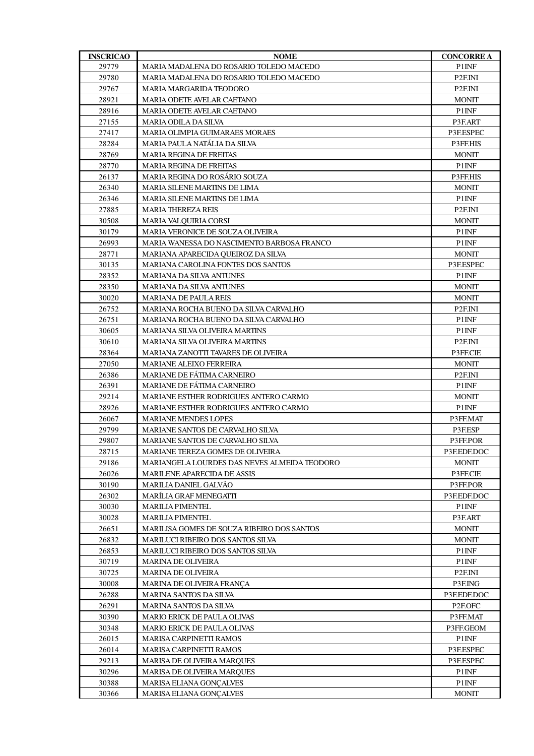| INSCRICAO | NOME | CONCORRE A |
| --- | --- | --- |
| 29779 | MARIA MADALENA DO ROSARIO TOLEDO MACEDO | P1INF |
| 29780 | MARIA MADALENA DO ROSARIO TOLEDO MACEDO | P2F.INI |
| 29767 | MARIA MARGARIDA TEODORO | P2F.INI |
| 28921 | MARIA ODETE AVELAR CAETANO | MONIT |
| 28916 | MARIA ODETE AVELAR CAETANO | P1INF |
| 27155 | MARIA ODILA DA SILVA | P3F.ART |
| 27417 | MARIA OLIMPIA GUIMARAES MORAES | P3F.ESPEC |
| 28284 | MARIA PAULA NATÁLIA DA SILVA | P3FF.HIS |
| 28769 | MARIA REGINA DE FREITAS | MONIT |
| 28770 | MARIA REGINA DE FREITAS | P1INF |
| 26137 | MARIA REGINA DO ROSÁRIO SOUZA | P3FF.HIS |
| 26340 | MARIA SILENE MARTINS DE LIMA | MONIT |
| 26346 | MARIA SILENE MARTINS DE LIMA | P1INF |
| 27885 | MARIA THEREZA REIS | P2F.INI |
| 30508 | MARIA VALQUIRIA CORSI | MONIT |
| 30179 | MARIA VERONICE DE SOUZA OLIVEIRA | P1INF |
| 26993 | MARIA WANESSA DO NASCIMENTO BARBOSA FRANCO | P1INF |
| 28771 | MARIANA APARECIDA QUEIROZ DA SILVA | MONIT |
| 30135 | MARIANA CAROLINA FONTES DOS SANTOS | P3F.ESPEC |
| 28352 | MARIANA DA SILVA ANTUNES | P1INF |
| 28350 | MARIANA DA SILVA ANTUNES | MONIT |
| 30020 | MARIANA DE PAULA REIS | MONIT |
| 26752 | MARIANA ROCHA BUENO DA SILVA CARVALHO | P2F.INI |
| 26751 | MARIANA ROCHA BUENO DA SILVA CARVALHO | P1INF |
| 30605 | MARIANA SILVA OLIVEIRA MARTINS | P1INF |
| 30610 | MARIANA SILVA OLIVEIRA MARTINS | P2F.INI |
| 28364 | MARIANA ZANOTTI TAVARES DE OLIVEIRA | P3FF.CIE |
| 27050 | MARIANE ALEIXO FERREIRA | MONIT |
| 26386 | MARIANE DE FÁTIMA CARNEIRO | P2F.INI |
| 26391 | MARIANE DE FÁTIMA CARNEIRO | P1INF |
| 29214 | MARIANE ESTHER RODRIGUES ANTERO CARMO | MONIT |
| 28926 | MARIANE ESTHER RODRIGUES ANTERO CARMO | P1INF |
| 26067 | MARIANE MENDES LOPES | P3FF.MAT |
| 29799 | MARIANE SANTOS DE CARVALHO SILVA | P3F.ESP |
| 29807 | MARIANE SANTOS DE CARVALHO SILVA | P3FF.POR |
| 28715 | MARIANE TEREZA GOMES DE OLIVEIRA | P3F.EDF.DOC |
| 29186 | MARIANGELA LOURDES DAS NEVES ALMEIDA TEODORO | MONIT |
| 26026 | MARILENE APARECIDA DE ASSIS | P3FF.CIE |
| 30190 | MARILIA DANIEL GALVÃO | P3FF.POR |
| 26302 | MARÍLIA GRAF MENEGATTI | P3F.EDF.DOC |
| 30030 | MARILIA PIMENTEL | P1INF |
| 30028 | MARILIA PIMENTEL | P3F.ART |
| 26651 | MARILISA GOMES DE SOUZA RIBEIRO DOS SANTOS | MONIT |
| 26832 | MARILUCI RIBEIRO DOS SANTOS SILVA | MONIT |
| 26853 | MARILUCI RIBEIRO DOS SANTOS SILVA | P1INF |
| 30719 | MARINA DE OLIVEIRA | P1INF |
| 30725 | MARINA DE OLIVEIRA | P2F.INI |
| 30008 | MARINA DE OLIVEIRA FRANÇA | P3F.ING |
| 26288 | MARINA SANTOS DA SILVA | P3F.EDF.DOC |
| 26291 | MARINA SANTOS DA SILVA | P2F.OFC |
| 30390 | MARIO ERICK DE PAULA OLIVAS | P3FF.MAT |
| 30348 | MARIO ERICK DE PAULA OLIVAS | P3FF.GEOM |
| 26015 | MARISA CARPINETTI RAMOS | P1INF |
| 26014 | MARISA CARPINETTI RAMOS | P3F.ESPEC |
| 29213 | MARISA DE OLIVEIRA MARQUES | P3F.ESPEC |
| 30296 | MARISA DE OLIVEIRA MARQUES | P1INF |
| 30388 | MARISA ELIANA GONÇALVES | P1INF |
| 30366 | MARISA ELIANA GONÇALVES | MONIT |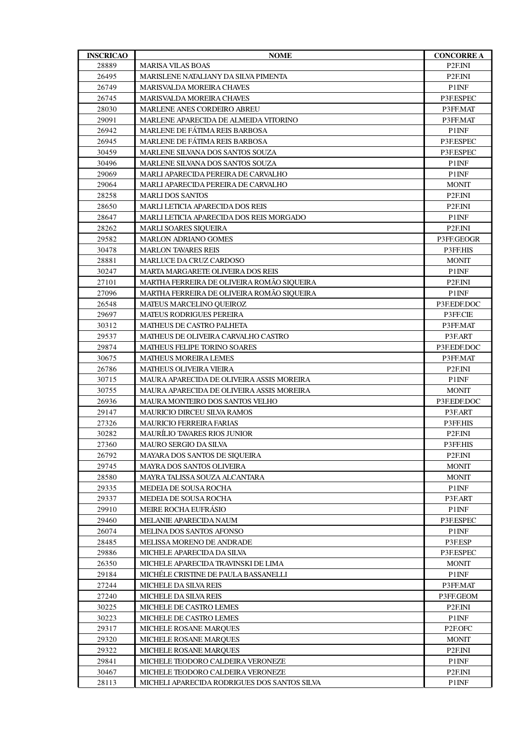| INSCRICAO | NOME | CONCORRE A |
|---|---|---|
| 28889 | MARISA VILAS BOAS | P2F.INI |
| 26495 | MARISLENE NATALIANY DA SILVA PIMENTA | P2F.INI |
| 26749 | MARISVALDA MOREIRA CHAVES | P1INF |
| 26745 | MARISVALDA MOREIRA CHAVES | P3F.ESPEC |
| 28030 | MARLENE ANES CORDEIRO ABREU | P3FF.MAT |
| 29091 | MARLENE APARECIDA DE ALMEIDA VITORINO | P3FF.MAT |
| 26942 | MARLENE DE FÁTIMA REIS BARBOSA | P1INF |
| 26945 | MARLENE DE FÁTIMA REIS BARBOSA | P3F.ESPEC |
| 30459 | MARLENE SILVANA DOS SANTOS SOUZA | P3F.ESPEC |
| 30496 | MARLENE SILVANA DOS SANTOS SOUZA | P1INF |
| 29069 | MARLI APARECIDA PEREIRA DE CARVALHO | P1INF |
| 29064 | MARLI APARECIDA PEREIRA DE CARVALHO | MONIT |
| 28258 | MARLI DOS SANTOS | P2F.INI |
| 28650 | MARLI LETICIA APARECIDA DOS REIS | P2F.INI |
| 28647 | MARLI LETICIA APARECIDA DOS REIS MORGADO | P1INF |
| 28262 | MARLI SOARES SIQUEIRA | P2F.INI |
| 29582 | MARLON ADRIANO GOMES | P3FF.GEOGR |
| 30478 | MARLON TAVARES REIS | P3FF.HIS |
| 28881 | MARLUCE DA CRUZ CARDOSO | MONIT |
| 30247 | MARTA MARGARETE OLIVEIRA DOS REIS | P1INF |
| 27101 | MARTHA FERREIRA DE OLIVEIRA ROMÃO SIQUEIRA | P2F.INI |
| 27096 | MARTHA FERREIRA DE OLIVEIRA ROMÃO SIQUEIRA | P1INF |
| 26548 | MATEUS MARCELINO QUEIROZ | P3F.EDF.DOC |
| 29697 | MATEUS RODRIGUES PEREIRA | P3FF.CIE |
| 30312 | MATHEUS DE CASTRO PALHETA | P3FF.MAT |
| 29537 | MATHEUS DE OLIVEIRA CARVALHO CASTRO | P3F.ART |
| 29874 | MATHEUS FELIPE TORINO SOARES | P3F.EDF.DOC |
| 30675 | MATHEUS MOREIRA LEMES | P3FF.MAT |
| 26786 | MATHEUS OLIVEIRA VIEIRA | P2F.INI |
| 30715 | MAURA APARECIDA DE OLIVEIRA ASSIS MOREIRA | P1INF |
| 30755 | MAURA APARECIDA DE OLIVEIRA ASSIS MOREIRA | MONIT |
| 26936 | MAURA MONTEIRO DOS SANTOS VELHO | P3F.EDF.DOC |
| 29147 | MAURICIO DIRCEU SILVA RAMOS | P3F.ART |
| 27326 | MAURICIO FERREIRA FARIAS | P3FF.HIS |
| 30282 | MAURÍLIO TAVARES RIOS JUNIOR | P2F.INI |
| 27360 | MAURO SERGIO DA SILVA | P3FF.HIS |
| 26792 | MAYARA DOS SANTOS DE SIQUEIRA | P2F.INI |
| 29745 | MAYRA DOS SANTOS OLIVEIRA | MONIT |
| 28580 | MAYRA TALISSA SOUZA ALCANTARA | MONIT |
| 29335 | MEDEIA DE SOUSA ROCHA | P1INF |
| 29337 | MEDEIA DE SOUSA ROCHA | P3F.ART |
| 29910 | MEIRE ROCHA EUFRÁSIO | P1INF |
| 29460 | MELANIE APARECIDA NAUM | P3F.ESPEC |
| 26074 | MELINA DOS SANTOS AFONSO | P1INF |
| 28485 | MELISSA MORENO DE ANDRADE | P3F.ESP |
| 29886 | MICHELE APARECIDA DA SILVA | P3F.ESPEC |
| 26350 | MICHELE APARECIDA TRAVINSKI DE LIMA | MONIT |
| 29184 | MICHÉLE CRISTINE DE PAULA BASSANELLI | P1INF |
| 27244 | MICHELE DA SILVA REIS | P3FF.MAT |
| 27240 | MICHELE DA SILVA REIS | P3FF.GEOM |
| 30225 | MICHELE DE CASTRO LEMES | P2F.INI |
| 30223 | MICHELE DE CASTRO LEMES | P1INF |
| 29317 | MICHELE ROSANE MARQUES | P2F.OFC |
| 29320 | MICHELE ROSANE MARQUES | MONIT |
| 29322 | MICHELE ROSANE MARQUES | P2F.INI |
| 29841 | MICHELE TEODORO CALDEIRA VERONEZE | P1INF |
| 30467 | MICHELE TEODORO CALDEIRA VERONEZE | P2F.INI |
| 28113 | MICHELI APARECIDA RODRIGUES DOS SANTOS SILVA | P1INF |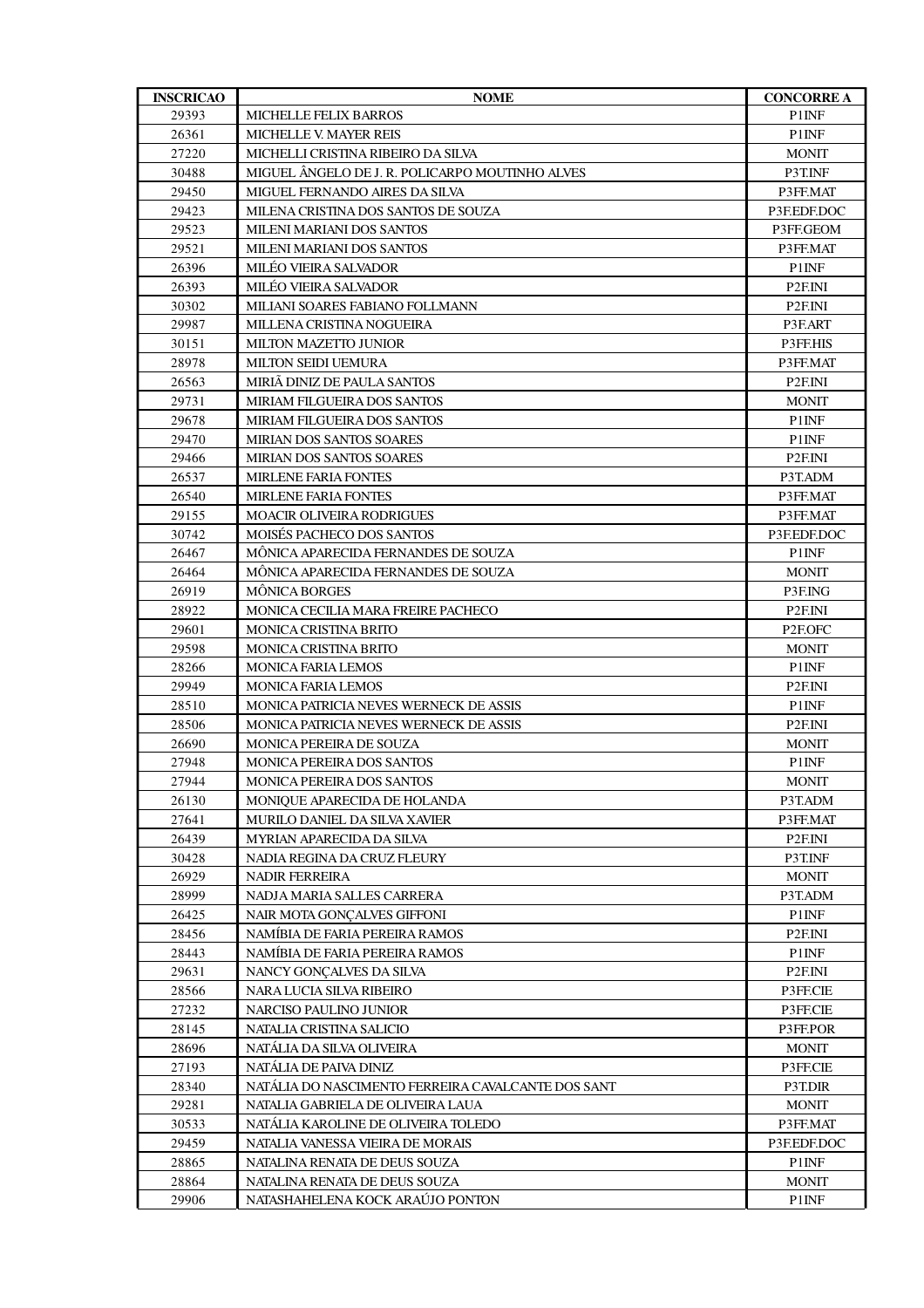| INSCRICAO | NOME | CONCORRE A |
|---|---|---|
| 29393 | MICHELLE FELIX BARROS | P1INF |
| 26361 | MICHELLE V. MAYER REIS | P1INF |
| 27220 | MICHELLI CRISTINA RIBEIRO DA SILVA | MONIT |
| 30488 | MIGUEL ÂNGELO DE J. R. POLICARPO MOUTINHO ALVES | P3T.INF |
| 29450 | MIGUEL FERNANDO AIRES DA SILVA | P3FF.MAT |
| 29423 | MILENA CRISTINA DOS SANTOS DE SOUZA | P3F.EDF.DOC |
| 29523 | MILENI MARIANI DOS SANTOS | P3FF.GEOM |
| 29521 | MILENI MARIANI DOS SANTOS | P3FF.MAT |
| 26396 | MILÉO VIEIRA SALVADOR | P1INF |
| 26393 | MILÉO VIEIRA SALVADOR | P2F.INI |
| 30302 | MILIANI SOARES FABIANO FOLLMANN | P2F.INI |
| 29987 | MILLENA CRISTINA NOGUEIRA | P3F.ART |
| 30151 | MILTON MAZETTO JUNIOR | P3FF.HIS |
| 28978 | MILTON SEIDI UEMURA | P3FF.MAT |
| 26563 | MIRIÃ DINIZ DE PAULA SANTOS | P2F.INI |
| 29731 | MIRIAM FILGUEIRA DOS SANTOS | MONIT |
| 29678 | MIRIAM FILGUEIRA DOS SANTOS | P1INF |
| 29470 | MIRIAN DOS SANTOS SOARES | P1INF |
| 29466 | MIRIAN DOS SANTOS SOARES | P2F.INI |
| 26537 | MIRLENE FARIA FONTES | P3T.ADM |
| 26540 | MIRLENE FARIA FONTES | P3FF.MAT |
| 29155 | MOACIR OLIVEIRA RODRIGUES | P3FF.MAT |
| 30742 | MOISÉS PACHECO DOS SANTOS | P3F.EDF.DOC |
| 26467 | MÔNICA APARECIDA FERNANDES DE SOUZA | P1INF |
| 26464 | MÔNICA APARECIDA FERNANDES DE SOUZA | MONIT |
| 26919 | MÔNICA BORGES | P3F.ING |
| 28922 | MONICA CECILIA MARA FREIRE PACHECO | P2F.INI |
| 29601 | MONICA CRISTINA BRITO | P2F.OFC |
| 29598 | MONICA CRISTINA BRITO | MONIT |
| 28266 | MONICA FARIA LEMOS | P1INF |
| 29949 | MONICA FARIA LEMOS | P2F.INI |
| 28510 | MONICA PATRICIA NEVES WERNECK DE ASSIS | P1INF |
| 28506 | MONICA PATRICIA NEVES WERNECK DE ASSIS | P2F.INI |
| 26690 | MONICA PEREIRA DE SOUZA | MONIT |
| 27948 | MONICA PEREIRA DOS SANTOS | P1INF |
| 27944 | MONICA PEREIRA DOS SANTOS | MONIT |
| 26130 | MONIQUE APARECIDA DE HOLANDA | P3T.ADM |
| 27641 | MURILO DANIEL DA SILVA XAVIER | P3FF.MAT |
| 26439 | MYRIAN APARECIDA DA SILVA | P2F.INI |
| 30428 | NADIA REGINA DA CRUZ FLEURY | P3T.INF |
| 26929 | NADIR FERREIRA | MONIT |
| 28999 | NADJA MARIA SALLES CARRERA | P3T.ADM |
| 26425 | NAIR MOTA GONÇALVES GIFFONI | P1INF |
| 28456 | NAMÍBIA DE FARIA PEREIRA RAMOS | P2F.INI |
| 28443 | NAMÍBIA DE FARIA PEREIRA RAMOS | P1INF |
| 29631 | NANCY GONÇALVES DA SILVA | P2F.INI |
| 28566 | NARA LUCIA SILVA RIBEIRO | P3FF.CIE |
| 27232 | NARCISO PAULINO JUNIOR | P3FF.CIE |
| 28145 | NATALIA CRISTINA SALICIO | P3FF.POR |
| 28696 | NATÁLIA DA SILVA OLIVEIRA | MONIT |
| 27193 | NATÁLIA DE PAIVA DINIZ | P3FF.CIE |
| 28340 | NATÁLIA DO NASCIMENTO FERREIRA CAVALCANTE DOS SANT | P3T.DIR |
| 29281 | NATALIA GABRIELA DE OLIVEIRA LAUA | MONIT |
| 30533 | NATÁLIA KAROLINE DE OLIVEIRA TOLEDO | P3FF.MAT |
| 29459 | NATALIA VANESSA VIEIRA DE MORAIS | P3F.EDF.DOC |
| 28865 | NATALINA RENATA DE DEUS SOUZA | P1INF |
| 28864 | NATALINA RENATA DE DEUS SOUZA | MONIT |
| 29906 | NATASHAHELENA KOCK ARAÚJO PONTON | P1INF |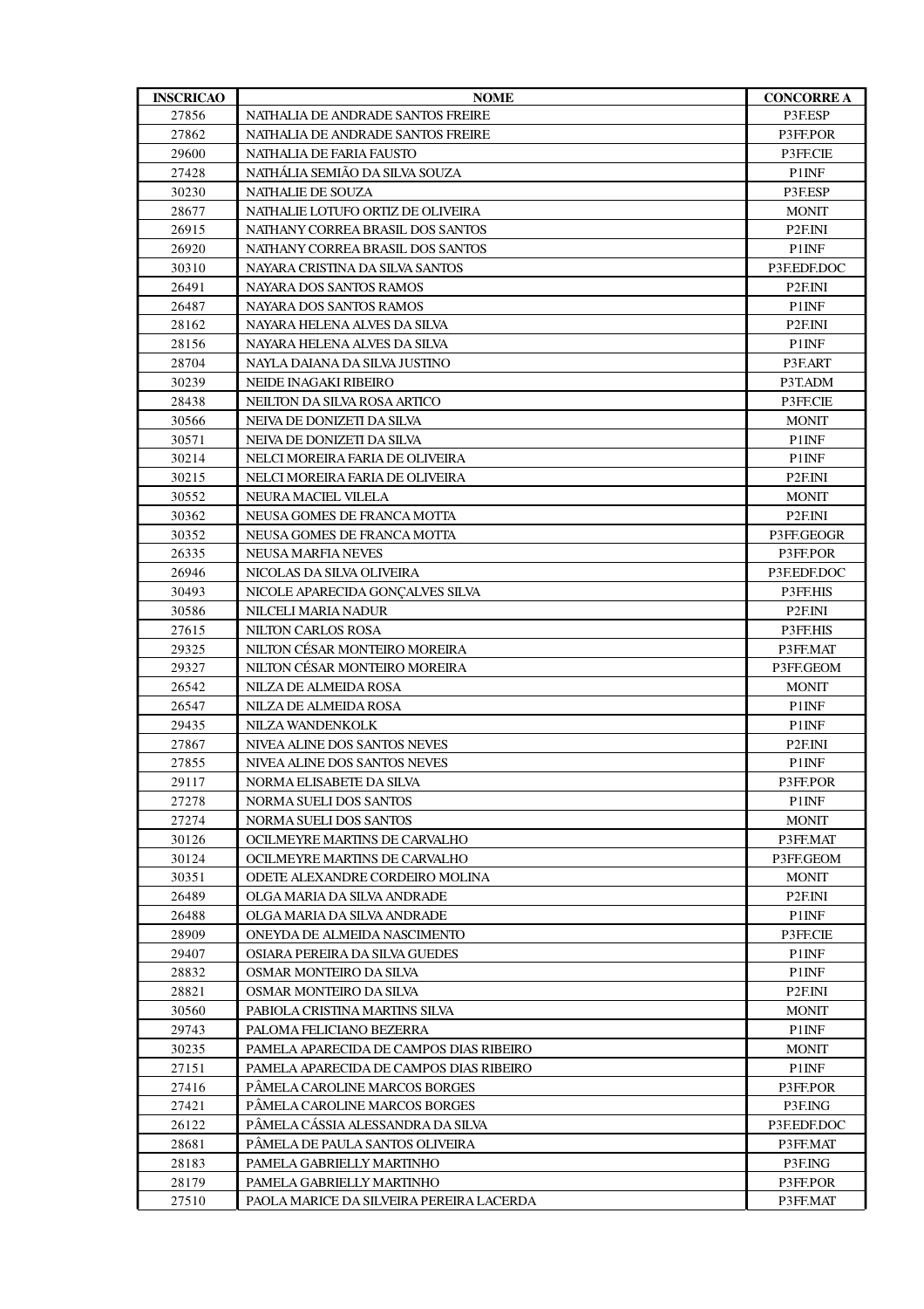| INSCRICAO | NOME | CONCORRE A |
|---|---|---|
| 27856 | NATHALIA DE ANDRADE SANTOS FREIRE | P3F.ESP |
| 27862 | NATHALIA DE ANDRADE SANTOS FREIRE | P3FF.POR |
| 29600 | NATHALIA DE FARIA FAUSTO | P3FF.CIE |
| 27428 | NATHÁLIA SEMIÃO DA SILVA SOUZA | P1INF |
| 30230 | NATHALIE DE SOUZA | P3F.ESP |
| 28677 | NATHALIE LOTUFO ORTIZ DE OLIVEIRA | MONIT |
| 26915 | NATHANY CORREA BRASIL DOS SANTOS | P2F.INI |
| 26920 | NATHANY CORREA BRASIL DOS SANTOS | P1INF |
| 30310 | NAYARA CRISTINA DA SILVA SANTOS | P3F.EDF.DOC |
| 26491 | NAYARA DOS SANTOS RAMOS | P2F.INI |
| 26487 | NAYARA DOS SANTOS RAMOS | P1INF |
| 28162 | NAYARA HELENA ALVES DA SILVA | P2F.INI |
| 28156 | NAYARA HELENA ALVES DA SILVA | P1INF |
| 28704 | NAYLA DAIANA DA SILVA JUSTINO | P3F.ART |
| 30239 | NEIDE INAGAKI RIBEIRO | P3T.ADM |
| 28438 | NEILTON DA SILVA ROSA ARTICO | P3FF.CIE |
| 30566 | NEIVA DE DONIZETI DA SILVA | MONIT |
| 30571 | NEIVA DE DONIZETI DA SILVA | P1INF |
| 30214 | NELCI MOREIRA FARIA DE OLIVEIRA | P1INF |
| 30215 | NELCI MOREIRA FARIA DE OLIVEIRA | P2F.INI |
| 30552 | NEURA MACIEL VILELA | MONIT |
| 30362 | NEUSA GOMES DE FRANCA MOTTA | P2F.INI |
| 30352 | NEUSA GOMES DE FRANCA MOTTA | P3FF.GEOGR |
| 26335 | NEUSA MARFIA NEVES | P3FF.POR |
| 26946 | NICOLAS DA SILVA OLIVEIRA | P3F.EDF.DOC |
| 30493 | NICOLE APARECIDA GONÇALVES SILVA | P3FF.HIS |
| 30586 | NILCELI MARIA NADUR | P2F.INI |
| 27615 | NILTON CARLOS ROSA | P3FF.HIS |
| 29325 | NILTON CÉSAR MONTEIRO MOREIRA | P3FF.MAT |
| 29327 | NILTON CÉSAR MONTEIRO MOREIRA | P3FF.GEOM |
| 26542 | NILZA DE ALMEIDA ROSA | MONIT |
| 26547 | NILZA DE ALMEIDA ROSA | P1INF |
| 29435 | NILZA WANDENKOLK | P1INF |
| 27867 | NIVEA ALINE DOS SANTOS NEVES | P2F.INI |
| 27855 | NIVEA ALINE DOS SANTOS NEVES | P1INF |
| 29117 | NORMA ELISABETE DA SILVA | P3FF.POR |
| 27278 | NORMA SUELI DOS SANTOS | P1INF |
| 27274 | NORMA SUELI DOS SANTOS | MONIT |
| 30126 | OCILMEYRE MARTINS DE CARVALHO | P3FF.MAT |
| 30124 | OCILMEYRE MARTINS DE CARVALHO | P3FF.GEOM |
| 30351 | ODETE ALEXANDRE CORDEIRO MOLINA | MONIT |
| 26489 | OLGA MARIA DA SILVA ANDRADE | P2F.INI |
| 26488 | OLGA MARIA DA SILVA ANDRADE | P1INF |
| 28909 | ONEYDA DE ALMEIDA NASCIMENTO | P3FF.CIE |
| 29407 | OSIARA PEREIRA DA SILVA GUEDES | P1INF |
| 28832 | OSMAR MONTEIRO DA SILVA | P1INF |
| 28821 | OSMAR MONTEIRO DA SILVA | P2F.INI |
| 30560 | PABIOLA CRISTINA MARTINS SILVA | MONIT |
| 29743 | PALOMA FELICIANO BEZERRA | P1INF |
| 30235 | PAMELA APARECIDA DE CAMPOS DIAS RIBEIRO | MONIT |
| 27151 | PAMELA APARECIDA DE CAMPOS DIAS RIBEIRO | P1INF |
| 27416 | PÂMELA CAROLINE MARCOS BORGES | P3FF.POR |
| 27421 | PÂMELA CAROLINE MARCOS BORGES | P3F.ING |
| 26122 | PÂMELA CÁSSIA ALESSANDRA DA SILVA | P3F.EDF.DOC |
| 28681 | PÂMELA DE PAULA SANTOS OLIVEIRA | P3FF.MAT |
| 28183 | PAMELA GABRIELLY MARTINHO | P3F.ING |
| 28179 | PAMELA GABRIELLY MARTINHO | P3FF.POR |
| 27510 | PAOLA MARICE DA SILVEIRA PEREIRA LACERDA | P3FF.MAT |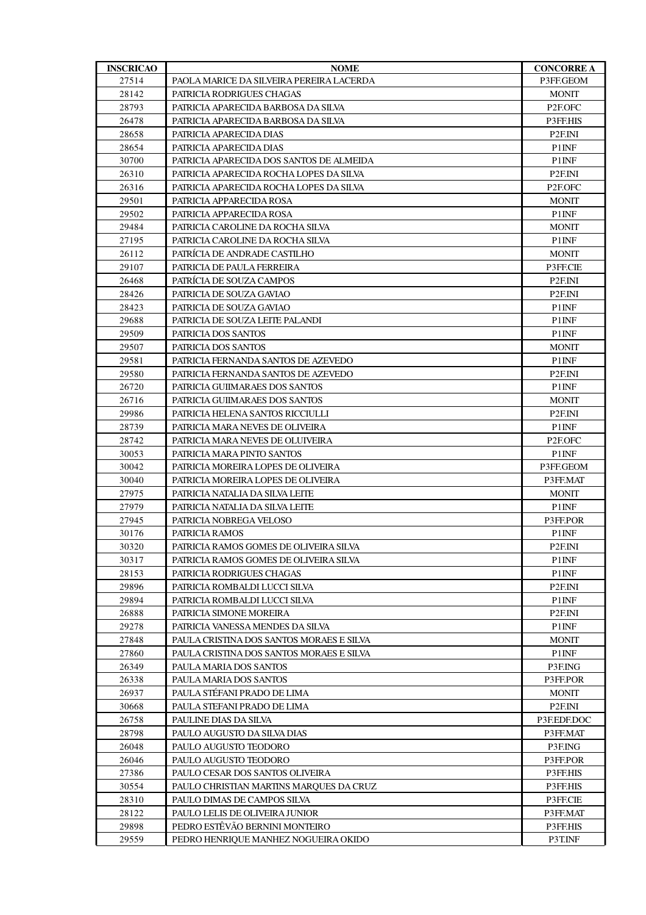| INSCRICAO | NOME | CONCORRE A |
|---|---|---|
| 27514 | PAOLA MARICE DA SILVEIRA PEREIRA LACERDA | P3FF.GEOM |
| 28142 | PATRICIA RODRIGUES CHAGAS | MONIT |
| 28793 | PATRICIA APARECIDA BARBOSA DA SILVA | P2F.OFC |
| 26478 | PATRICIA APARECIDA BARBOSA DA SILVA | P3FF.HIS |
| 28658 | PATRICIA APARECIDA DIAS | P2F.INI |
| 28654 | PATRICIA APARECIDA DIAS | P1INF |
| 30700 | PATRICIA APARECIDA DOS SANTOS DE ALMEIDA | P1INF |
| 26310 | PATRICIA APARECIDA ROCHA LOPES DA SILVA | P2F.INI |
| 26316 | PATRICIA APARECIDA ROCHA LOPES DA SILVA | P2F.OFC |
| 29501 | PATRICIA APPARECIDA ROSA | MONIT |
| 29502 | PATRICIA APPARECIDA ROSA | P1INF |
| 29484 | PATRICIA CAROLINE DA ROCHA SILVA | MONIT |
| 27195 | PATRICIA CAROLINE DA ROCHA SILVA | P1INF |
| 26112 | PATRÍCIA DE ANDRADE CASTILHO | MONIT |
| 29107 | PATRICIA DE PAULA FERREIRA | P3FF.CIE |
| 26468 | PATRÍCIA DE SOUZA CAMPOS | P2F.INI |
| 28426 | PATRICIA DE SOUZA GAVIAO | P2F.INI |
| 28423 | PATRICIA DE SOUZA GAVIAO | P1INF |
| 29688 | PATRICIA DE SOUZA LEITE PALANDI | P1INF |
| 29509 | PATRICIA DOS SANTOS | P1INF |
| 29507 | PATRICIA DOS SANTOS | MONIT |
| 29581 | PATRICIA FERNANDA SANTOS DE AZEVEDO | P1INF |
| 29580 | PATRICIA FERNANDA SANTOS DE AZEVEDO | P2F.INI |
| 26720 | PATRICIA GUIIMARAES DOS SANTOS | P1INF |
| 26716 | PATRICIA GUIIMARAES DOS SANTOS | MONIT |
| 29986 | PATRICIA HELENA SANTOS RICCIULLI | P2F.INI |
| 28739 | PATRICIA MARA NEVES DE OLIVEIRA | P1INF |
| 28742 | PATRICIA MARA NEVES DE OLUIVEIRA | P2F.OFC |
| 30053 | PATRICIA MARA PINTO SANTOS | P1INF |
| 30042 | PATRICIA MOREIRA LOPES DE OLIVEIRA | P3FF.GEOM |
| 30040 | PATRICIA MOREIRA LOPES DE OLIVEIRA | P3FF.MAT |
| 27975 | PATRICIA NATALIA DA SILVA LEITE | MONIT |
| 27979 | PATRICIA NATALIA DA SILVA LEITE | P1INF |
| 27945 | PATRICIA NOBREGA VELOSO | P3FF.POR |
| 30176 | PATRICIA RAMOS | P1INF |
| 30320 | PATRICIA RAMOS GOMES DE OLIVEIRA SILVA | P2F.INI |
| 30317 | PATRICIA RAMOS GOMES DE OLIVEIRA SILVA | P1INF |
| 28153 | PATRICIA RODRIGUES CHAGAS | P1INF |
| 29896 | PATRICIA ROMBALDI LUCCI SILVA | P2F.INI |
| 29894 | PATRICIA ROMBALDI LUCCI SILVA | P1INF |
| 26888 | PATRICIA SIMONE MOREIRA | P2F.INI |
| 29278 | PATRICIA VANESSA MENDES DA SILVA | P1INF |
| 27848 | PAULA CRISTINA DOS SANTOS MORAES E SILVA | MONIT |
| 27860 | PAULA CRISTINA DOS SANTOS MORAES E SILVA | P1INF |
| 26349 | PAULA MARIA DOS SANTOS | P3F.ING |
| 26338 | PAULA MARIA DOS SANTOS | P3FF.POR |
| 26937 | PAULA STÉFANI PRADO DE LIMA | MONIT |
| 30668 | PAULA STEFANI PRADO DE LIMA | P2F.INI |
| 26758 | PAULINE DIAS DA SILVA | P3F.EDF.DOC |
| 28798 | PAULO AUGUSTO DA SILVA DIAS | P3FF.MAT |
| 26048 | PAULO AUGUSTO TEODORO | P3F.ING |
| 26046 | PAULO AUGUSTO TEODORO | P3FF.POR |
| 27386 | PAULO CESAR DOS SANTOS OLIVEIRA | P3FF.HIS |
| 30554 | PAULO CHRISTIAN MARTINS MARQUES DA CRUZ | P3FF.HIS |
| 28310 | PAULO DIMAS DE CAMPOS SILVA | P3FF.CIE |
| 28122 | PAULO LELIS DE OLIVEIRA JUNIOR | P3FF.MAT |
| 29898 | PEDRO ESTÊVÃO BERNINI MONTEIRO | P3FF.HIS |
| 29559 | PEDRO HENRIQUE MANHEZ NOGUEIRA OKIDO | P3T.INF |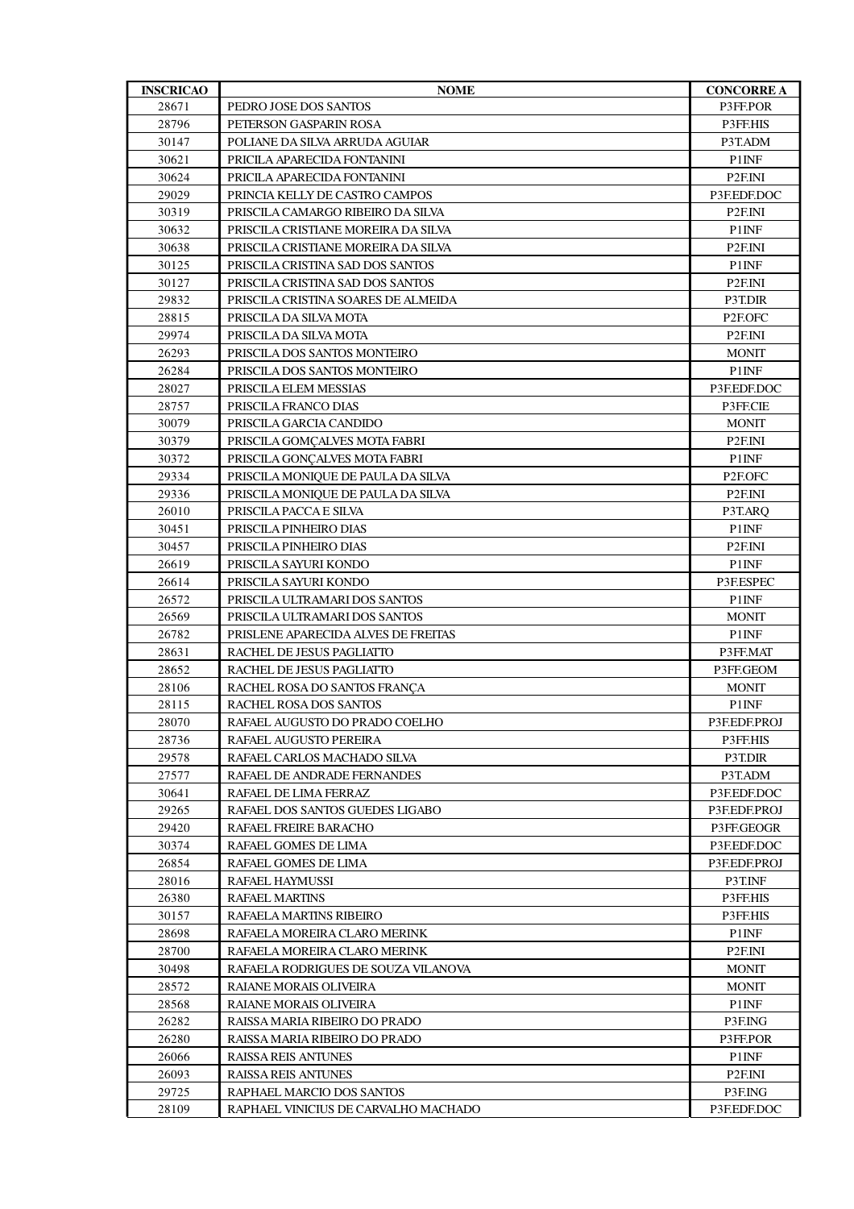| INSCRICAO | NOME | CONCORRE A |
|---|---|---|
| 28671 | PEDRO JOSE DOS SANTOS | P3FF.POR |
| 28796 | PETERSON GASPARIN ROSA | P3FF.HIS |
| 30147 | POLIANE DA SILVA ARRUDA AGUIAR | P3T.ADM |
| 30621 | PRICILA APARECIDA FONTANINI | P1INF |
| 30624 | PRICILA APARECIDA FONTANINI | P2F.INI |
| 29029 | PRINCIA KELLY DE CASTRO CAMPOS | P3F.EDF.DOC |
| 30319 | PRISCILA CAMARGO RIBEIRO DA SILVA | P2F.INI |
| 30632 | PRISCILA CRISTIANE MOREIRA DA SILVA | P1INF |
| 30638 | PRISCILA CRISTIANE MOREIRA DA SILVA | P2F.INI |
| 30125 | PRISCILA CRISTINA SAD DOS SANTOS | P1INF |
| 30127 | PRISCILA CRISTINA SAD DOS SANTOS | P2F.INI |
| 29832 | PRISCILA CRISTINA SOARES DE ALMEIDA | P3T.DIR |
| 28815 | PRISCILA DA SILVA MOTA | P2F.OFC |
| 29974 | PRISCILA DA SILVA MOTA | P2F.INI |
| 26293 | PRISCILA DOS SANTOS MONTEIRO | MONIT |
| 26284 | PRISCILA DOS SANTOS MONTEIRO | P1INF |
| 28027 | PRISCILA ELEM MESSIAS | P3F.EDF.DOC |
| 28757 | PRISCILA FRANCO DIAS | P3FF.CIE |
| 30079 | PRISCILA GARCIA CANDIDO | MONIT |
| 30379 | PRISCILA GOMÇALVES MOTA FABRI | P2F.INI |
| 30372 | PRISCILA GONÇALVES MOTA FABRI | P1INF |
| 29334 | PRISCILA MONIQUE DE PAULA DA SILVA | P2F.OFC |
| 29336 | PRISCILA MONIQUE DE PAULA DA SILVA | P2F.INI |
| 26010 | PRISCILA PACCA E SILVA | P3T.ARQ |
| 30451 | PRISCILA PINHEIRO DIAS | P1INF |
| 30457 | PRISCILA PINHEIRO DIAS | P2F.INI |
| 26619 | PRISCILA SAYURI KONDO | P1INF |
| 26614 | PRISCILA SAYURI KONDO | P3F.ESPEC |
| 26572 | PRISCILA ULTRAMARI DOS SANTOS | P1INF |
| 26569 | PRISCILA ULTRAMARI DOS SANTOS | MONIT |
| 26782 | PRISLENE APARECIDA ALVES DE FREITAS | P1INF |
| 28631 | RACHEL DE JESUS PAGLIATTO | P3FF.MAT |
| 28652 | RACHEL DE JESUS PAGLIATTO | P3FF.GEOM |
| 28106 | RACHEL ROSA DO SANTOS FRANÇA | MONIT |
| 28115 | RACHEL ROSA DOS SANTOS | P1INF |
| 28070 | RAFAEL AUGUSTO DO PRADO COELHO | P3F.EDF.PROJ |
| 28736 | RAFAEL AUGUSTO PEREIRA | P3FF.HIS |
| 29578 | RAFAEL CARLOS MACHADO SILVA | P3T.DIR |
| 27577 | RAFAEL DE ANDRADE FERNANDES | P3T.ADM |
| 30641 | RAFAEL DE LIMA FERRAZ | P3F.EDF.DOC |
| 29265 | RAFAEL DOS SANTOS GUEDES LIGABO | P3F.EDF.PROJ |
| 29420 | RAFAEL FREIRE BARACHO | P3FF.GEOGR |
| 30374 | RAFAEL GOMES DE LIMA | P3F.EDF.DOC |
| 26854 | RAFAEL GOMES DE LIMA | P3F.EDF.PROJ |
| 28016 | RAFAEL HAYMUSSI | P3T.INF |
| 26380 | RAFAEL MARTINS | P3FF.HIS |
| 30157 | RAFAELA MARTINS RIBEIRO | P3FF.HIS |
| 28698 | RAFAELA MOREIRA CLARO MERINK | P1INF |
| 28700 | RAFAELA MOREIRA CLARO MERINK | P2F.INI |
| 30498 | RAFAELA RODRIGUES DE SOUZA VILANOVA | MONIT |
| 28572 | RAIANE MORAIS OLIVEIRA | MONIT |
| 28568 | RAIANE MORAIS OLIVEIRA | P1INF |
| 26282 | RAISSA MARIA RIBEIRO DO PRADO | P3F.ING |
| 26280 | RAISSA MARIA RIBEIRO DO PRADO | P3FF.POR |
| 26066 | RAISSA REIS ANTUNES | P1INF |
| 26093 | RAISSA REIS ANTUNES | P2F.INI |
| 29725 | RAPHAEL MARCIO DOS SANTOS | P3F.ING |
| 28109 | RAPHAEL VINICIUS DE CARVALHO MACHADO | P3F.EDF.DOC |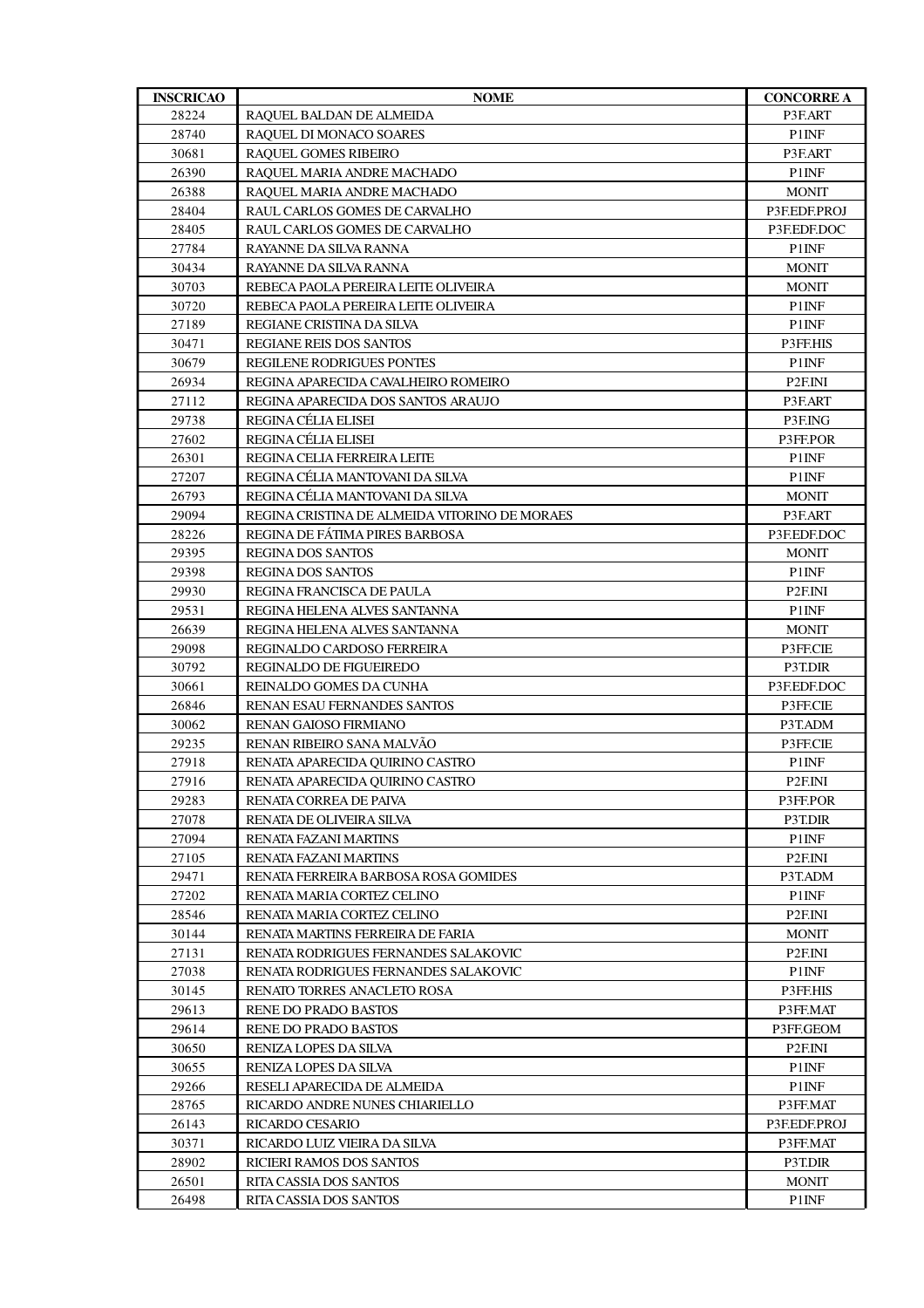| INSCRICAO | NOME | CONCORRE A |
|---|---|---|
| 28224 | RAQUEL BALDAN DE ALMEIDA | P3F.ART |
| 28740 | RAQUEL DI MONACO SOARES | P1INF |
| 30681 | RAQUEL GOMES RIBEIRO | P3F.ART |
| 26390 | RAQUEL MARIA ANDRE MACHADO | P1INF |
| 26388 | RAQUEL MARIA ANDRE MACHADO | MONIT |
| 28404 | RAUL CARLOS GOMES DE CARVALHO | P3F.EDF.PROJ |
| 28405 | RAUL CARLOS GOMES DE CARVALHO | P3F.EDF.DOC |
| 27784 | RAYANNE DA SILVA RANNA | P1INF |
| 30434 | RAYANNE DA SILVA RANNA | MONIT |
| 30703 | REBECA PAOLA PEREIRA LEITE OLIVEIRA | MONIT |
| 30720 | REBECA PAOLA PEREIRA LEITE OLIVEIRA | P1INF |
| 27189 | REGIANE CRISTINA DA SILVA | P1INF |
| 30471 | REGIANE REIS DOS SANTOS | P3FF.HIS |
| 30679 | REGILENE RODRIGUES PONTES | P1INF |
| 26934 | REGINA APARECIDA CAVALHEIRO ROMEIRO | P2F.INI |
| 27112 | REGINA APARECIDA DOS SANTOS ARAUJO | P3F.ART |
| 29738 | REGINA CÉLIA ELISEI | P3F.ING |
| 27602 | REGINA CÉLIA ELISEI | P3FF.POR |
| 26301 | REGINA CELIA FERREIRA LEITE | P1INF |
| 27207 | REGINA CÉLIA MANTOVANI DA SILVA | P1INF |
| 26793 | REGINA CÉLIA MANTOVANI DA SILVA | MONIT |
| 29094 | REGINA CRISTINA DE ALMEIDA VITORINO DE MORAES | P3F.ART |
| 28226 | REGINA DE FÁTIMA PIRES BARBOSA | P3F.EDF.DOC |
| 29395 | REGINA DOS SANTOS | MONIT |
| 29398 | REGINA DOS SANTOS | P1INF |
| 29930 | REGINA FRANCISCA DE PAULA | P2F.INI |
| 29531 | REGINA HELENA ALVES SANTANNA | P1INF |
| 26639 | REGINA HELENA ALVES SANTANNA | MONIT |
| 29098 | REGINALDO CARDOSO FERREIRA | P3FF.CIE |
| 30792 | REGINALDO DE FIGUEIREDO | P3T.DIR |
| 30661 | REINALDO GOMES DA CUNHA | P3F.EDF.DOC |
| 26846 | RENAN ESAU FERNANDES SANTOS | P3FF.CIE |
| 30062 | RENAN GAIOSO FIRMIANO | P3T.ADM |
| 29235 | RENAN RIBEIRO SANA MALVÃO | P3FF.CIE |
| 27918 | RENATA APARECIDA QUIRINO CASTRO | P1INF |
| 27916 | RENATA APARECIDA QUIRINO CASTRO | P2F.INI |
| 29283 | RENATA CORREA DE PAIVA | P3FF.POR |
| 27078 | RENATA DE OLIVEIRA SILVA | P3T.DIR |
| 27094 | RENATA FAZANI MARTINS | P1INF |
| 27105 | RENATA FAZANI MARTINS | P2F.INI |
| 29471 | RENATA FERREIRA BARBOSA ROSA GOMIDES | P3T.ADM |
| 27202 | RENATA MARIA CORTEZ CELINO | P1INF |
| 28546 | RENATA MARIA CORTEZ CELINO | P2F.INI |
| 30144 | RENATA MARTINS FERREIRA DE FARIA | MONIT |
| 27131 | RENATA RODRIGUES FERNANDES SALAKOVIC | P2F.INI |
| 27038 | RENATA RODRIGUES FERNANDES SALAKOVIC | P1INF |
| 30145 | RENATO TORRES ANACLETO ROSA | P3FF.HIS |
| 29613 | RENE DO PRADO BASTOS | P3FF.MAT |
| 29614 | RENE DO PRADO BASTOS | P3FF.GEOM |
| 30650 | RENIZA LOPES DA SILVA | P2F.INI |
| 30655 | RENIZA LOPES DA SILVA | P1INF |
| 29266 | RESELI APARECIDA DE ALMEIDA | P1INF |
| 28765 | RICARDO ANDRE NUNES CHIARIELLO | P3FF.MAT |
| 26143 | RICARDO CESARIO | P3F.EDF.PROJ |
| 30371 | RICARDO LUIZ VIEIRA DA SILVA | P3FF.MAT |
| 28902 | RICIERI RAMOS DOS SANTOS | P3T.DIR |
| 26501 | RITA CASSIA DOS SANTOS | MONIT |
| 26498 | RITA CASSIA DOS SANTOS | P1INF |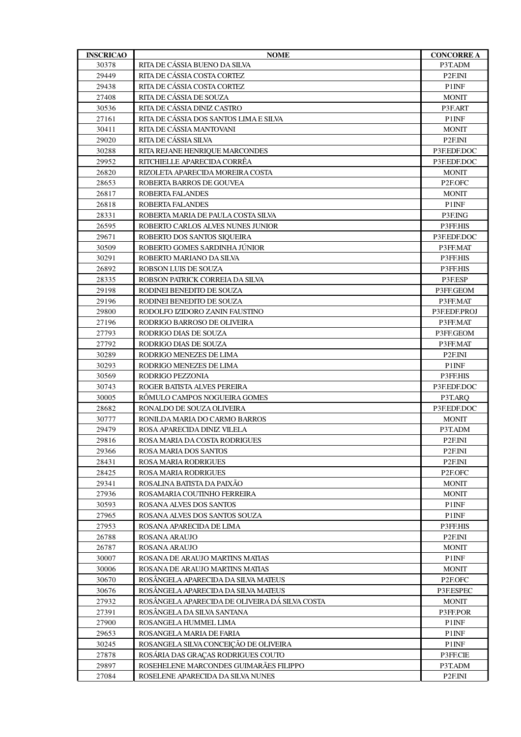| INSCRICAO | NOME | CONCORRE A |
|---|---|---|
| 30378 | RITA DE CÁSSIA BUENO DA SILVA | P3T.ADM |
| 29449 | RITA DE CÁSSIA COSTA CORTEZ | P2F.INI |
| 29438 | RITA DE CÁSSIA COSTA CORTEZ | P1INF |
| 27408 | RITA DE CÁSSIA DE SOUZA | MONIT |
| 30536 | RITA DE CÁSSIA DINIZ CASTRO | P3F.ART |
| 27161 | RITA DE CÁSSIA DOS SANTOS LIMA E SILVA | P1INF |
| 30411 | RITA DE CÁSSIA MANTOVANI | MONIT |
| 29020 | RITA DE CÁSSIA SILVA | P2F.INI |
| 30288 | RITA REJANE HENRIQUE MARCONDES | P3F.EDF.DOC |
| 29952 | RITCHIELLE APARECIDA CORRÊA | P3F.EDF.DOC |
| 26820 | RIZOLETA APARECIDA MOREIRA COSTA | MONIT |
| 28653 | ROBERTA BARROS DE GOUVEA | P2F.OFC |
| 26817 | ROBERTA FALANDES | MONIT |
| 26818 | ROBERTA FALANDES | P1INF |
| 28331 | ROBERTA MARIA DE PAULA COSTA SILVA | P3F.ING |
| 26595 | ROBERTO CARLOS ALVES NUNES JUNIOR | P3FF.HIS |
| 29671 | ROBERTO DOS SANTOS SIQUEIRA | P3F.EDF.DOC |
| 30509 | ROBERTO GOMES SARDINHA JÚNIOR | P3FF.MAT |
| 30291 | ROBERTO MARIANO DA SILVA | P3FF.HIS |
| 26892 | ROBSON LUIS DE SOUZA | P3FF.HIS |
| 28335 | ROBSON PATRICK CORREIA DA SILVA | P3F.ESP |
| 29198 | RODINEI BENEDITO DE SOUZA | P3FF.GEOM |
| 29196 | RODINEI BENEDITO DE SOUZA | P3FF.MAT |
| 29800 | RODOLFO IZIDORO ZANIN FAUSTINO | P3F.EDF.PROJ |
| 27196 | RODRIGO BARROSO DE OLIVEIRA | P3FF.MAT |
| 27793 | RODRIGO DIAS DE SOUZA | P3FF.GEOM |
| 27792 | RODRIGO DIAS DE SOUZA | P3FF.MAT |
| 30289 | RODRIGO MENEZES DE LIMA | P2F.INI |
| 30293 | RODRIGO MENEZES DE LIMA | P1INF |
| 30569 | RODRIGO PEZZONIA | P3FF.HIS |
| 30743 | ROGER BATISTA ALVES PEREIRA | P3F.EDF.DOC |
| 30005 | RÔMULO CAMPOS NOGUEIRA GOMES | P3T.ARQ |
| 28682 | RONALDO DE SOUZA OLIVEIRA | P3F.EDF.DOC |
| 30777 | RONILDA MARIA DO CARMO BARROS | MONIT |
| 29479 | ROSA APARECIDA DINIZ VILELA | P3T.ADM |
| 29816 | ROSA MARIA DA COSTA RODRIGUES | P2F.INI |
| 29366 | ROSA MARIA DOS SANTOS | P2F.INI |
| 28431 | ROSA MARIA RODRIGUES | P2F.INI |
| 28425 | ROSA MARIA RODRIGUES | P2F.OFC |
| 29341 | ROSALINA BATISTA DA PAIXÃO | MONIT |
| 27936 | ROSAMARIA COUTINHO FERREIRA | MONIT |
| 30593 | ROSANA ALVES DOS SANTOS | P1INF |
| 27965 | ROSANA ALVES DOS SANTOS SOUZA | P1INF |
| 27953 | ROSANA APARECIDA DE LIMA | P3FF.HIS |
| 26788 | ROSANA ARAUJO | P2F.INI |
| 26787 | ROSANA ARAUJO | MONIT |
| 30007 | ROSANA DE ARAUJO MARTINS MATIAS | P1INF |
| 30006 | ROSANA DE ARAUJO MARTINS MATIAS | MONIT |
| 30670 | ROSÂNGELA APARECIDA DA SILVA MATEUS | P2F.OFC |
| 30676 | ROSÂNGELA APARECIDA DA SILVA MATEUS | P3F.ESPEC |
| 27932 | ROSÂNGELA APARECIDA DE OLIVEIRA DÁ SILVA COSTA | MONIT |
| 27391 | ROSÂNGELA DA SILVA SANTANA | P3FF.POR |
| 27900 | ROSANGELA HUMMEL LIMA | P1INF |
| 29653 | ROSANGELA MARIA DE FARIA | P1INF |
| 30245 | ROSANGELA SILVA CONCEIÇÃO DE OLIVEIRA | P1INF |
| 27878 | ROSÁRIA DAS GRAÇAS RODRIGUES COUTO | P3FF.CIE |
| 29897 | ROSEHELENE MARCONDES GUIMARÃES FILIPPO | P3T.ADM |
| 27084 | ROSELENE APARECIDA DA SILVA NUNES | P2F.INI |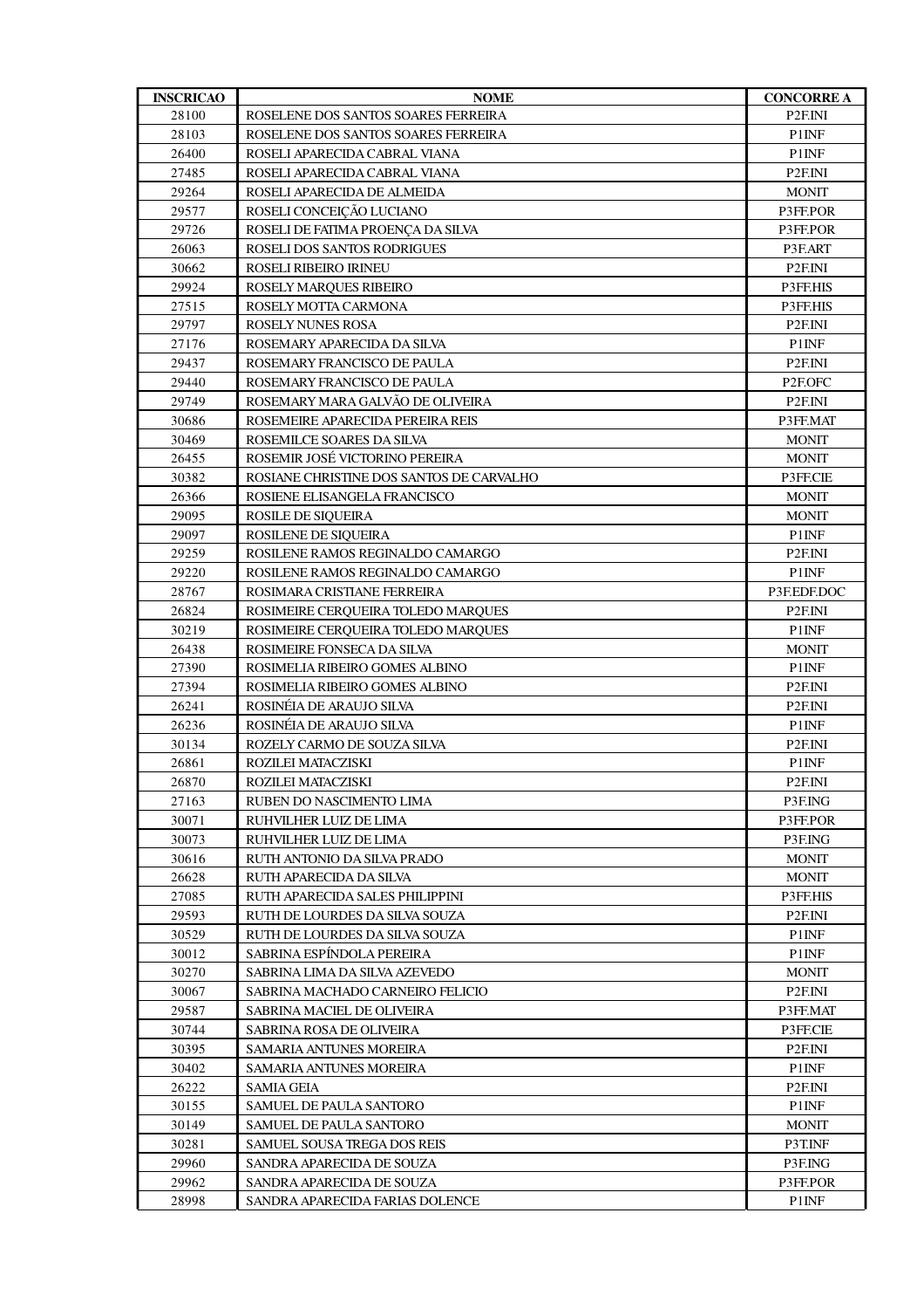| INSCRICAO | NOME | CONCORRE A |
|---|---|---|
| 28100 | ROSELENE DOS SANTOS SOARES FERREIRA | P2F.INI |
| 28103 | ROSELENE DOS SANTOS SOARES FERREIRA | P1INF |
| 26400 | ROSELI APARECIDA CABRAL VIANA | P1INF |
| 27485 | ROSELI APARECIDA CABRAL VIANA | P2F.INI |
| 29264 | ROSELI APARECIDA DE ALMEIDA | MONIT |
| 29577 | ROSELI CONCEIÇÃO LUCIANO | P3FF.POR |
| 29726 | ROSELI DE FATIMA PROENÇA DA SILVA | P3FF.POR |
| 26063 | ROSELI DOS SANTOS RODRIGUES | P3F.ART |
| 30662 | ROSELI RIBEIRO IRINEU | P2F.INI |
| 29924 | ROSELY MARQUES RIBEIRO | P3FF.HIS |
| 27515 | ROSELY MOTTA CARMONA | P3FF.HIS |
| 29797 | ROSELY NUNES ROSA | P2F.INI |
| 27176 | ROSEMARY APARECIDA DA SILVA | P1INF |
| 29437 | ROSEMARY FRANCISCO DE PAULA | P2F.INI |
| 29440 | ROSEMARY FRANCISCO DE PAULA | P2F.OFC |
| 29749 | ROSEMARY MARA GALVÃO DE OLIVEIRA | P2F.INI |
| 30686 | ROSEMEIRE APARECIDA PEREIRA REIS | P3FF.MAT |
| 30469 | ROSEMILCE SOARES DA SILVA | MONIT |
| 26455 | ROSEMIR JOSÉ VICTORINO PEREIRA | MONIT |
| 30382 | ROSIANE CHRISTINE DOS SANTOS DE CARVALHO | P3FF.CIE |
| 26366 | ROSIENE ELISANGELA FRANCISCO | MONIT |
| 29095 | ROSILE DE SIQUEIRA | MONIT |
| 29097 | ROSILENE DE SIQUEIRA | P1INF |
| 29259 | ROSILENE RAMOS REGINALDO CAMARGO | P2F.INI |
| 29220 | ROSILENE RAMOS REGINALDO CAMARGO | P1INF |
| 28767 | ROSIMARA CRISTIANE FERREIRA | P3F.EDF.DOC |
| 26824 | ROSIMEIRE CERQUEIRA TOLEDO MARQUES | P2F.INI |
| 30219 | ROSIMEIRE CERQUEIRA TOLEDO MARQUES | P1INF |
| 26438 | ROSIMEIRE FONSECA DA SILVA | MONIT |
| 27390 | ROSIMELIA RIBEIRO GOMES ALBINO | P1INF |
| 27394 | ROSIMELIA RIBEIRO GOMES ALBINO | P2F.INI |
| 26241 | ROSINÉIA DE ARAUJO SILVA | P2F.INI |
| 26236 | ROSINÉIA DE ARAUJO SILVA | P1INF |
| 30134 | ROZELY CARMO DE SOUZA SILVA | P2F.INI |
| 26861 | ROZILEI MATACZISKI | P1INF |
| 26870 | ROZILEI MATACZISKI | P2F.INI |
| 27163 | RUBEN DO NASCIMENTO LIMA | P3F.ING |
| 30071 | RUHVILHER LUIZ DE LIMA | P3FF.POR |
| 30073 | RUHVILHER LUIZ DE LIMA | P3F.ING |
| 30616 | RUTH ANTONIO DA SILVA PRADO | MONIT |
| 26628 | RUTH APARECIDA DA SILVA | MONIT |
| 27085 | RUTH APARECIDA SALES PHILIPPINI | P3FF.HIS |
| 29593 | RUTH DE LOURDES DA SILVA SOUZA | P2F.INI |
| 30529 | RUTH DE LOURDES DA SILVA SOUZA | P1INF |
| 30012 | SABRINA ESPÍNDOLA PEREIRA | P1INF |
| 30270 | SABRINA LIMA DA SILVA AZEVEDO | MONIT |
| 30067 | SABRINA MACHADO CARNEIRO FELICIO | P2F.INI |
| 29587 | SABRINA MACIEL DE OLIVEIRA | P3FF.MAT |
| 30744 | SABRINA ROSA DE OLIVEIRA | P3FF.CIE |
| 30395 | SAMARIA ANTUNES MOREIRA | P2F.INI |
| 30402 | SAMARIA ANTUNES MOREIRA | P1INF |
| 26222 | SAMIA GEIA | P2F.INI |
| 30155 | SAMUEL DE PAULA SANTORO | P1INF |
| 30149 | SAMUEL DE PAULA SANTORO | MONIT |
| 30281 | SAMUEL SOUSA TREGA DOS REIS | P3T.INF |
| 29960 | SANDRA APARECIDA DE SOUZA | P3F.ING |
| 29962 | SANDRA APARECIDA DE SOUZA | P3FF.POR |
| 28998 | SANDRA APARECIDA FARIAS DOLENCE | P1INF |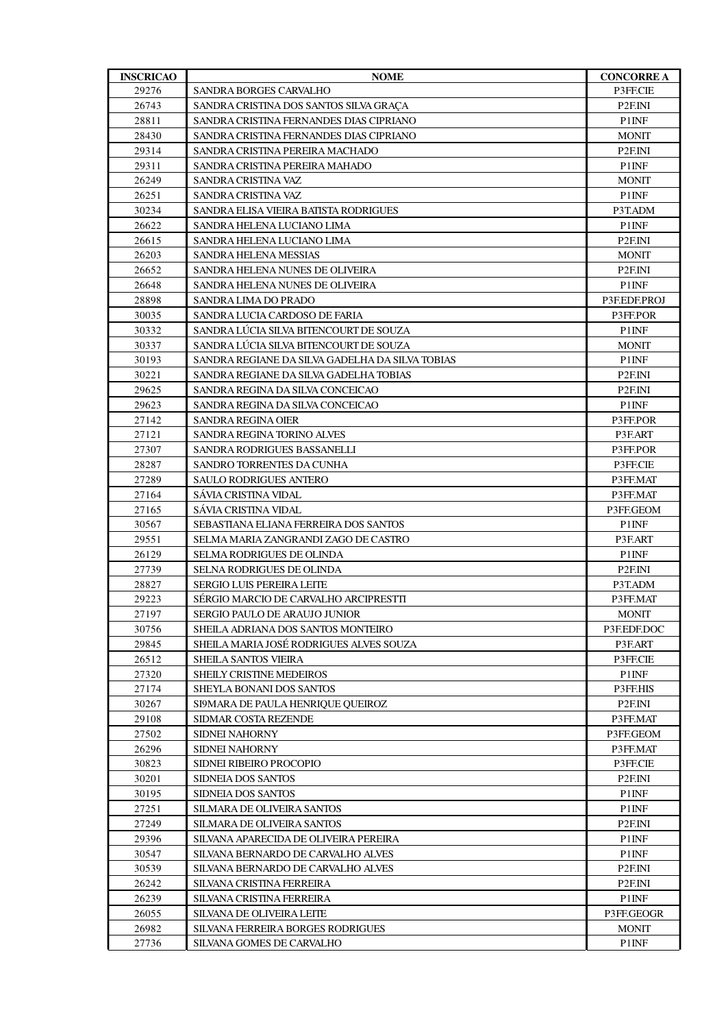| INSCRICAO | NOME | CONCORRE A |
|---|---|---|
| 29276 | SANDRA BORGES CARVALHO | P3FF.CIE |
| 26743 | SANDRA CRISTINA DOS SANTOS SILVA GRAÇA | P2F.INI |
| 28811 | SANDRA CRISTINA FERNANDES DIAS CIPRIANO | P1INF |
| 28430 | SANDRA CRISTINA FERNANDES DIAS CIPRIANO | MONIT |
| 29314 | SANDRA CRISTINA PEREIRA MACHADO | P2F.INI |
| 29311 | SANDRA CRISTINA PEREIRA MAHADO | P1INF |
| 26249 | SANDRA CRISTINA VAZ | MONIT |
| 26251 | SANDRA CRISTINA VAZ | P1INF |
| 30234 | SANDRA ELISA VIEIRA BATISTA RODRIGUES | P3T.ADM |
| 26622 | SANDRA HELENA LUCIANO LIMA | P1INF |
| 26615 | SANDRA HELENA LUCIANO LIMA | P2F.INI |
| 26203 | SANDRA HELENA MESSIAS | MONIT |
| 26652 | SANDRA HELENA NUNES DE OLIVEIRA | P2F.INI |
| 26648 | SANDRA HELENA NUNES DE OLIVEIRA | P1INF |
| 28898 | SANDRA LIMA DO PRADO | P3F.EDF.PROJ |
| 30035 | SANDRA LUCIA CARDOSO DE FARIA | P3FF.POR |
| 30332 | SANDRA LÚCIA SILVA BITENCOURT DE SOUZA | P1INF |
| 30337 | SANDRA LÚCIA SILVA BITENCOURT DE SOUZA | MONIT |
| 30193 | SANDRA REGIANE DA SILVA GADELHA DA SILVA TOBIAS | P1INF |
| 30221 | SANDRA REGIANE DA SILVA GADELHA TOBIAS | P2F.INI |
| 29625 | SANDRA REGINA DA SILVA CONCEICAO | P2F.INI |
| 29623 | SANDRA REGINA DA SILVA CONCEICAO | P1INF |
| 27142 | SANDRA REGINA OIER | P3FF.POR |
| 27121 | SANDRA REGINA TORINO ALVES | P3F.ART |
| 27307 | SANDRA RODRIGUES BASSANELLI | P3FF.POR |
| 28287 | SANDRO TORRENTES DA CUNHA | P3FF.CIE |
| 27289 | SAULO RODRIGUES ANTERO | P3FF.MAT |
| 27164 | SÁVIA CRISTINA VIDAL | P3FF.MAT |
| 27165 | SÁVIA CRISTINA VIDAL | P3FF.GEOM |
| 30567 | SEBASTIANA ELIANA FERREIRA DOS SANTOS | P1INF |
| 29551 | SELMA MARIA ZANGRANDI ZAGO DE CASTRO | P3F.ART |
| 26129 | SELMA RODRIGUES DE OLINDA | P1INF |
| 27739 | SELNA RODRIGUES DE OLINDA | P2F.INI |
| 28827 | SERGIO LUIS PEREIRA LEITE | P3T.ADM |
| 29223 | SÉRGIO MARCIO DE CARVALHO ARCIPRESTTI | P3FF.MAT |
| 27197 | SERGIO PAULO DE ARAUJO JUNIOR | MONIT |
| 30756 | SHEILA ADRIANA DOS SANTOS MONTEIRO | P3F.EDF.DOC |
| 29845 | SHEILA MARIA JOSÉ RODRIGUES ALVES SOUZA | P3F.ART |
| 26512 | SHEILA SANTOS VIEIRA | P3FF.CIE |
| 27320 | SHEILY CRISTINE MEDEIROS | P1INF |
| 27174 | SHEYLA BONANI DOS SANTOS | P3FF.HIS |
| 30267 | SI9MARA DE PAULA HENRIQUE QUEIROZ | P2F.INI |
| 29108 | SIDMAR COSTA REZENDE | P3FF.MAT |
| 27502 | SIDNEI NAHORNY | P3FF.GEOM |
| 26296 | SIDNEI NAHORNY | P3FF.MAT |
| 30823 | SIDNEI RIBEIRO PROCOPIO | P3FF.CIE |
| 30201 | SIDNEIA DOS SANTOS | P2F.INI |
| 30195 | SIDNEIA DOS SANTOS | P1INF |
| 27251 | SILMARA DE OLIVEIRA SANTOS | P1INF |
| 27249 | SILMARA DE OLIVEIRA SANTOS | P2F.INI |
| 29396 | SILVANA APARECIDA DE OLIVEIRA PEREIRA | P1INF |
| 30547 | SILVANA BERNARDO DE CARVALHO ALVES | P1INF |
| 30539 | SILVANA BERNARDO DE CARVALHO ALVES | P2F.INI |
| 26242 | SILVANA CRISTINA FERREIRA | P2F.INI |
| 26239 | SILVANA CRISTINA FERREIRA | P1INF |
| 26055 | SILVANA DE OLIVEIRA LEITE | P3FF.GEOGR |
| 26982 | SILVANA FERREIRA BORGES RODRIGUES | MONIT |
| 27736 | SILVANA GOMES DE CARVALHO | P1INF |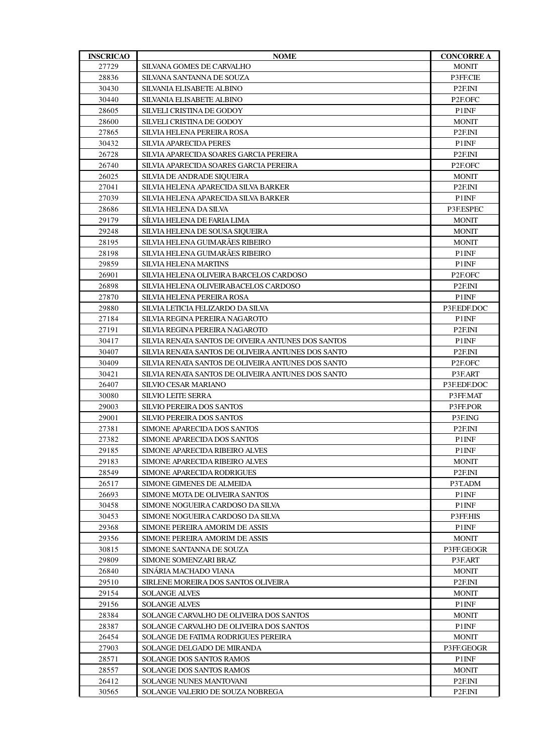| INSCRICAO | NOME | CONCORRE A |
| --- | --- | --- |
| 27729 | SILVANA GOMES DE CARVALHO | MONIT |
| 28836 | SILVANA SANTANNA DE SOUZA | P3FF.CIE |
| 30430 | SILVANIA ELISABETE ALBINO | P2F.INI |
| 30440 | SILVANIA ELISABETE ALBINO | P2F.OFC |
| 28605 | SILVELI CRISTINA DE GODOY | P1INF |
| 28600 | SILVELI CRISTINA DE GODOY | MONIT |
| 27865 | SILVIA HELENA PEREIRA ROSA | P2F.INI |
| 30432 | SILVIA APARECIDA PERES | P1INF |
| 26728 | SILVIA APARECIDA SOARES GARCIA PEREIRA | P2F.INI |
| 26740 | SILVIA APARECIDA SOARES GARCIA PEREIRA | P2F.OFC |
| 26025 | SILVIA DE ANDRADE SIQUEIRA | MONIT |
| 27041 | SILVIA HELENA APARECIDA SILVA BARKER | P2F.INI |
| 27039 | SILVIA HELENA APARECIDA SILVA BARKER | P1INF |
| 28686 | SILVIA HELENA DA SILVA | P3F.ESPEC |
| 29179 | SÍLVIA HELENA DE FARIA LIMA | MONIT |
| 29248 | SILVIA HELENA DE SOUSA SIQUEIRA | MONIT |
| 28195 | SILVIA HELENA GUIMARÃES RIBEIRO | MONIT |
| 28198 | SILVIA HELENA GUIMARÃES RIBEIRO | P1INF |
| 29859 | SILVIA HELENA MARTINS | P1INF |
| 26901 | SILVIA HELENA OLIVEIRA BARCELOS CARDOSO | P2F.OFC |
| 26898 | SILVIA HELENA OLIVEIRABACELOS CARDOSO | P2F.INI |
| 27870 | SILVIA HELENA PEREIRA ROSA | P1INF |
| 29880 | SILVIA LETICIA FELIZARDO DA SILVA | P3F.EDF.DOC |
| 27184 | SILVIA REGINA PEREIRA NAGAROTO | P1INF |
| 27191 | SILVIA REGINA PEREIRA NAGAROTO | P2F.INI |
| 30417 | SILVIA RENATA SANTOS DE OIVEIRA ANTUNES DOS SANTOS | P1INF |
| 30407 | SILVIA RENATA SANTOS DE OLIVEIRA ANTUNES DOS SANTO | P2F.INI |
| 30409 | SILVIA RENATA SANTOS DE OLIVEIRA ANTUNES DOS SANTO | P2F.OFC |
| 30421 | SILVIA RENATA SANTOS DE OLIVEIRA ANTUNES DOS SANTO | P3F.ART |
| 26407 | SILVIO CESAR MARIANO | P3F.EDF.DOC |
| 30080 | SILVIO LEITE SERRA | P3FF.MAT |
| 29003 | SILVIO PEREIRA DOS SANTOS | P3FF.POR |
| 29001 | SILVIO PEREIRA DOS SANTOS | P3F.ING |
| 27381 | SIMONE APARECIDA DOS SANTOS | P2F.INI |
| 27382 | SIMONE APARECIDA DOS SANTOS | P1INF |
| 29185 | SIMONE APARECIDA RIBEIRO ALVES | P1INF |
| 29183 | SIMONE APARECIDA RIBEIRO ALVES | MONIT |
| 28549 | SIMONE APARECIDA RODRIGUES | P2F.INI |
| 26517 | SIMONE GIMENES DE ALMEIDA | P3T.ADM |
| 26693 | SIMONE MOTA DE OLIVEIRA SANTOS | P1INF |
| 30458 | SIMONE NOGUEIRA CARDOSO DA SILVA | P1INF |
| 30453 | SIMONE NOGUEIRA CARDOSO DA SILVA | P3FF.HIS |
| 29368 | SIMONE PEREIRA AMORIM DE ASSIS | P1INF |
| 29356 | SIMONE PEREIRA AMORIM DE ASSIS | MONIT |
| 30815 | SIMONE SANTANNA DE SOUZA | P3FF.GEOGR |
| 29809 | SIMONE SOMENZARI BRAZ | P3F.ART |
| 26840 | SINÁRIA MACHADO VIANA | MONIT |
| 29510 | SIRLENE MOREIRA DOS SANTOS OLIVEIRA | P2F.INI |
| 29154 | SOLANGE ALVES | MONIT |
| 29156 | SOLANGE ALVES | P1INF |
| 28384 | SOLANGE CARVALHO DE OLIVEIRA DOS SANTOS | MONIT |
| 28387 | SOLANGE CARVALHO DE OLIVEIRA DOS SANTOS | P1INF |
| 26454 | SOLANGE DE FATIMA RODRIGUES PEREIRA | MONIT |
| 27903 | SOLANGE DELGADO DE MIRANDA | P3FF.GEOGR |
| 28571 | SOLANGE DOS SANTOS RAMOS | P1INF |
| 28557 | SOLANGE DOS SANTOS RAMOS | MONIT |
| 26412 | SOLANGE NUNES MANTOVANI | P2F.INI |
| 30565 | SOLANGE VALERIO DE SOUZA NOBREGA | P2F.INI |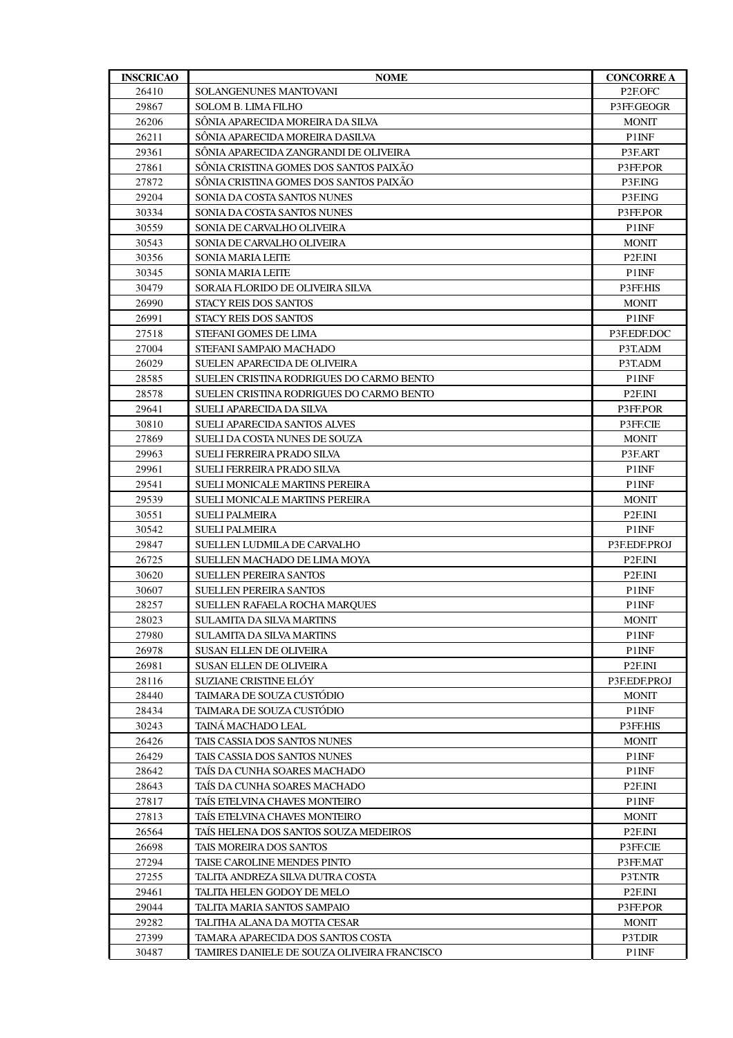| INSCRICAO | NOME | CONCORRE A |
|---|---|---|
| 26410 | SOLANGENUNES MANTOVANI | P2F.OFC |
| 29867 | SOLOM B. LIMA FILHO | P3FF.GEOGR |
| 26206 | SÔNIA APARECIDA MOREIRA DA SILVA | MONIT |
| 26211 | SÔNIA APARECIDA MOREIRA DASILVA | P1INF |
| 29361 | SÔNIA APARECIDA ZANGRANDI DE OLIVEIRA | P3F.ART |
| 27861 | SÔNIA CRISTINA GOMES DOS SANTOS PAIXÃO | P3FF.POR |
| 27872 | SÔNIA CRISTINA GOMES DOS SANTOS PAIXÃO | P3F.ING |
| 29204 | SONIA DA COSTA SANTOS NUNES | P3F.ING |
| 30334 | SONIA DA COSTA SANTOS NUNES | P3FF.POR |
| 30559 | SONIA DE CARVALHO OLIVEIRA | P1INF |
| 30543 | SONIA DE CARVALHO OLIVEIRA | MONIT |
| 30356 | SONIA MARIA LEITE | P2F.INI |
| 30345 | SONIA MARIA LEITE | P1INF |
| 30479 | SORAIA FLORIDO DE OLIVEIRA SILVA | P3FF.HIS |
| 26990 | STACY REIS DOS SANTOS | MONIT |
| 26991 | STACY REIS DOS SANTOS | P1INF |
| 27518 | STEFANI GOMES DE LIMA | P3F.EDF.DOC |
| 27004 | STEFANI SAMPAIO MACHADO | P3T.ADM |
| 26029 | SUELEN APARECIDA DE OLIVEIRA | P3T.ADM |
| 28585 | SUELEN CRISTINA RODRIGUES DO CARMO BENTO | P1INF |
| 28578 | SUELEN CRISTINA RODRIGUES DO CARMO BENTO | P2F.INI |
| 29641 | SUELI APARECIDA DA SILVA | P3FF.POR |
| 30810 | SUELI APARECIDA SANTOS ALVES | P3FF.CIE |
| 27869 | SUELI DA COSTA NUNES DE SOUZA | MONIT |
| 29963 | SUELI FERREIRA PRADO SILVA | P3F.ART |
| 29961 | SUELI FERREIRA PRADO SILVA | P1INF |
| 29541 | SUELI MONICALE MARTINS PEREIRA | P1INF |
| 29539 | SUELI MONICALE MARTINS PEREIRA | MONIT |
| 30551 | SUELI PALMEIRA | P2F.INI |
| 30542 | SUELI PALMEIRA | P1INF |
| 29847 | SUELLEN LUDMILA DE CARVALHO | P3F.EDF.PROJ |
| 26725 | SUELLEN MACHADO DE LIMA MOYA | P2F.INI |
| 30620 | SUELLEN PEREIRA SANTOS | P2F.INI |
| 30607 | SUELLEN PEREIRA SANTOS | P1INF |
| 28257 | SUELLEN RAFAELA ROCHA MARQUES | P1INF |
| 28023 | SULAMITA DA SILVA MARTINS | MONIT |
| 27980 | SULAMITA DA SILVA MARTINS | P1INF |
| 26978 | SUSAN ELLEN DE OLIVEIRA | P1INF |
| 26981 | SUSAN ELLEN DE OLIVEIRA | P2F.INI |
| 28116 | SUZIANE CRISTINE ELÓY | P3F.EDF.PROJ |
| 28440 | TAIMARA DE SOUZA CUSTÓDIO | MONIT |
| 28434 | TAIMARA DE SOUZA CUSTÓDIO | P1INF |
| 30243 | TAINÁ MACHADO LEAL | P3FF.HIS |
| 26426 | TAIS CASSIA DOS SANTOS NUNES | MONIT |
| 26429 | TAIS CASSIA DOS SANTOS NUNES | P1INF |
| 28642 | TAÍS DA CUNHA SOARES MACHADO | P1INF |
| 28643 | TAÍS DA CUNHA SOARES MACHADO | P2F.INI |
| 27817 | TAÍS ETELVINA CHAVES MONTEIRO | P1INF |
| 27813 | TAÍS ETELVINA CHAVES MONTEIRO | MONIT |
| 26564 | TAÍS HELENA DOS SANTOS SOUZA MEDEIROS | P2F.INI |
| 26698 | TAIS MOREIRA DOS SANTOS | P3FF.CIE |
| 27294 | TAISE CAROLINE MENDES PINTO | P3FF.MAT |
| 27255 | TALITA ANDREZA SILVA DUTRA COSTA | P3T.NTR |
| 29461 | TALITA HELEN GODOY DE MELO | P2F.INI |
| 29044 | TALITA MARIA SANTOS SAMPAIO | P3FF.POR |
| 29282 | TALITHA ALANA DA MOTTA CESAR | MONIT |
| 27399 | TAMARA APARECIDA DOS SANTOS COSTA | P3T.DIR |
| 30487 | TAMIRES DANIELE DE SOUZA OLIVEIRA FRANCISCO | P1INF |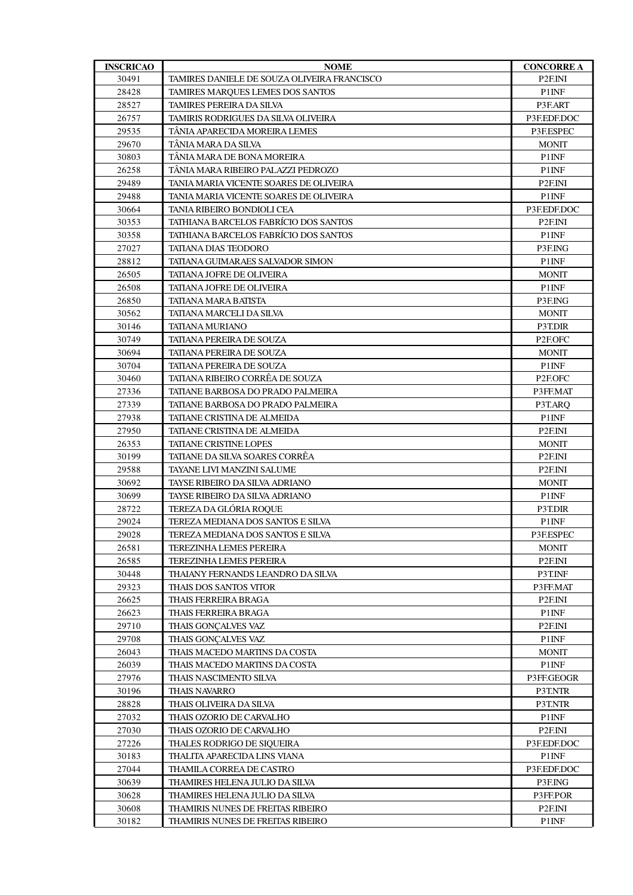| INSCRICAO | NOME | CONCORRE A |
|---|---|---|
| 30491 | TAMIRES DANIELE DE SOUZA OLIVEIRA FRANCISCO | P2F.INI |
| 28428 | TAMIRES MARQUES LEMES DOS SANTOS | P1INF |
| 28527 | TAMIRES PEREIRA DA SILVA | P3F.ART |
| 26757 | TAMIRIS RODRIGUES DA SILVA OLIVEIRA | P3F.EDF.DOC |
| 29535 | TÂNIA APARECIDA MOREIRA LEMES | P3F.ESPEC |
| 29670 | TÂNIA MARA DA SILVA | MONIT |
| 30803 | TÂNIA MARA DE BONA MOREIRA | P1INF |
| 26258 | TÂNIA MARA RIBEIRO PALAZZI PEDROZO | P1INF |
| 29489 | TANIA MARIA VICENTE SOARES DE OLIVEIRA | P2F.INI |
| 29488 | TANIA MARIA VICENTE SOARES DE OLIVEIRA | P1INF |
| 30664 | TANIA RIBEIRO BONDIOLI CEA | P3F.EDF.DOC |
| 30353 | TATHIANA BARCELOS FABRÍCIO DOS SANTOS | P2F.INI |
| 30358 | TATHIANA BARCELOS FABRÍCIO DOS SANTOS | P1INF |
| 27027 | TATIANA DIAS TEODORO | P3F.ING |
| 28812 | TATIANA GUIMARAES SALVADOR SIMON | P1INF |
| 26505 | TATIANA JOFRE DE OLIVEIRA | MONIT |
| 26508 | TATIANA JOFRE DE OLIVEIRA | P1INF |
| 26850 | TATIANA MARA BATISTA | P3F.ING |
| 30562 | TATIANA MARCELI DA SILVA | MONIT |
| 30146 | TATIANA MURIANO | P3T.DIR |
| 30749 | TATIANA PEREIRA DE SOUZA | P2F.OFC |
| 30694 | TATIANA PEREIRA DE SOUZA | MONIT |
| 30704 | TATIANA PEREIRA DE SOUZA | P1INF |
| 30460 | TATIANA RIBEIRO CORRÊA DE SOUZA | P2F.OFC |
| 27336 | TATIANE BARBOSA DO PRADO PALMEIRA | P3FF.MAT |
| 27339 | TATIANE BARBOSA DO PRADO PALMEIRA | P3T.ARQ |
| 27938 | TATIANE CRISTINA DE ALMEIDA | P1INF |
| 27950 | TATIANE CRISTINA DE ALMEIDA | P2F.INI |
| 26353 | TATIANE CRISTINE LOPES | MONIT |
| 30199 | TATIANE DA SILVA SOARES CORRÊA | P2F.INI |
| 29588 | TAYANE LIVI MANZINI SALUME | P2F.INI |
| 30692 | TAYSE RIBEIRO DA SILVA ADRIANO | MONIT |
| 30699 | TAYSE RIBEIRO DA SILVA ADRIANO | P1INF |
| 28722 | TEREZA DA GLÓRIA ROQUE | P3T.DIR |
| 29024 | TEREZA MEDIANA DOS SANTOS E SILVA | P1INF |
| 29028 | TEREZA MEDIANA DOS SANTOS E SILVA | P3F.ESPEC |
| 26581 | TEREZINHA LEMES PEREIRA | MONIT |
| 26585 | TEREZINHA LEMES PEREIRA | P2F.INI |
| 30448 | THAIANY FERNANDS LEANDRO DA SILVA | P3T.INF |
| 29323 | THAIS DOS SANTOS VITOR | P3FF.MAT |
| 26625 | THAIS FERREIRA BRAGA | P2F.INI |
| 26623 | THAIS FERREIRA BRAGA | P1INF |
| 29710 | THAIS GONÇALVES VAZ | P2F.INI |
| 29708 | THAIS GONÇALVES VAZ | P1INF |
| 26043 | THAIS MACEDO MARTINS DA COSTA | MONIT |
| 26039 | THAIS MACEDO MARTINS DA COSTA | P1INF |
| 27976 | THAIS NASCIMENTO SILVA | P3FF.GEOGR |
| 30196 | THAIS NAVARRO | P3T.NTR |
| 28828 | THAIS OLIVEIRA DA SILVA | P3T.NTR |
| 27032 | THAIS OZORIO DE CARVALHO | P1INF |
| 27030 | THAIS OZORIO DE CARVALHO | P2F.INI |
| 27226 | THALES RODRIGO DE SIQUEIRA | P3F.EDF.DOC |
| 30183 | THALITA APARECIDA LINS VIANA | P1INF |
| 27044 | THAMILA CORREA DE CASTRO | P3F.EDF.DOC |
| 30639 | THAMIRES HELENA JULIO DA SILVA | P3F.ING |
| 30628 | THAMIRES HELENA JULIO DA SILVA | P3FF.POR |
| 30608 | THAMIRIS NUNES DE FREITAS RIBEIRO | P2F.INI |
| 30182 | THAMIRIS NUNES DE FREITAS RIBEIRO | P1INF |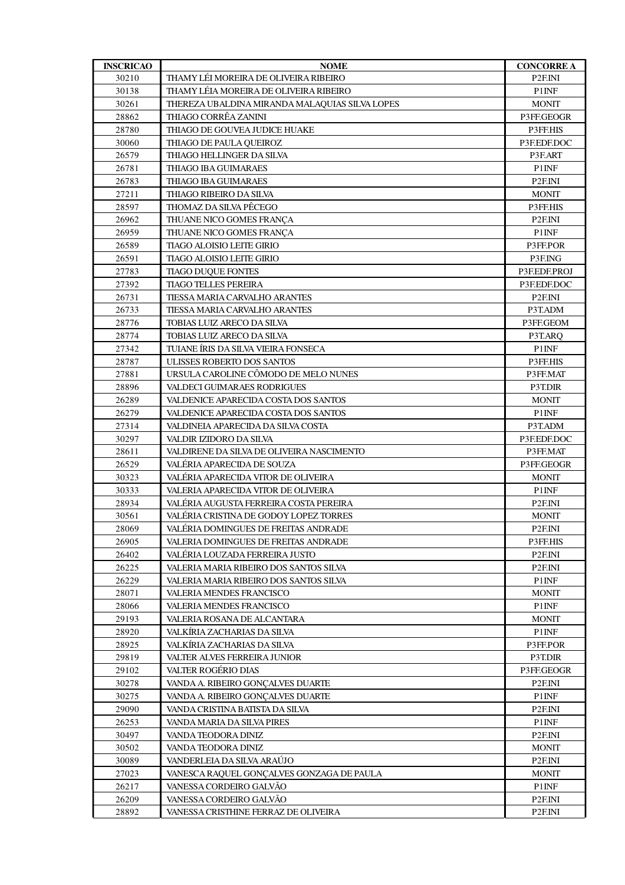| INSCRICAO | NOME | CONCORRE A |
|---|---|---|
| 30210 | THAMY LÉI MOREIRA DE OLIVEIRA RIBEIRO | P2F.INI |
| 30138 | THAMY LÉIA MOREIRA DE OLIVEIRA RIBEIRO | P1INF |
| 30261 | THEREZA UBALDINA MIRANDA MALAQUIAS SILVA LOPES | MONIT |
| 28862 | THIAGO CORRÊA ZANINI | P3FF.GEOGR |
| 28780 | THIAGO DE GOUVEA JUDICE HUAKE | P3FF.HIS |
| 30060 | THIAGO DE PAULA QUEIROZ | P3F.EDF.DOC |
| 26579 | THIAGO HELLINGER DA SILVA | P3F.ART |
| 26781 | THIAGO IBA GUIMARAES | P1INF |
| 26783 | THIAGO IBA GUIMARAES | P2F.INI |
| 27211 | THIAGO RIBEIRO DA SILVA | MONIT |
| 28597 | THOMAZ DA SILVA PÊCEGO | P3FF.HIS |
| 26962 | THUANE NICO GOMES FRANÇA | P2F.INI |
| 26959 | THUANE NICO GOMES FRANÇA | P1INF |
| 26589 | TIAGO ALOISIO LEITE GIRIO | P3FF.POR |
| 26591 | TIAGO ALOISIO LEITE GIRIO | P3F.ING |
| 27783 | TIAGO DUQUE FONTES | P3F.EDF.PROJ |
| 27392 | TIAGO TELLES PEREIRA | P3F.EDF.DOC |
| 26731 | TIESSA MARIA CARVALHO ARANTES | P2F.INI |
| 26733 | TIESSA MARIA CARVALHO ARANTES | P3T.ADM |
| 28776 | TOBIAS LUIZ ARECO DA SILVA | P3FF.GEOM |
| 28774 | TOBIAS LUIZ ARECO DA SILVA | P3T.ARQ |
| 27342 | TUIANE ÍRIS DA SILVA VIEIRA FONSECA | P1INF |
| 28787 | ULISSES ROBERTO DOS SANTOS | P3FF.HIS |
| 27881 | URSULA CAROLINE CÔMODO DE MELO NUNES | P3FF.MAT |
| 28896 | VALDECI GUIMARAES RODRIGUES | P3T.DIR |
| 26289 | VALDENICE APARECIDA COSTA DOS SANTOS | MONIT |
| 26279 | VALDENICE APARECIDA COSTA DOS SANTOS | P1INF |
| 27314 | VALDINEIA APARECIDA DA SILVA COSTA | P3T.ADM |
| 30297 | VALDIR IZIDORO DA SILVA | P3F.EDF.DOC |
| 28611 | VALDIRENE DA SILVA DE OLIVEIRA NASCIMENTO | P3FF.MAT |
| 26529 | VALÉRIA APARECIDA DE SOUZA | P3FF.GEOGR |
| 30323 | VALÉRIA APARECIDA VITOR DE OLIVEIRA | MONIT |
| 30333 | VALERIA APARECIDA VITOR DE OLIVEIRA | P1INF |
| 28934 | VALÉRIA AUGUSTA FERREIRA COSTA PEREIRA | P2F.INI |
| 30561 | VALÉRIA CRISTINA DE GODOY LOPEZ TORRES | MONIT |
| 28069 | VALÉRIA DOMINGUES DE FREITAS ANDRADE | P2F.INI |
| 26905 | VALERIA DOMINGUES DE FREITAS ANDRADE | P3FF.HIS |
| 26402 | VALÉRIA LOUZADA FERREIRA JUSTO | P2F.INI |
| 26225 | VALERIA MARIA RIBEIRO DOS SANTOS SILVA | P2F.INI |
| 26229 | VALERIA MARIA RIBEIRO DOS SANTOS SILVA | P1INF |
| 28071 | VALERIA MENDES FRANCISCO | MONIT |
| 28066 | VALERIA MENDES FRANCISCO | P1INF |
| 29193 | VALERIA ROSANA DE ALCANTARA | MONIT |
| 28920 | VALKÍRIA ZACHARIAS DA SILVA | P1INF |
| 28925 | VALKÍRIA ZACHARIAS DA SILVA | P3FF.POR |
| 29819 | VALTER ALVES FERREIRA JUNIOR | P3T.DIR |
| 29102 | VALTER ROGÉRIO DIAS | P3FF.GEOGR |
| 30278 | VANDA A. RIBEIRO GONÇALVES DUARTE | P2F.INI |
| 30275 | VANDA A. RIBEIRO GONÇALVES DUARTE | P1INF |
| 29090 | VANDA CRISTINA BATISTA DA SILVA | P2F.INI |
| 26253 | VANDA MARIA DA SILVA PIRES | P1INF |
| 30497 | VANDA TEODORA DINIZ | P2F.INI |
| 30502 | VANDA TEODORA DINIZ | MONIT |
| 30089 | VANDERLEIA DA SILVA ARAÚJO | P2F.INI |
| 27023 | VANESCA RAQUEL GONÇALVES GONZAGA DE PAULA | MONIT |
| 26217 | VANESSA CORDEIRO GALVÃO | P1INF |
| 26209 | VANESSA CORDEIRO GALVÃO | P2F.INI |
| 28892 | VANESSA CRISTHINE FERRAZ DE OLIVEIRA | P2F.INI |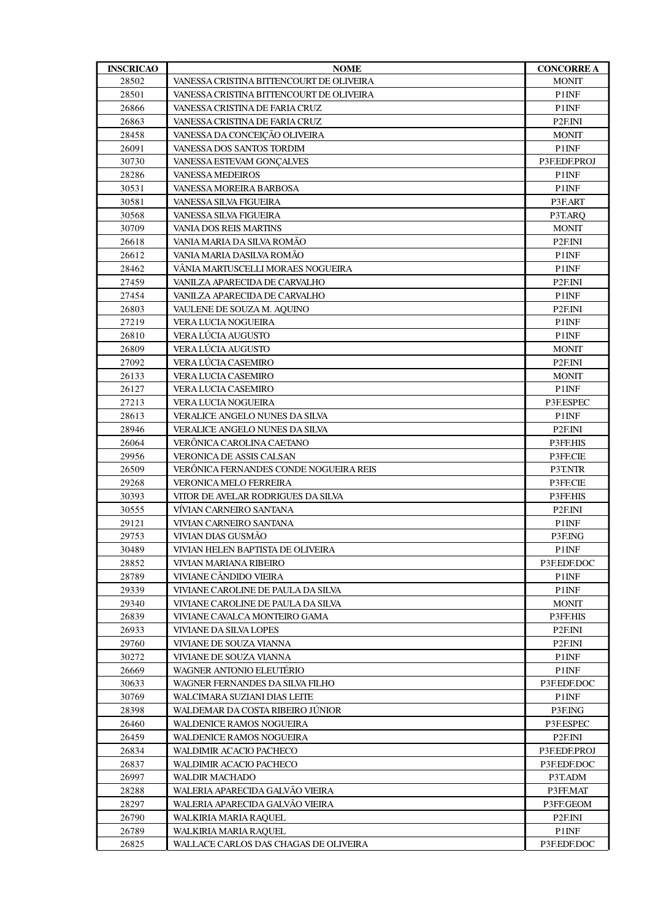| INSCRICAO | NOME | CONCORRE A |
|---|---|---|
| 28502 | VANESSA CRISTINA BITTENCOURT DE OLIVEIRA | MONIT |
| 28501 | VANESSA CRISTINA BITTENCOURT DE OLIVEIRA | P1INF |
| 26866 | VANESSA CRISTINA DE FARIA CRUZ | P1INF |
| 26863 | VANESSA CRISTINA DE FARIA CRUZ | P2F.INI |
| 28458 | VANESSA DA CONCEIÇÃO OLIVEIRA | MONIT |
| 26091 | VANESSA DOS SANTOS TORDIM | P1INF |
| 30730 | VANESSA ESTEVAM GONÇALVES | P3F.EDF.PROJ |
| 28286 | VANESSA MEDEIROS | P1INF |
| 30531 | VANESSA MOREIRA BARBOSA | P1INF |
| 30581 | VANESSA SILVA FIGUEIRA | P3F.ART |
| 30568 | VANESSA SILVA FIGUEIRA | P3T.ARQ |
| 30709 | VANIA DOS REIS MARTINS | MONIT |
| 26618 | VANIA MARIA DA SILVA ROMÃO | P2F.INI |
| 26612 | VANIA MARIA DASILVA ROMÃO | P1INF |
| 28462 | VÂNIA MARTUSCELLI MORAES NOGUEIRA | P1INF |
| 27459 | VANILZA APARECIDA DE CARVALHO | P2F.INI |
| 27454 | VANILZA APARECIDA DE CARVALHO | P1INF |
| 26803 | VAULENE DE SOUZA M. AQUINO | P2F.INI |
| 27219 | VERA LUCIA NOGUEIRA | P1INF |
| 26810 | VERA LÚCIA AUGUSTO | P1INF |
| 26809 | VERA LÚCIA AUGUSTO | MONIT |
| 27092 | VERA LÚCIA CASEMIRO | P2F.INI |
| 26133 | VERA LUCIA CASEMIRO | MONIT |
| 26127 | VERA LUCIA CASEMIRO | P1INF |
| 27213 | VERA LUCIA NOGUEIRA | P3F.ESPEC |
| 28613 | VERALICE ANGELO NUNES DA SILVA | P1INF |
| 28946 | VERALICE ANGELO NUNES DA SILVA | P2F.INI |
| 26064 | VERÔNICA CAROLINA CAETANO | P3FF.HIS |
| 29956 | VERONICA DE ASSIS CALSAN | P3FF.CIE |
| 26509 | VERÔNICA FERNANDES CONDE NOGUEIRA REIS | P3T.NTR |
| 29268 | VERONICA MELO FERREIRA | P3FF.CIE |
| 30393 | VITOR DE AVELAR RODRIGUES DA SILVA | P3FF.HIS |
| 30555 | VÍVIAN CARNEIRO SANTANA | P2F.INI |
| 29121 | VIVIAN CARNEIRO SANTANA | P1INF |
| 29753 | VIVIAN DIAS GUSMÃO | P3F.ING |
| 30489 | VIVIAN HELEN BAPTISTA DE OLIVEIRA | P1INF |
| 28852 | VIVIAN MARIANA RIBEIRO | P3F.EDF.DOC |
| 28789 | VIVIANE CÂNDIDO VIEIRA | P1INF |
| 29339 | VIVIANE CAROLINE DE PAULA DA SILVA | P1INF |
| 29340 | VIVIANE CAROLINE DE PAULA DA SILVA | MONIT |
| 26839 | VIVIANE CAVALCA MONTEIRO GAMA | P3FF.HIS |
| 26933 | VIVIANE DA SILVA LOPES | P2F.INI |
| 29760 | VIVIANE DE SOUZA VIANNA | P2F.INI |
| 30272 | VIVIANE DE SOUZA VIANNA | P1INF |
| 26669 | WAGNER ANTONIO ELEUTÉRIO | P1INF |
| 30633 | WAGNER FERNANDES DA SILVA FILHO | P3F.EDF.DOC |
| 30769 | WALCIMARA SUZIANI DIAS LEITE | P1INF |
| 28398 | WALDEMAR DA COSTA RIBEIRO JÚNIOR | P3F.ING |
| 26460 | WALDENICE RAMOS NOGUEIRA | P3F.ESPEC |
| 26459 | WALDENICE RAMOS NOGUEIRA | P2F.INI |
| 26834 | WALDIMIR ACACIO PACHECO | P3F.EDF.PROJ |
| 26837 | WALDIMIR ACACIO PACHECO | P3F.EDF.DOC |
| 26997 | WALDIR MACHADO | P3T.ADM |
| 28288 | WALERIA APARECIDA GALVÃO VIEIRA | P3FF.MAT |
| 28297 | WALERIA APARECIDA GALVÃO VIEIRA | P3FF.GEOM |
| 26790 | WALKIRIA MARIA RAQUEL | P2F.INI |
| 26789 | WALKIRIA MARIA RAQUEL | P1INF |
| 26825 | WALLACE CARLOS DAS CHAGAS DE OLIVEIRA | P3F.EDF.DOC |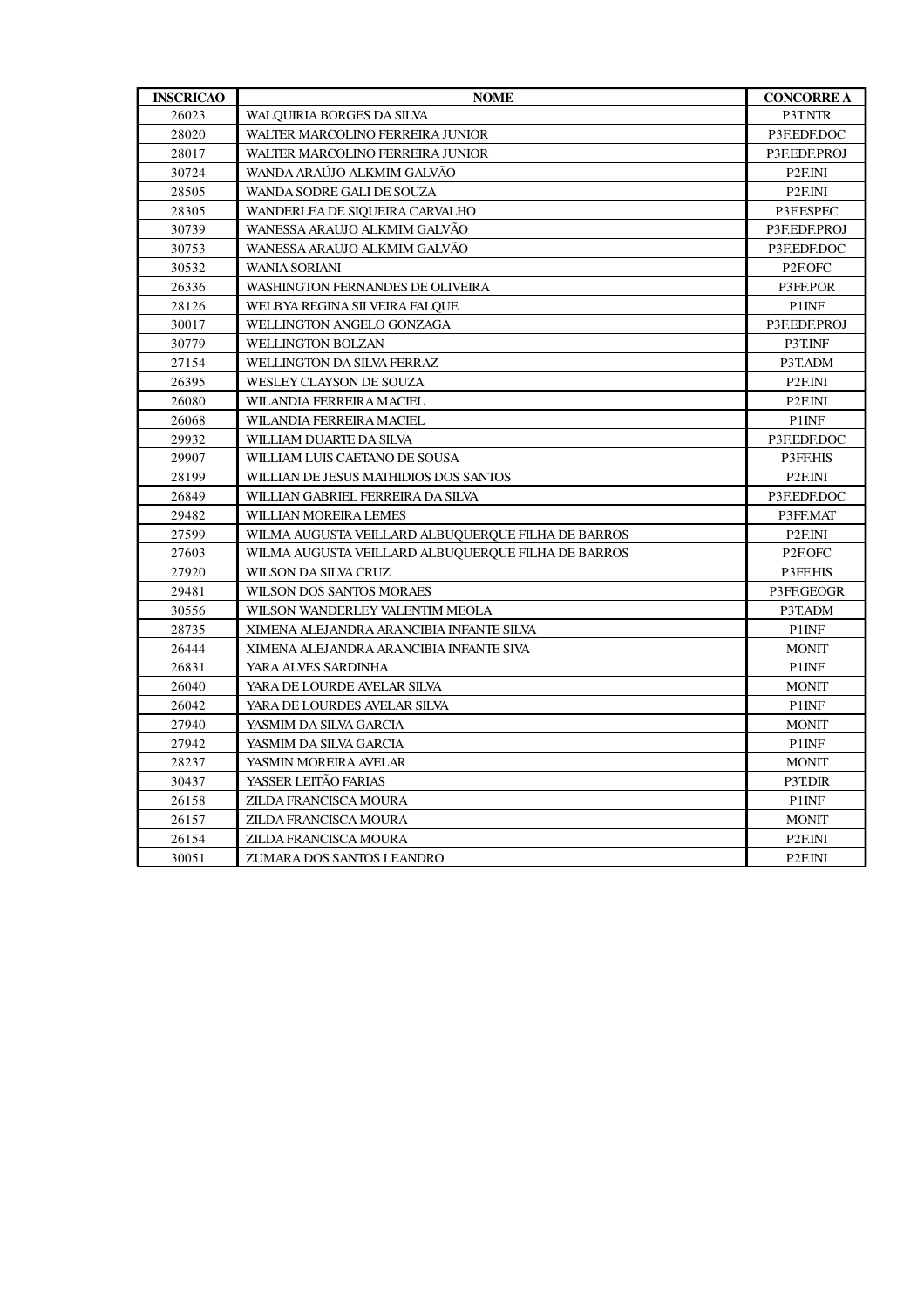| INSCRICAO | NOME | CONCORRE A |
|---|---|---|
| 26023 | WALQUIRIA BORGES DA SILVA | P3T.NTR |
| 28020 | WALTER MARCOLINO FERREIRA JUNIOR | P3F.EDF.DOC |
| 28017 | WALTER MARCOLINO FERREIRA JUNIOR | P3F.EDF.PROJ |
| 30724 | WANDA ARAÚJO ALKMIM GALVÃO | P2F.INI |
| 28505 | WANDA SODRE GALI DE SOUZA | P2F.INI |
| 28305 | WANDERLEA DE SIQUEIRA CARVALHO | P3F.ESPEC |
| 30739 | WANESSA ARAUJO ALKMIM GALVÃO | P3F.EDF.PROJ |
| 30753 | WANESSA ARAUJO ALKMIM GALVÃO | P3F.EDF.DOC |
| 30532 | WANIA SORIANI | P2F.OFC |
| 26336 | WASHINGTON FERNANDES DE OLIVEIRA | P3FF.POR |
| 28126 | WELBYA REGINA SILVEIRA FALQUE | P1INF |
| 30017 | WELLINGTON ANGELO GONZAGA | P3F.EDF.PROJ |
| 30779 | WELLINGTON BOLZAN | P3T.INF |
| 27154 | WELLINGTON DA SILVA FERRAZ | P3T.ADM |
| 26395 | WESLEY CLAYSON DE SOUZA | P2F.INI |
| 26080 | WILANDIA FERREIRA MACIEL | P2F.INI |
| 26068 | WILANDIA FERREIRA MACIEL | P1INF |
| 29932 | WILLIAM DUARTE DA SILVA | P3F.EDF.DOC |
| 29907 | WILLIAM LUIS CAETANO DE SOUSA | P3FF.HIS |
| 28199 | WILLIAN DE JESUS MATHIDIOS DOS SANTOS | P2F.INI |
| 26849 | WILLIAN GABRIEL FERREIRA DA SILVA | P3F.EDF.DOC |
| 29482 | WILLIAN MOREIRA LEMES | P3FF.MAT |
| 27599 | WILMA AUGUSTA VEILLARD ALBUQUERQUE FILHA DE BARROS | P2F.INI |
| 27603 | WILMA AUGUSTA VEILLARD ALBUQUERQUE FILHA DE BARROS | P2F.OFC |
| 27920 | WILSON DA SILVA CRUZ | P3FF.HIS |
| 29481 | WILSON DOS SANTOS MORAES | P3FF.GEOGR |
| 30556 | WILSON WANDERLEY VALENTIM MEOLA | P3T.ADM |
| 28735 | XIMENA ALEJANDRA ARANCIBIA INFANTE SILVA | P1INF |
| 26444 | XIMENA ALEJANDRA ARANCIBIA INFANTE SIVA | MONIT |
| 26831 | YARA ALVES SARDINHA | P1INF |
| 26040 | YARA DE LOURDE AVELAR SILVA | MONIT |
| 26042 | YARA DE LOURDES AVELAR SILVA | P1INF |
| 27940 | YASMIM DA SILVA GARCIA | MONIT |
| 27942 | YASMIM DA SILVA GARCIA | P1INF |
| 28237 | YASMIN MOREIRA AVELAR | MONIT |
| 30437 | YASSER LEITÃO FARIAS | P3T.DIR |
| 26158 | ZILDA FRANCISCA MOURA | P1INF |
| 26157 | ZILDA FRANCISCA MOURA | MONIT |
| 26154 | ZILDA FRANCISCA MOURA | P2F.INI |
| 30051 | ZUMARA DOS SANTOS LEANDRO | P2F.INI |